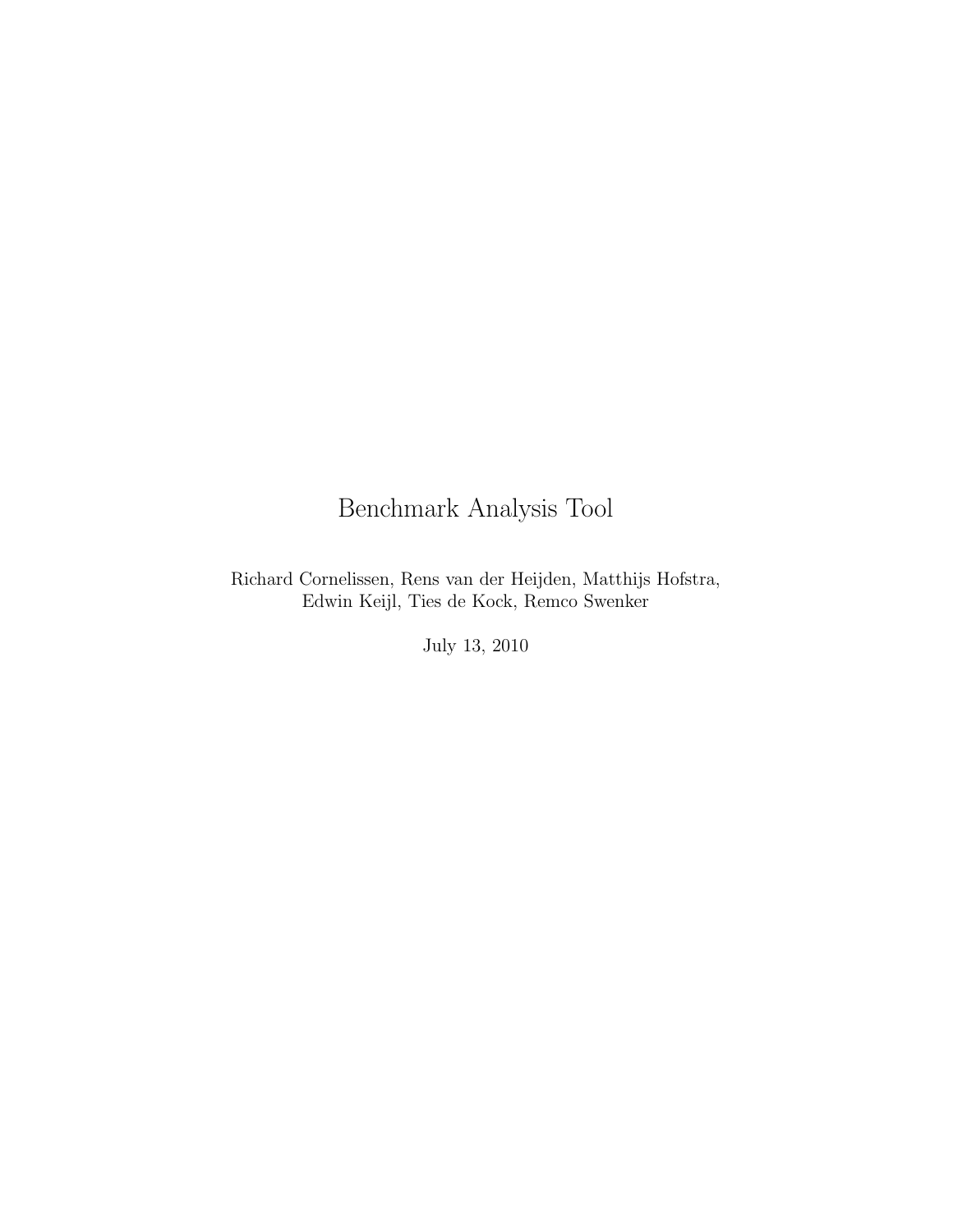# Benchmark Analysis Tool

Richard Cornelissen, Rens van der Heijden, Matthijs Hofstra, Edwin Keijl, Ties de Kock, Remco Swenker

July 13, 2010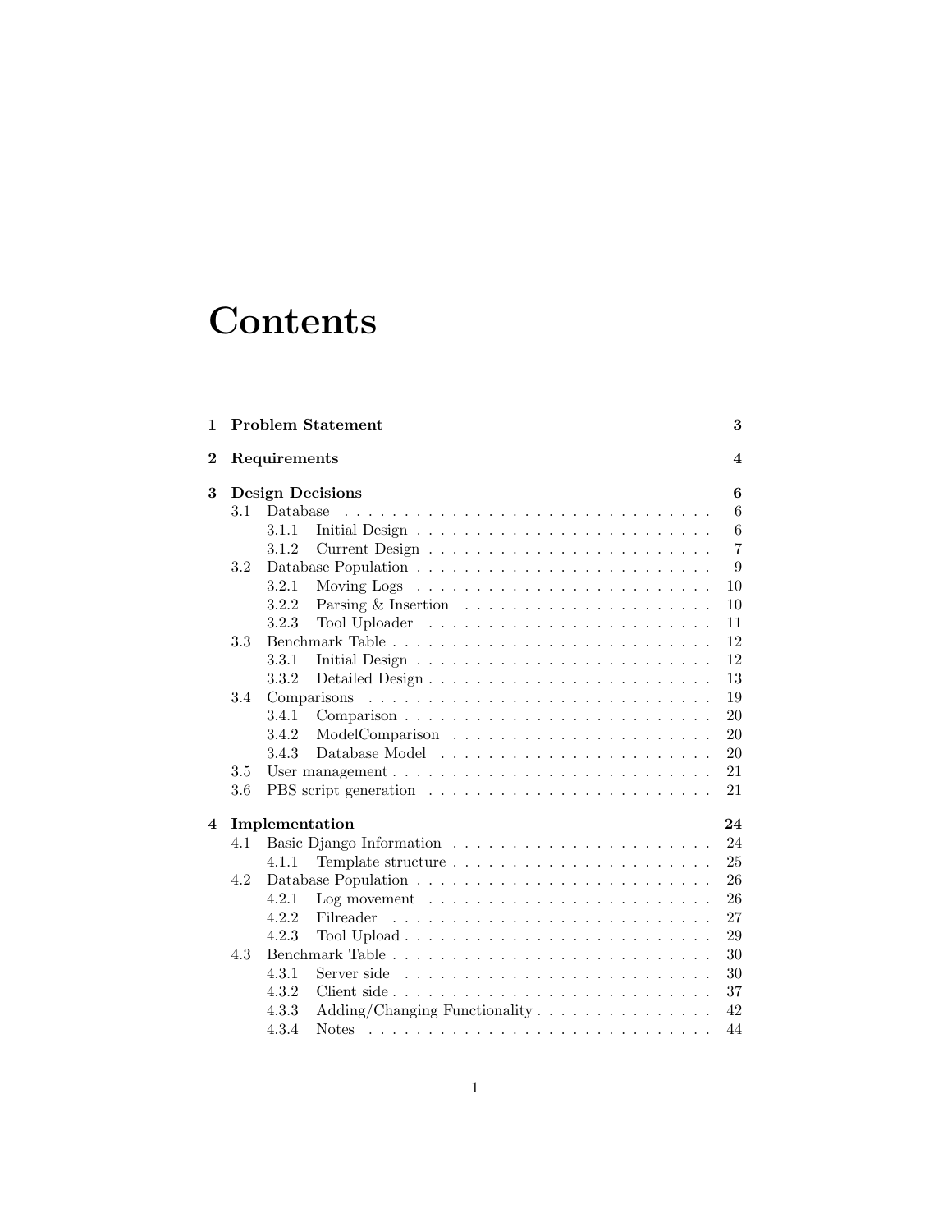# Contents

| | | |
|---|---|---|
| **1** | **Problem Statement** | **3** |
| **2** | **Requirements** | **4** |
| **3** | **Design Decisions** | **6** |
| 3.1 | Database | 6 |
| 3.1.1 | Initial Design | 6 |
| 3.1.2 | Current Design | 7 |
| 3.2 | Database Population | 9 |
| 3.2.1 | Moving Logs | 10 |
| 3.2.2 | Parsing & Insertion | 10 |
| 3.2.3 | Tool Uploader | 11 |
| 3.3 | Benchmark Table | 12 |
| 3.3.1 | Initial Design | 12 |
| 3.3.2 | Detailed Design | 13 |
| 3.4 | Comparisons | 19 |
| 3.4.1 | Comparison | 20 |
| 3.4.2 | ModelComparison | 20 |
| 3.4.3 | Database Model | 20 |
| 3.5 | User management | 21 |
| 3.6 | PBS script generation | 21 |
| **4** | **Implementation** | **24** |
| 4.1 | Basic Django Information | 24 |
| 4.1.1 | Template structure | 25 |
| 4.2 | Database Population | 26 |
| 4.2.1 | Log movement | 26 |
| 4.2.2 | Filreader | 27 |
| 4.2.3 | Tool Upload | 29 |
| 4.3 | Benchmark Table | 30 |
| 4.3.1 | Server side | 30 |
| 4.3.2 | Client side | 37 |
| 4.3.3 | Adding/Changing Functionality | 42 |
| 4.3.4 | Notes | 44 |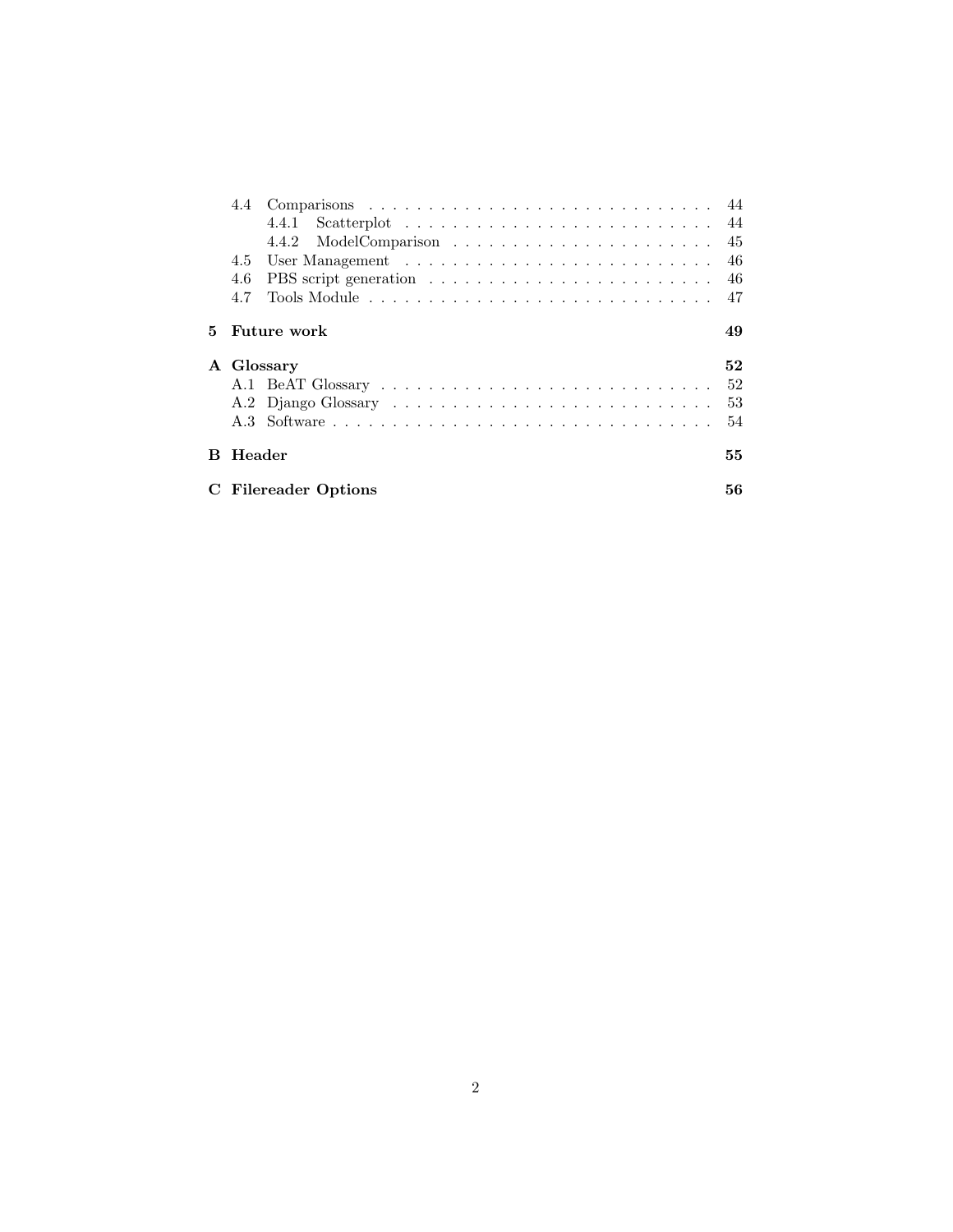- 4.4 Comparisons . . . . . . . . . . . . . . . . . . . . . . . . . . . . 44
  - 4.4.1 Scatterplot . . . . . . . . . . . . . . . . . . . . . . . . . 44
  - 4.4.2 ModelComparison . . . . . . . . . . . . . . . . . . . . . 45
- 4.5 User Management . . . . . . . . . . . . . . . . . . . . . . . . . 46
- 4.6 PBS script generation . . . . . . . . . . . . . . . . . . . . . . . 46
- 4.7 Tools Module . . . . . . . . . . . . . . . . . . . . . . . . . . . . 47

**5 Future work** **49**

**A Glossary** **52**

- A.1 BeAT Glossary . . . . . . . . . . . . . . . . . . . . . . . . . . . 52
- A.2 Django Glossary . . . . . . . . . . . . . . . . . . . . . . . . . . 53
- A.3 Software . . . . . . . . . . . . . . . . . . . . . . . . . . . . . . . 54

**B Header** **55**

**C Filereader Options** **56**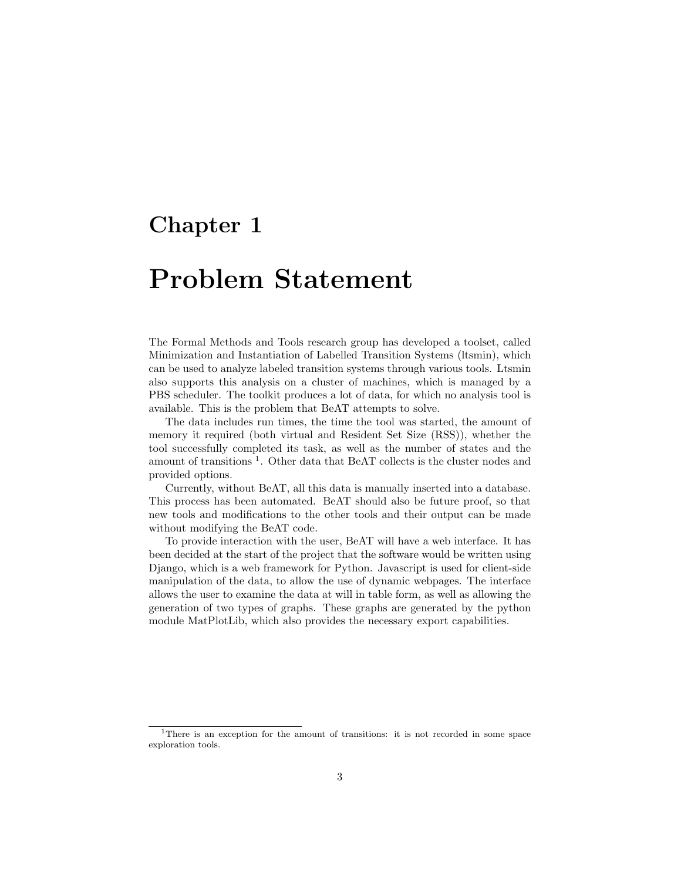# Chapter 1

# Problem Statement

The Formal Methods and Tools research group has developed a toolset, called Minimization and Instantiation of Labelled Transition Systems (ltsmin), which can be used to analyze labeled transition systems through various tools. Ltsmin also supports this analysis on a cluster of machines, which is managed by a PBS scheduler. The toolkit produces a lot of data, for which no analysis tool is available. This is the problem that BeAT attempts to solve.

The data includes run times, the time the tool was started, the amount of memory it required (both virtual and Resident Set Size (RSS)), whether the tool successfully completed its task, as well as the number of states and the amount of transitions [1]. Other data that BeAT collects is the cluster nodes and provided options.

Currently, without BeAT, all this data is manually inserted into a database. This process has been automated. BeAT should also be future proof, so that new tools and modifications to the other tools and their output can be made without modifying the BeAT code.

To provide interaction with the user, BeAT will have a web interface. It has been decided at the start of the project that the software would be written using Django, which is a web framework for Python. Javascript is used for client-side manipulation of the data, to allow the use of dynamic webpages. The interface allows the user to examine the data at will in table form, as well as allowing the generation of two types of graphs. These graphs are generated by the python module MatPlotLib, which also provides the necessary export capabilities.

---

[1] There is an exception for the amount of transitions: it is not recorded in some space exploration tools.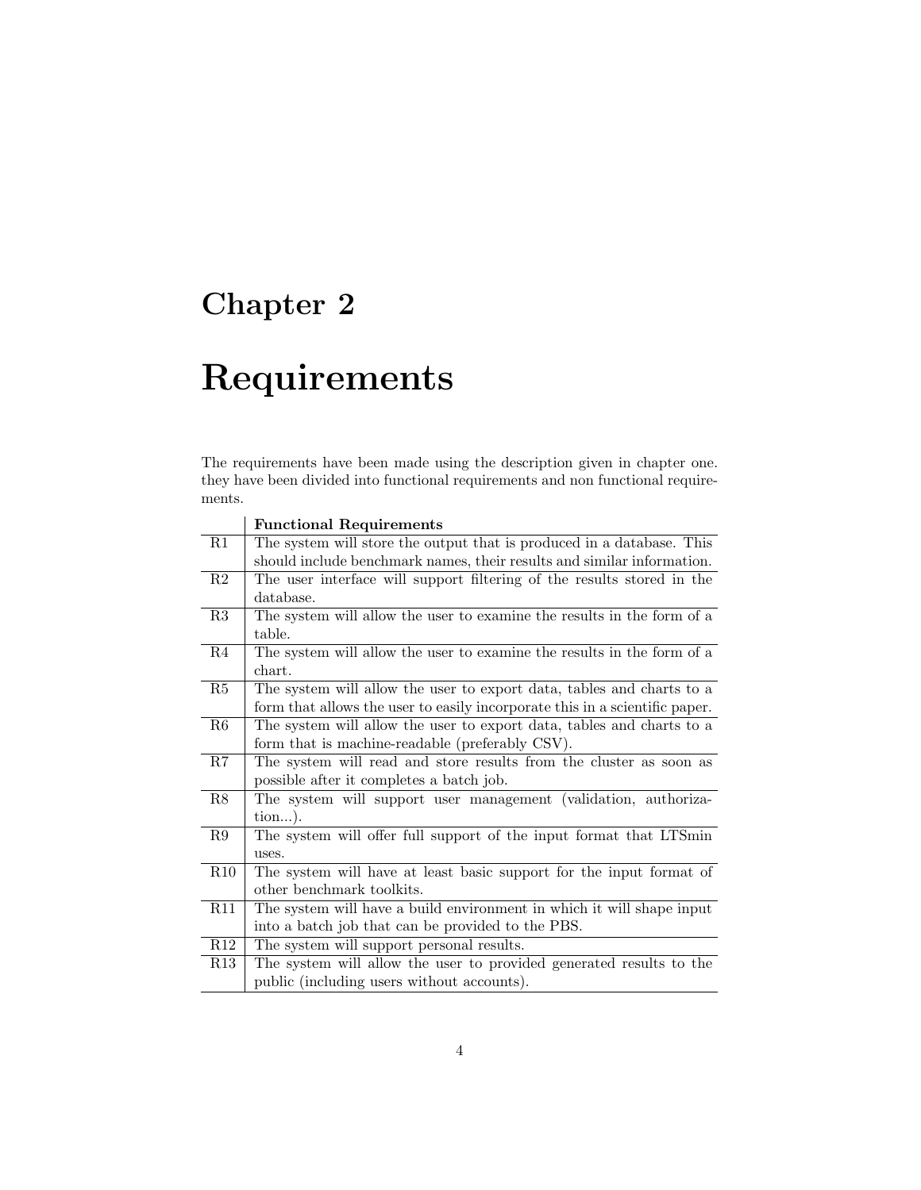# Chapter 2

# Requirements

The requirements have been made using the description given in chapter one. they have been divided into functional requirements and non functional requirements.

| | **Functional Requirements** |
|---|---|
| R1 | The system will store the output that is produced in a database. This should include benchmark names, their results and similar information. |
| R2 | The user interface will support filtering of the results stored in the database. |
| R3 | The system will allow the user to examine the results in the form of a table. |
| R4 | The system will allow the user to examine the results in the form of a chart. |
| R5 | The system will allow the user to export data, tables and charts to a form that allows the user to easily incorporate this in a scientific paper. |
| R6 | The system will allow the user to export data, tables and charts to a form that is machine-readable (preferably CSV). |
| R7 | The system will read and store results from the cluster as soon as possible after it completes a batch job. |
| R8 | The system will support user management (validation, authorization...). |
| R9 | The system will offer full support of the input format that LTSmin uses. |
| R10 | The system will have at least basic support for the input format of other benchmark toolkits. |
| R11 | The system will have a build environment in which it will shape input into a batch job that can be provided to the PBS. |
| R12 | The system will support personal results. |
| R13 | The system will allow the user to provided generated results to the public (including users without accounts). |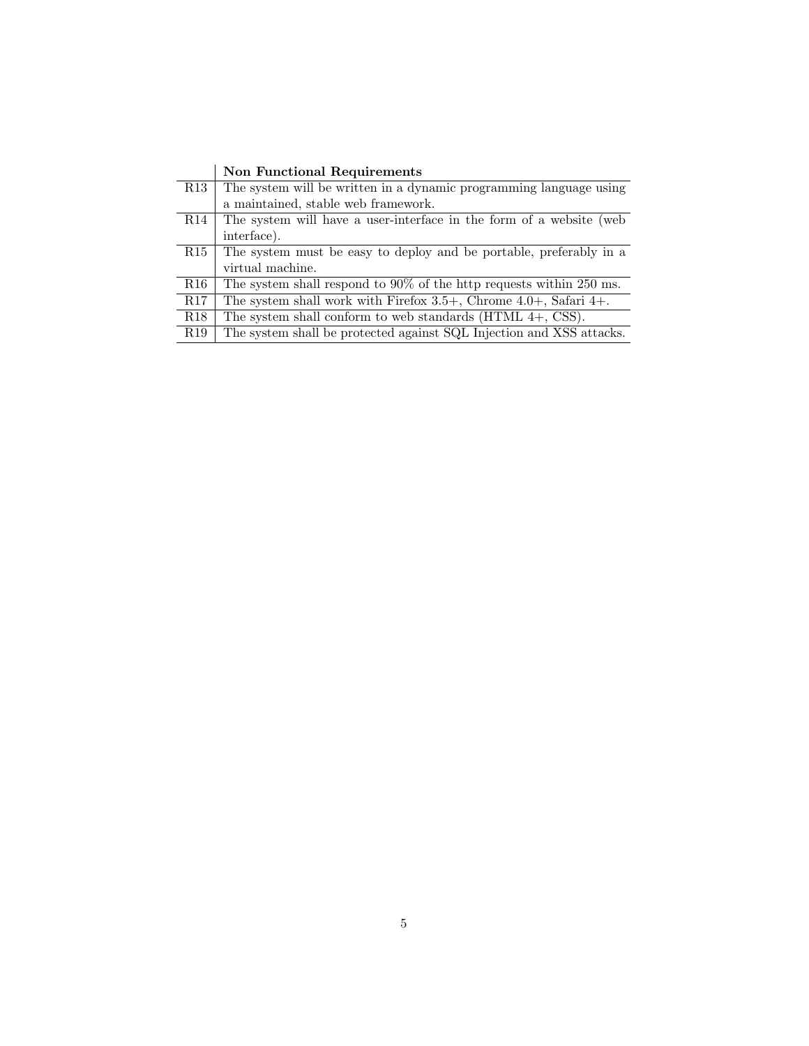| | **Non Functional Requirements** |
|---|---|
| R13 | The system will be written in a dynamic programming language using a maintained, stable web framework. |
| R14 | The system will have a user-interface in the form of a website (web interface). |
| R15 | The system must be easy to deploy and be portable, preferably in a virtual machine. |
| R16 | The system shall respond to 90% of the http requests within 250 ms. |
| R17 | The system shall work with Firefox 3.5+, Chrome 4.0+, Safari 4+. |
| R18 | The system shall conform to web standards (HTML 4+, CSS). |
| R19 | The system shall be protected against SQL Injection and XSS attacks. |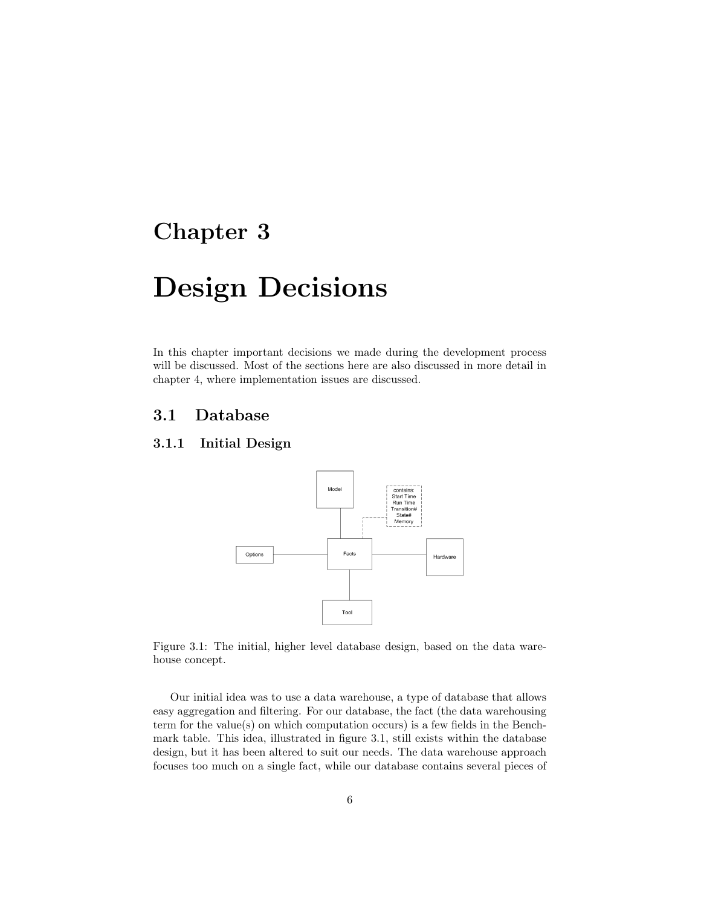# Chapter 3

# Design Decisions

In this chapter important decisions we made during the development process will be discussed. Most of the sections here are also discussed in more detail in chapter 4, where implementation issues are discussed.

## 3.1 Database

### 3.1.1 Initial Design

Figure 3.1: The initial, higher level database design, based on the data warehouse concept.

Our initial idea was to use a data warehouse, a type of database that allows easy aggregation and filtering. For our database, the fact (the data warehousing term for the value(s) on which computation occurs) is a few fields in the Benchmark table. This idea, illustrated in figure 3.1, still exists within the database design, but it has been altered to suit our needs. The data warehouse approach focuses too much on a single fact, while our database contains several pieces of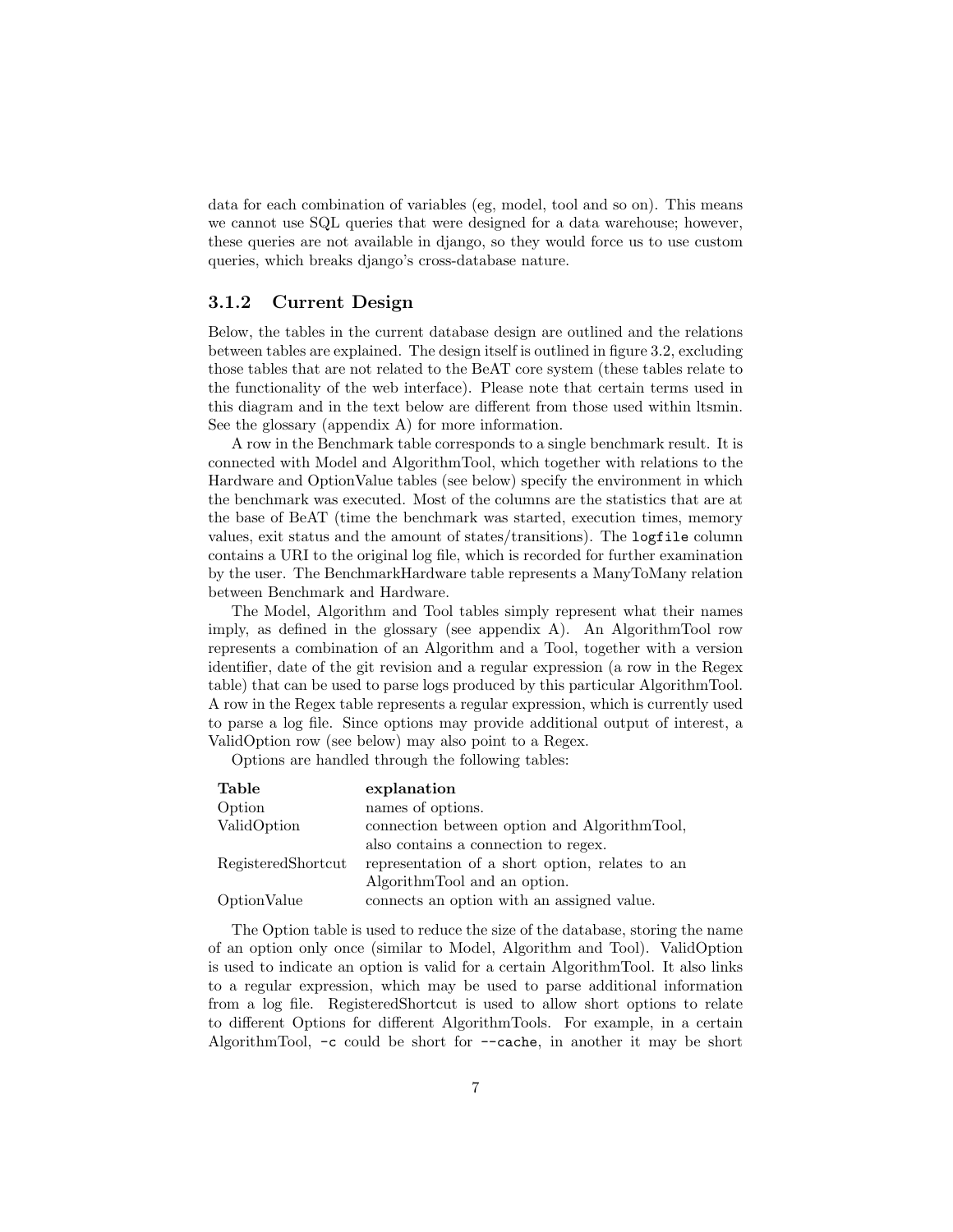data for each combination of variables (eg, model, tool and so on). This means we cannot use SQL queries that were designed for a data warehouse; however, these queries are not available in django, so they would force us to use custom queries, which breaks django's cross-database nature.

### 3.1.2 Current Design

Below, the tables in the current database design are outlined and the relations between tables are explained. The design itself is outlined in figure 3.2, excluding those tables that are not related to the BeAT core system (these tables relate to the functionality of the web interface). Please note that certain terms used in this diagram and in the text below are different from those used within ltsmin. See the glossary (appendix A) for more information.

A row in the Benchmark table corresponds to a single benchmark result. It is connected with Model and AlgorithmTool, which together with relations to the Hardware and OptionValue tables (see below) specify the environment in which the benchmark was executed. Most of the columns are the statistics that are at the base of BeAT (time the benchmark was started, execution times, memory values, exit status and the amount of states/transitions). The `logfile` column contains a URI to the original log file, which is recorded for further examination by the user. The BenchmarkHardware table represents a ManyToMany relation between Benchmark and Hardware.

The Model, Algorithm and Tool tables simply represent what their names imply, as defined in the glossary (see appendix A). An AlgorithmTool row represents a combination of an Algorithm and a Tool, together with a version identifier, date of the git revision and a regular expression (a row in the Regex table) that can be used to parse logs produced by this particular AlgorithmTool. A row in the Regex table represents a regular expression, which is currently used to parse a log file. Since options may provide additional output of interest, a ValidOption row (see below) may also point to a Regex.

Options are handled through the following tables:

| Table | explanation |
|---|---|
| Option | names of options. |
| ValidOption | connection between option and AlgorithmTool, also contains a connection to regex. |
| RegisteredShortcut | representation of a short option, relates to an AlgorithmTool and an option. |
| OptionValue | connects an option with an assigned value. |

The Option table is used to reduce the size of the database, storing the name of an option only once (similar to Model, Algorithm and Tool). ValidOption is used to indicate an option is valid for a certain AlgorithmTool. It also links to a regular expression, which may be used to parse additional information from a log file. RegisteredShortcut is used to allow short options to relate to different Options for different AlgorithmTools. For example, in a certain AlgorithmTool, `-c` could be short for `--cache`, in another it may be short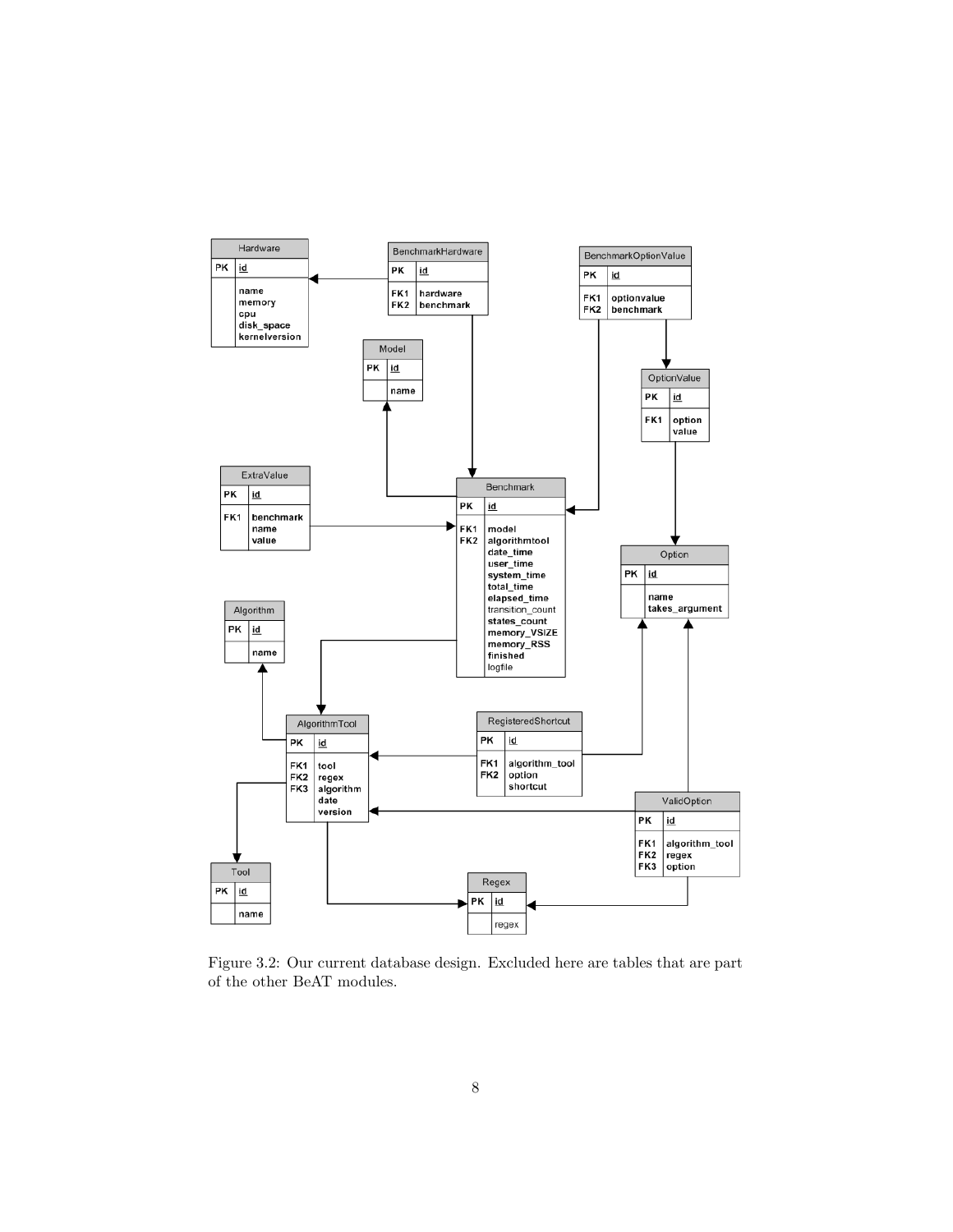Figure 3.2: Our current database design. Excluded here are tables that are part of the other BeAT modules.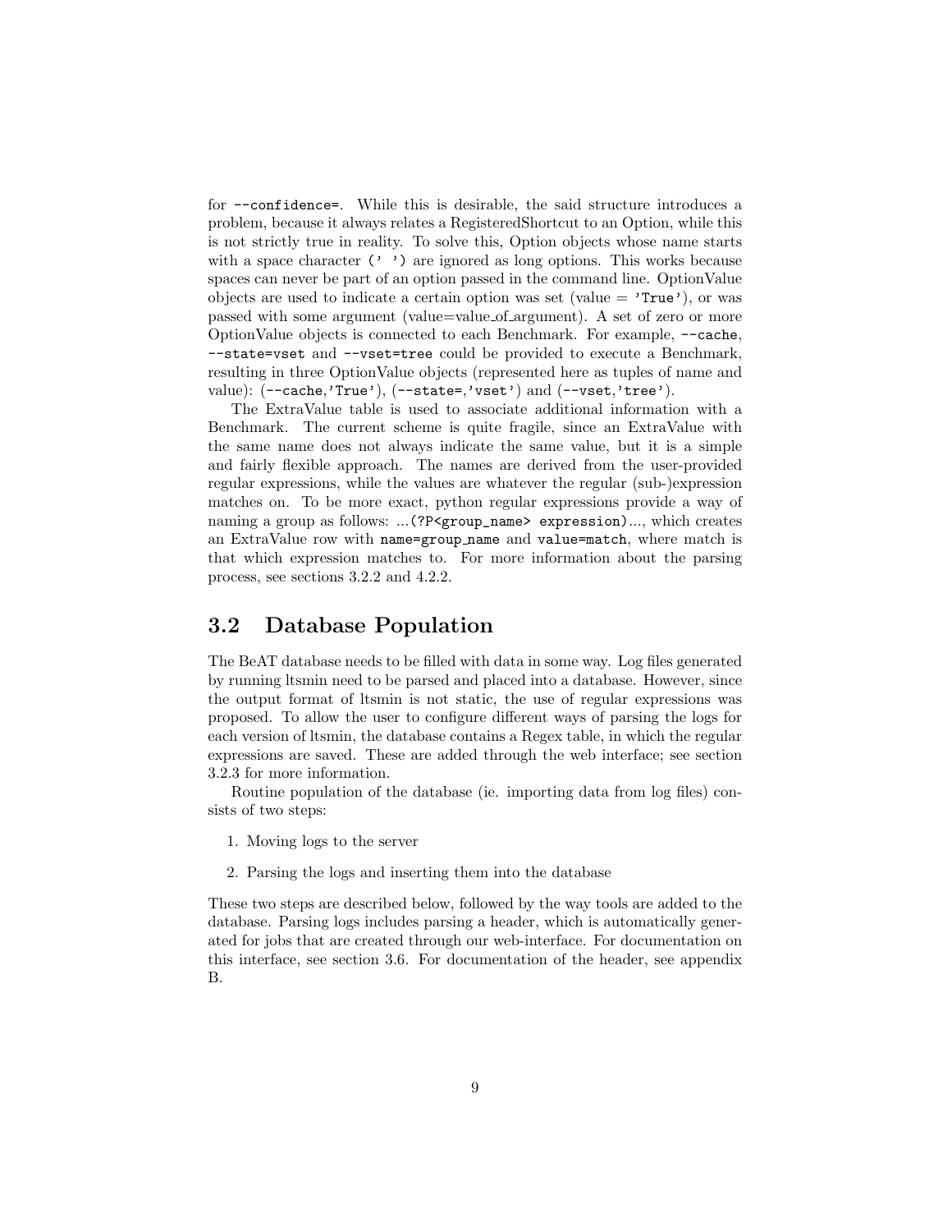for `--confidence=`. While this is desirable, the said structure introduces a problem, because it always relates a RegisteredShortcut to an Option, while this is not strictly true in reality. To solve this, Option objects whose name starts with a space character (`' '`) are ignored as long options. This works because spaces can never be part of an option passed in the command line. OptionValue objects are used to indicate a certain option was set (value = `'True'`), or was passed with some argument (value=value_of_argument). A set of zero or more OptionValue objects is connected to each Benchmark. For example, `--cache`, `--state=vset` and `--vset=tree` could be provided to execute a Benchmark, resulting in three OptionValue objects (represented here as tuples of name and value): (`--cache`,`'True'`), (`--state=`,`'vset'`) and (`--vset`,`'tree'`).

The ExtraValue table is used to associate additional information with a Benchmark. The current scheme is quite fragile, since an ExtraValue with the same name does not always indicate the same value, but it is a simple and fairly flexible approach. The names are derived from the user-provided regular expressions, while the values are whatever the regular (sub-)expression matches on. To be more exact, python regular expressions provide a way of naming a group as follows: ...`(?P<group_name> expression)`..., which creates an ExtraValue row with `name=group_name` and `value=match`, where match is that which expression matches to. For more information about the parsing process, see sections 3.2.2 and 4.2.2.

## 3.2 Database Population

The BeAT database needs to be filled with data in some way. Log files generated by running ltsmin need to be parsed and placed into a database. However, since the output format of ltsmin is not static, the use of regular expressions was proposed. To allow the user to configure different ways of parsing the logs for each version of ltsmin, the database contains a Regex table, in which the regular expressions are saved. These are added through the web interface; see section 3.2.3 for more information.

Routine population of the database (ie. importing data from log files) consists of two steps:

1. Moving logs to the server
2. Parsing the logs and inserting them into the database

These two steps are described below, followed by the way tools are added to the database. Parsing logs includes parsing a header, which is automatically generated for jobs that are created through our web-interface. For documentation on this interface, see section 3.6. For documentation of the header, see appendix B.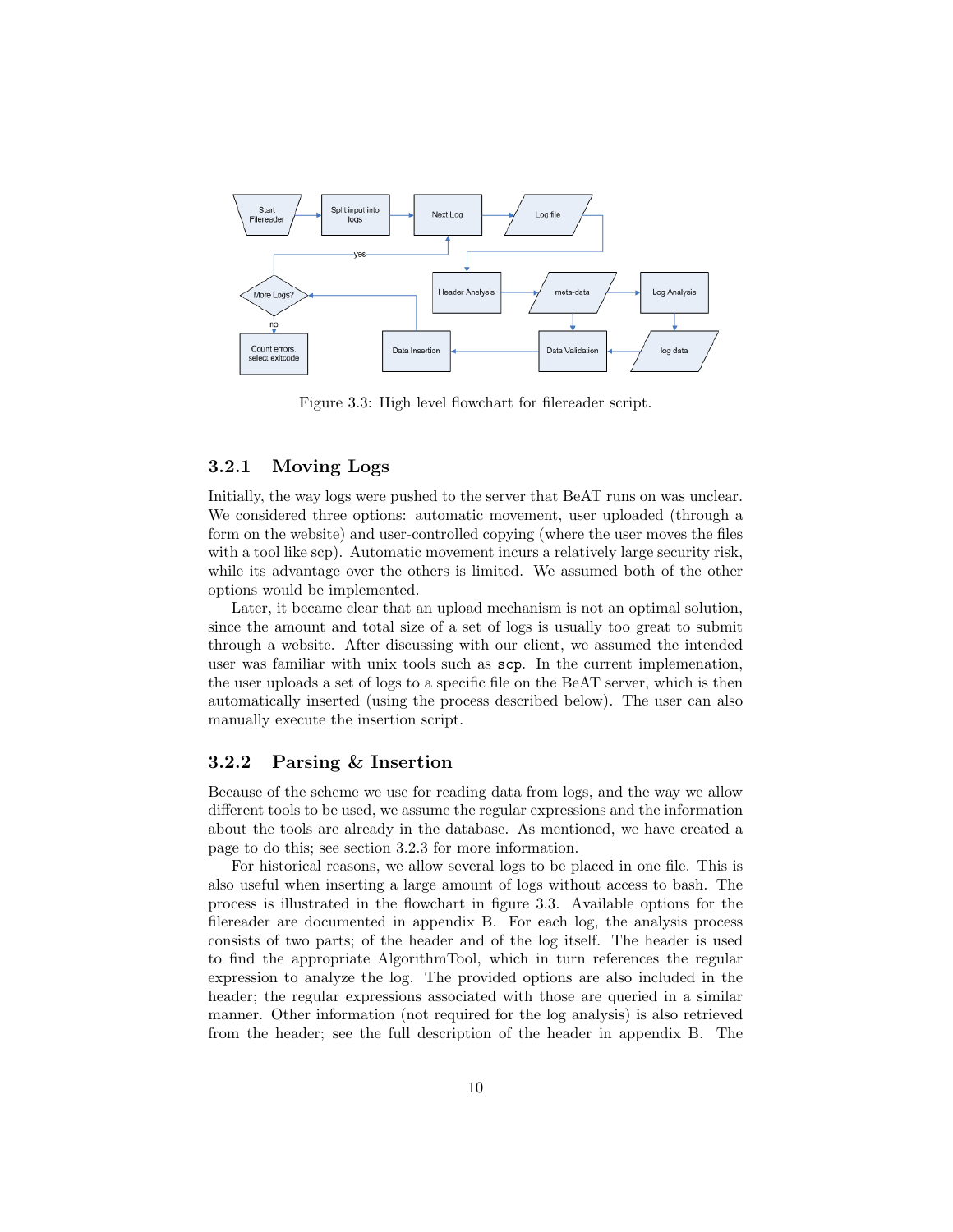Figure 3.3: High level flowchart for filereader script.

### 3.2.1 Moving Logs

Initially, the way logs were pushed to the server that BeAT runs on was unclear. We considered three options: automatic movement, user uploaded (through a form on the website) and user-controlled copying (where the user moves the files with a tool like scp). Automatic movement incurs a relatively large security risk, while its advantage over the others is limited. We assumed both of the other options would be implemented.

Later, it became clear that an upload mechanism is not an optimal solution, since the amount and total size of a set of logs is usually too great to submit through a website. After discussing with our client, we assumed the intended user was familiar with unix tools such as `scp`. In the current implemenation, the user uploads a set of logs to a specific file on the BeAT server, which is then automatically inserted (using the process described below). The user can also manually execute the insertion script.

### 3.2.2 Parsing & Insertion

Because of the scheme we use for reading data from logs, and the way we allow different tools to be used, we assume the regular expressions and the information about the tools are already in the database. As mentioned, we have created a page to do this; see section 3.2.3 for more information.

For historical reasons, we allow several logs to be placed in one file. This is also useful when inserting a large amount of logs without access to bash. The process is illustrated in the flowchart in figure 3.3. Available options for the filereader are documented in appendix B. For each log, the analysis process consists of two parts; of the header and of the log itself. The header is used to find the appropriate AlgorithmTool, which in turn references the regular expression to analyze the log. The provided options are also included in the header; the regular expressions associated with those are queried in a similar manner. Other information (not required for the log analysis) is also retrieved from the header; see the full description of the header in appendix B. The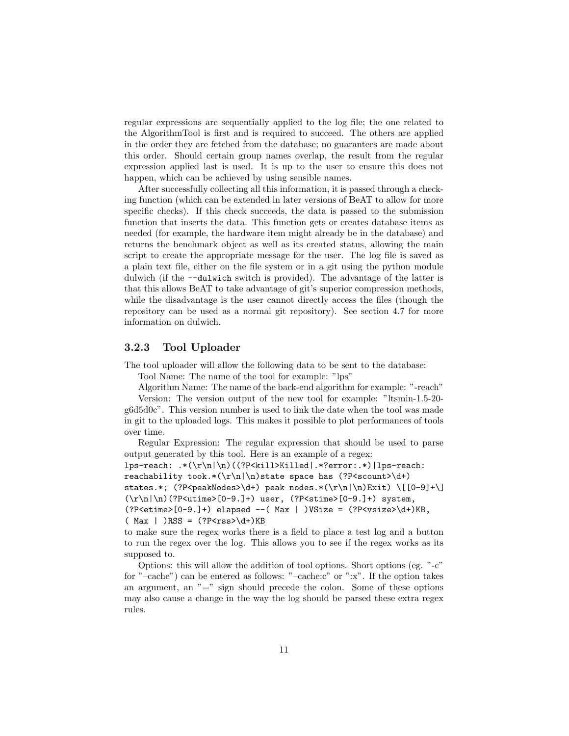regular expressions are sequentially applied to the log file; the one related to the AlgorithmTool is first and is required to succeed. The others are applied in the order they are fetched from the database; no guarantees are made about this order. Should certain group names overlap, the result from the regular expression applied last is used. It is up to the user to ensure this does not happen, which can be achieved by using sensible names.

After successfully collecting all this information, it is passed through a checking function (which can be extended in later versions of BeAT to allow for more specific checks). If this check succeeds, the data is passed to the submission function that inserts the data. This function gets or creates database items as needed (for example, the hardware item might already be in the database) and returns the benchmark object as well as its created status, allowing the main script to create the appropriate message for the user. The log file is saved as a plain text file, either on the file system or in a git using the python module dulwich (if the `--dulwich` switch is provided). The advantage of the latter is that this allows BeAT to take advantage of git's superior compression methods, while the disadvantage is the user cannot directly access the files (though the repository can be used as a normal git repository). See section 4.7 for more information on dulwich.

### 3.2.3 Tool Uploader

The tool uploader will allow the following data to be sent to the database:

Tool Name: The name of the tool for example: "lps"

Algorithm Name: The name of the back-end algorithm for example: "-reach"

Version: The version output of the new tool for example: "ltsmin-1.5-20-g6d5d0c". This version number is used to link the date when the tool was made in git to the uploaded logs. This makes it possible to plot performances of tools over time.

Regular Expression: The regular expression that should be used to parse output generated by this tool. Here is an example of a regex:

```
lps-reach: .*(\r\n|\n)((?P<kill>Killed|.*?error:.*)|lps-reach:
reachability took.*(\r\n|\n)state space has (?P<scount>\d+)
states.*; (?P<peakNodes>\d+) peak nodes.*(\r\n|\n)Exit) \[[0-9]+\]
(\r\n|\n)(?P<utime>[0-9.]+) user, (?P<stime>[0-9.]+) system,
(?P<etime>[0-9.]+) elapsed --( Max | )VSize = (?P<vsize>\d+)KB,
( Max | )RSS = (?P<rss>\d+)KB
```

to make sure the regex works there is a field to place a test log and a button to run the regex over the log. This allows you to see if the regex works as its supposed to.

Options: this will allow the addition of tool options. Short options (eg. "-c" for "–cache") can be entered as follows: "–cache:c" or ":x". If the option takes an argument, an "=" sign should precede the colon. Some of these options may also cause a change in the way the log should be parsed these extra regex rules.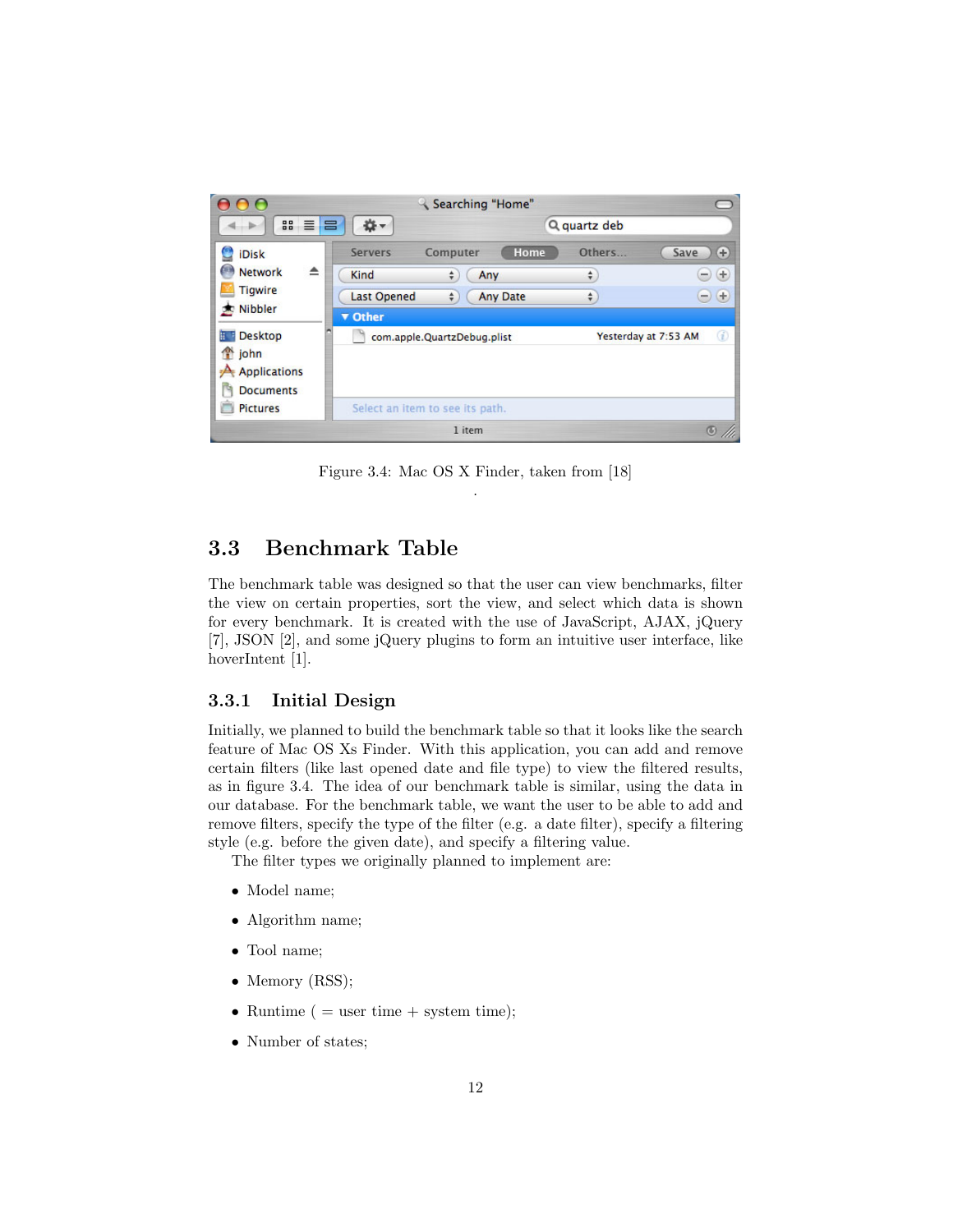Figure 3.4: Mac OS X Finder, taken from [18]

## 3.3 Benchmark Table

The benchmark table was designed so that the user can view benchmarks, filter the view on certain properties, sort the view, and select which data is shown for every benchmark. It is created with the use of JavaScript, AJAX, jQuery [7], JSON [2], and some jQuery plugins to form an intuitive user interface, like hoverIntent [1].

### 3.3.1 Initial Design

Initially, we planned to build the benchmark table so that it looks like the search feature of Mac OS Xs Finder. With this application, you can add and remove certain filters (like last opened date and file type) to view the filtered results, as in figure 3.4. The idea of our benchmark table is similar, using the data in our database. For the benchmark table, we want the user to be able to add and remove filters, specify the type of the filter (e.g. a date filter), specify a filtering style (e.g. before the given date), and specify a filtering value.

The filter types we originally planned to implement are:

- Model name;
- Algorithm name;
- Tool name;
- Memory (RSS);
- Runtime ( = user time + system time);
- Number of states;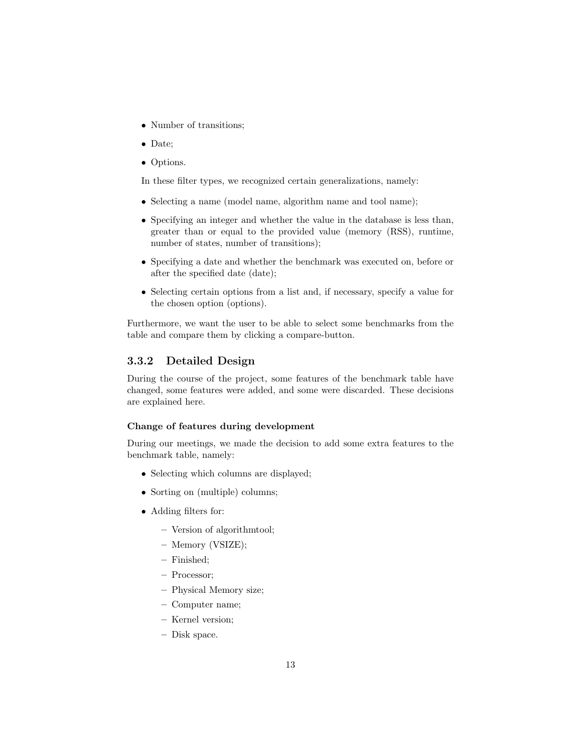- Number of transitions;
- Date;
- Options.

In these filter types, we recognized certain generalizations, namely:

- Selecting a name (model name, algorithm name and tool name);
- Specifying an integer and whether the value in the database is less than, greater than or equal to the provided value (memory (RSS), runtime, number of states, number of transitions);
- Specifying a date and whether the benchmark was executed on, before or after the specified date (date);
- Selecting certain options from a list and, if necessary, specify a value for the chosen option (options).

Furthermore, we want the user to be able to select some benchmarks from the table and compare them by clicking a compare-button.

### 3.3.2 Detailed Design

During the course of the project, some features of the benchmark table have changed, some features were added, and some were discarded. These decisions are explained here.

**Change of features during development**

During our meetings, we made the decision to add some extra features to the benchmark table, namely:

- Selecting which columns are displayed;
- Sorting on (multiple) columns;
- Adding filters for:
  - Version of algorithmtool;
  - Memory (VSIZE);
  - Finished;
  - Processor;
  - Physical Memory size;
  - Computer name;
  - Kernel version;
  - Disk space.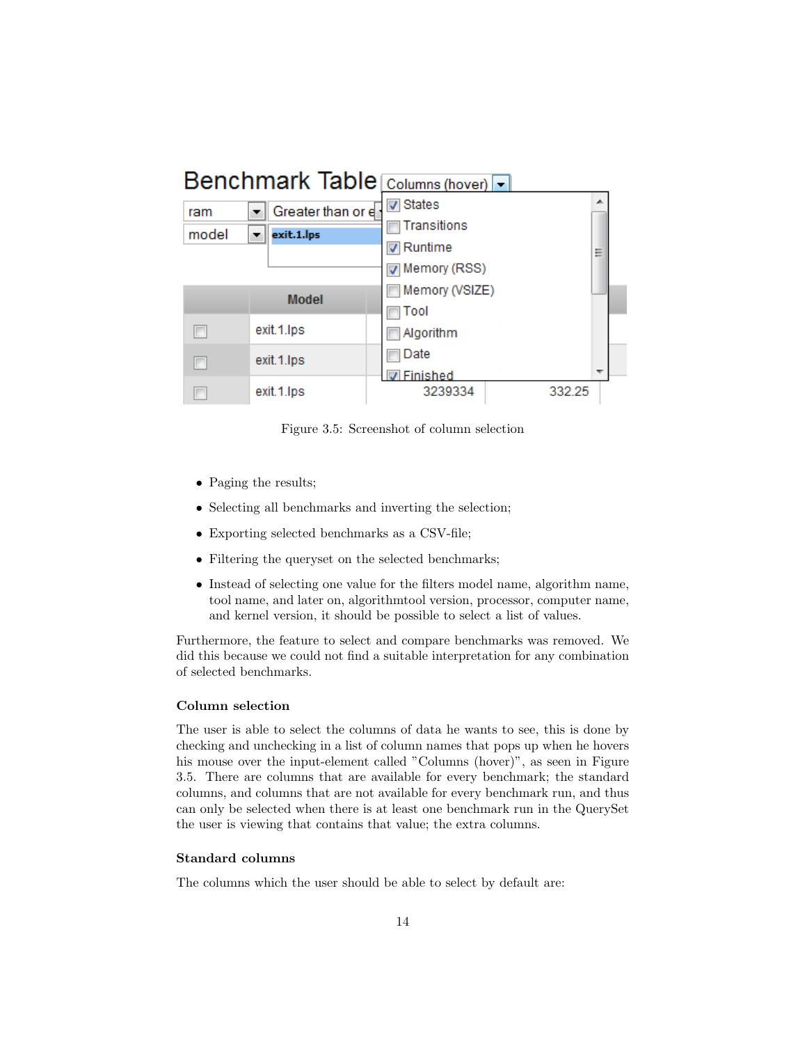Figure 3.5: Screenshot of column selection

- Paging the results;
- Selecting all benchmarks and inverting the selection;
- Exporting selected benchmarks as a CSV-file;
- Filtering the queryset on the selected benchmarks;
- Instead of selecting one value for the filters model name, algorithm name, tool name, and later on, algorithmtool version, processor, computer name, and kernel version, it should be possible to select a list of values.

Furthermore, the feature to select and compare benchmarks was removed. We did this because we could not find a suitable interpretation for any combination of selected benchmarks.

### Column selection

The user is able to select the columns of data he wants to see, this is done by checking and unchecking in a list of column names that pops up when he hovers his mouse over the input-element called "Columns (hover)", as seen in Figure 3.5. There are columns that are available for every benchmark; the standard columns, and columns that are not available for every benchmark run, and thus can only be selected when there is at least one benchmark run in the QuerySet the user is viewing that contains that value; the extra columns.

### Standard columns

The columns which the user should be able to select by default are: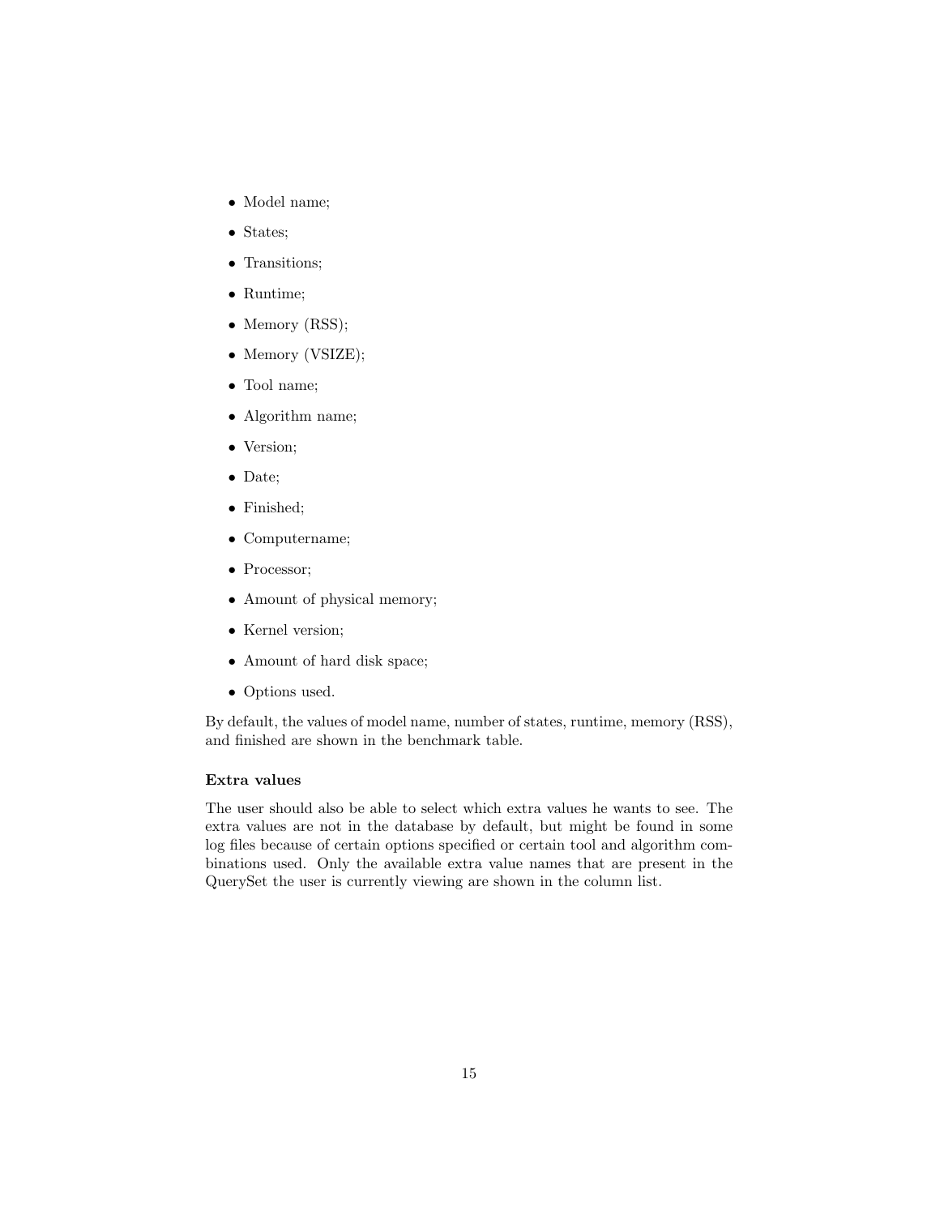- Model name;
- States;
- Transitions;
- Runtime;
- Memory (RSS);
- Memory (VSIZE);
- Tool name;
- Algorithm name;
- Version;
- Date;
- Finished;
- Computername;
- Processor;
- Amount of physical memory;
- Kernel version;
- Amount of hard disk space;
- Options used.

By default, the values of model name, number of states, runtime, memory (RSS), and finished are shown in the benchmark table.

**Extra values**

The user should also be able to select which extra values he wants to see. The extra values are not in the database by default, but might be found in some log files because of certain options specified or certain tool and algorithm combinations used. Only the available extra value names that are present in the QuerySet the user is currently viewing are shown in the column list.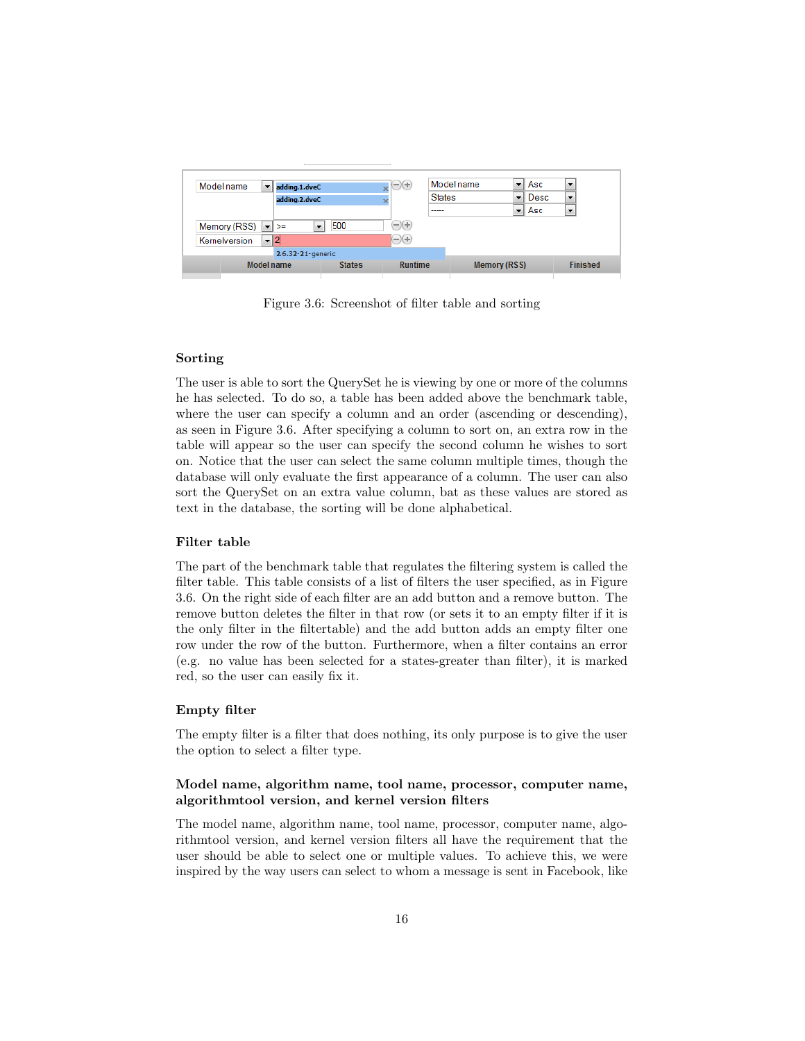Figure 3.6: Screenshot of filter table and sorting

### Sorting

The user is able to sort the QuerySet he is viewing by one or more of the columns he has selected. To do so, a table has been added above the benchmark table, where the user can specify a column and an order (ascending or descending), as seen in Figure 3.6. After specifying a column to sort on, an extra row in the table will appear so the user can specify the second column he wishes to sort on. Notice that the user can select the same column multiple times, though the database will only evaluate the first appearance of a column. The user can also sort the QuerySet on an extra value column, bat as these values are stored as text in the database, the sorting will be done alphabetical.

### Filter table

The part of the benchmark table that regulates the filtering system is called the filter table. This table consists of a list of filters the user specified, as in Figure 3.6. On the right side of each filter are an add button and a remove button. The remove button deletes the filter in that row (or sets it to an empty filter if it is the only filter in the filtertable) and the add button adds an empty filter one row under the row of the button. Furthermore, when a filter contains an error (e.g. no value has been selected for a states-greater than filter), it is marked red, so the user can easily fix it.

### Empty filter

The empty filter is a filter that does nothing, its only purpose is to give the user the option to select a filter type.

### Model name, algorithm name, tool name, processor, computer name, algorithmtool version, and kernel version filters

The model name, algorithm name, tool name, processor, computer name, algorithmtool version, and kernel version filters all have the requirement that the user should be able to select one or multiple values. To achieve this, we were inspired by the way users can select to whom a message is sent in Facebook, like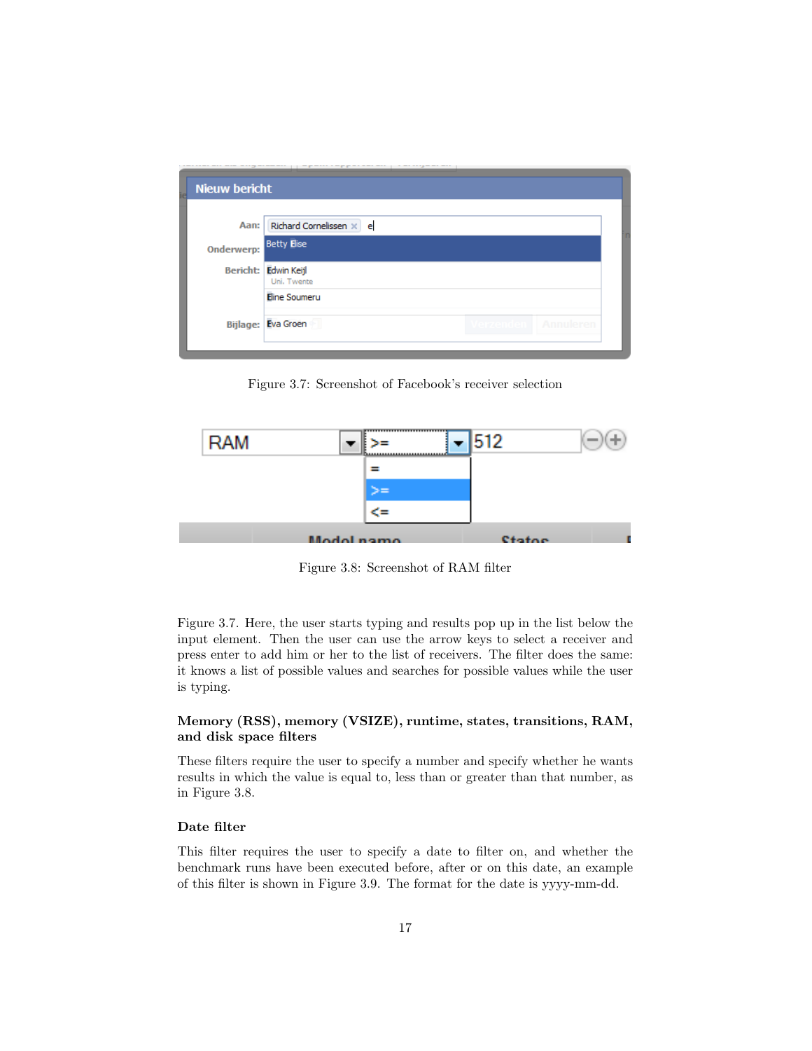Figure 3.7: Screenshot of Facebook's receiver selection

Figure 3.8: Screenshot of RAM filter

Figure 3.7. Here, the user starts typing and results pop up in the list below the input element. Then the user can use the arrow keys to select a receiver and press enter to add him or her to the list of receivers. The filter does the same: it knows a list of possible values and searches for possible values while the user is typing.

#### Memory (RSS), memory (VSIZE), runtime, states, transitions, RAM, and disk space filters

These filters require the user to specify a number and specify whether he wants results in which the value is equal to, less than or greater than that number, as in Figure 3.8.

#### Date filter

This filter requires the user to specify a date to filter on, and whether the benchmark runs have been executed before, after or on this date, an example of this filter is shown in Figure 3.9. The format for the date is yyyy-mm-dd.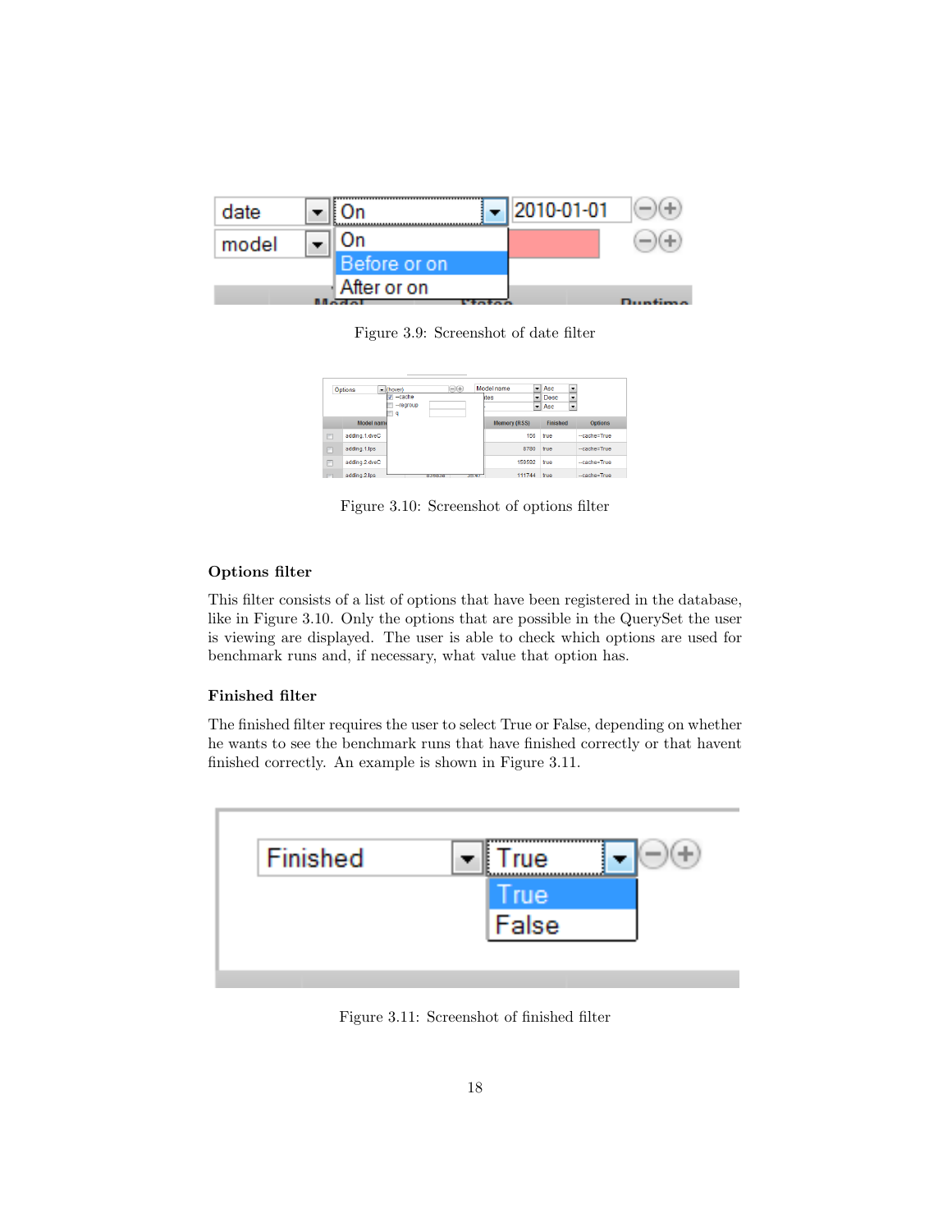Figure 3.9: Screenshot of date filter

Figure 3.10: Screenshot of options filter

### Options filter

This filter consists of a list of options that have been registered in the database, like in Figure 3.10. Only the options that are possible in the QuerySet the user is viewing are displayed. The user is able to check which options are used for benchmark runs and, if necessary, what value that option has.

### Finished filter

The finished filter requires the user to select True or False, depending on whether he wants to see the benchmark runs that have finished correctly or that havent finished correctly. An example is shown in Figure 3.11.

Figure 3.11: Screenshot of finished filter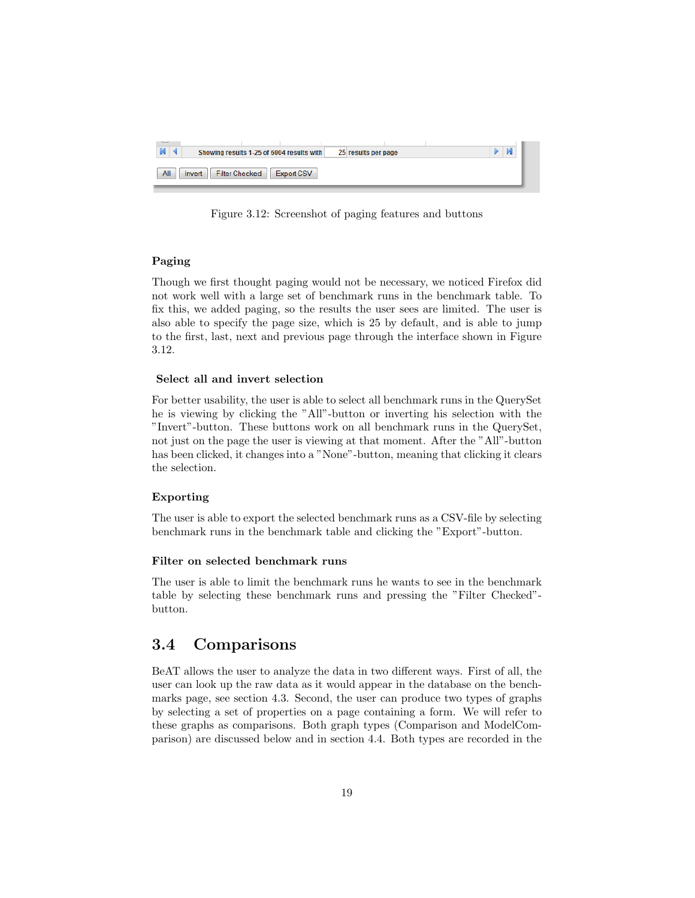Figure 3.12: Screenshot of paging features and buttons

#### Paging

Though we first thought paging would not be necessary, we noticed Firefox did not work well with a large set of benchmark runs in the benchmark table. To fix this, we added paging, so the results the user sees are limited. The user is also able to specify the page size, which is 25 by default, and is able to jump to the first, last, next and previous page through the interface shown in Figure 3.12.

#### Select all and invert selection

For better usability, the user is able to select all benchmark runs in the QuerySet he is viewing by clicking the "All"-button or inverting his selection with the "Invert"-button. These buttons work on all benchmark runs in the QuerySet, not just on the page the user is viewing at that moment. After the "All"-button has been clicked, it changes into a "None"-button, meaning that clicking it clears the selection.

#### Exporting

The user is able to export the selected benchmark runs as a CSV-file by selecting benchmark runs in the benchmark table and clicking the "Export"-button.

#### Filter on selected benchmark runs

The user is able to limit the benchmark runs he wants to see in the benchmark table by selecting these benchmark runs and pressing the "Filter Checked"-button.

## 3.4 Comparisons

BeAT allows the user to analyze the data in two different ways. First of all, the user can look up the raw data as it would appear in the database on the benchmarks page, see section 4.3. Second, the user can produce two types of graphs by selecting a set of properties on a page containing a form. We will refer to these graphs as comparisons. Both graph types (Comparison and ModelComparison) are discussed below and in section 4.4. Both types are recorded in the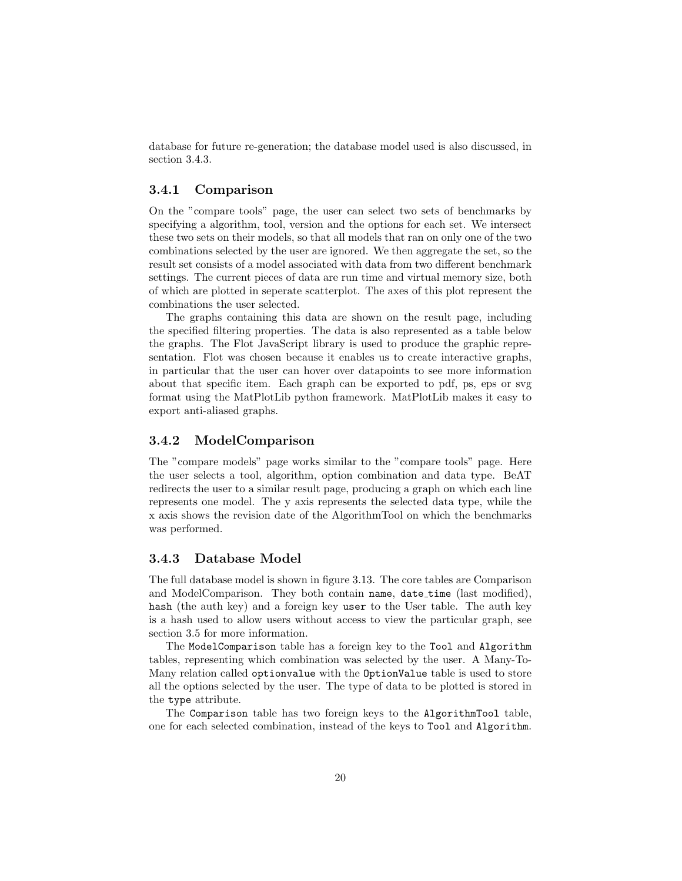database for future re-generation; the database model used is also discussed, in section 3.4.3.

### 3.4.1 Comparison

On the "compare tools" page, the user can select two sets of benchmarks by specifying a algorithm, tool, version and the options for each set. We intersect these two sets on their models, so that all models that ran on only one of the two combinations selected by the user are ignored. We then aggregate the set, so the result set consists of a model associated with data from two different benchmark settings. The current pieces of data are run time and virtual memory size, both of which are plotted in seperate scatterplot. The axes of this plot represent the combinations the user selected.

The graphs containing this data are shown on the result page, including the specified filtering properties. The data is also represented as a table below the graphs. The Flot JavaScript library is used to produce the graphic representation. Flot was chosen because it enables us to create interactive graphs, in particular that the user can hover over datapoints to see more information about that specific item. Each graph can be exported to pdf, ps, eps or svg format using the MatPlotLib python framework. MatPlotLib makes it easy to export anti-aliased graphs.

### 3.4.2 ModelComparison

The "compare models" page works similar to the "compare tools" page. Here the user selects a tool, algorithm, option combination and data type. BeAT redirects the user to a similar result page, producing a graph on which each line represents one model. The y axis represents the selected data type, while the x axis shows the revision date of the AlgorithmTool on which the benchmarks was performed.

### 3.4.3 Database Model

The full database model is shown in figure 3.13. The core tables are Comparison and ModelComparison. They both contain `name`, `date_time` (last modified), `hash` (the auth key) and a foreign key `user` to the User table. The auth key is a hash used to allow users without access to view the particular graph, see section 3.5 for more information.

The `ModelComparison` table has a foreign key to the `Tool` and `Algorithm` tables, representing which combination was selected by the user. A Many-To-Many relation called `optionvalue` with the `OptionValue` table is used to store all the options selected by the user. The type of data to be plotted is stored in the `type` attribute.

The `Comparison` table has two foreign keys to the `AlgorithmTool` table, one for each selected combination, instead of the keys to `Tool` and `Algorithm`.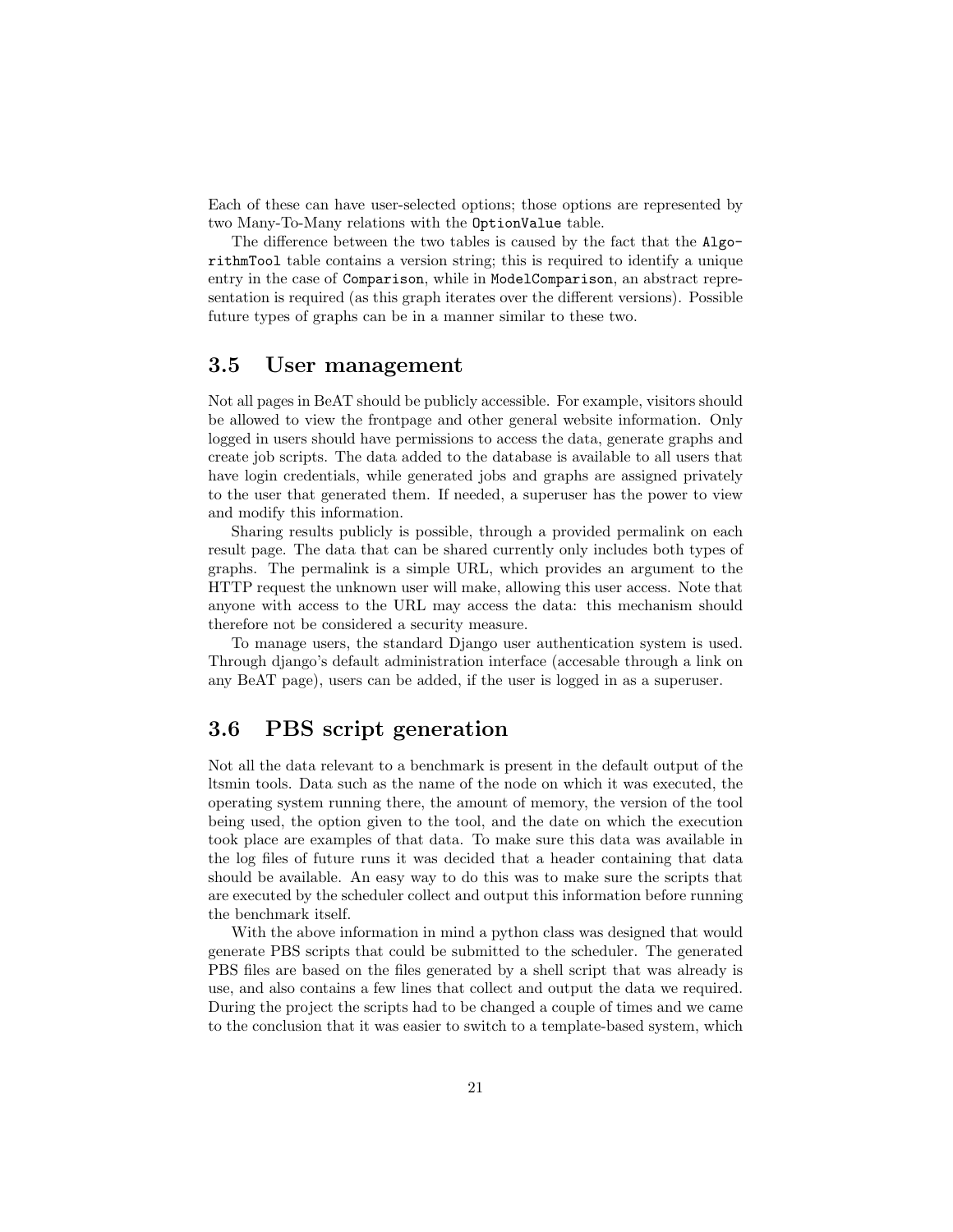Each of these can have user-selected options; those options are represented by two Many-To-Many relations with the `OptionValue` table.

The difference between the two tables is caused by the fact that the `AlgorithmTool` table contains a version string; this is required to identify a unique entry in the case of `Comparison`, while in `ModelComparison`, an abstract representation is required (as this graph iterates over the different versions). Possible future types of graphs can be in a manner similar to these two.

## 3.5 User management

Not all pages in BeAT should be publicly accessible. For example, visitors should be allowed to view the frontpage and other general website information. Only logged in users should have permissions to access the data, generate graphs and create job scripts. The data added to the database is available to all users that have login credentials, while generated jobs and graphs are assigned privately to the user that generated them. If needed, a superuser has the power to view and modify this information.

Sharing results publicly is possible, through a provided permalink on each result page. The data that can be shared currently only includes both types of graphs. The permalink is a simple URL, which provides an argument to the HTTP request the unknown user will make, allowing this user access. Note that anyone with access to the URL may access the data: this mechanism should therefore not be considered a security measure.

To manage users, the standard Django user authentication system is used. Through django's default administration interface (accesable through a link on any BeAT page), users can be added, if the user is logged in as a superuser.

## 3.6 PBS script generation

Not all the data relevant to a benchmark is present in the default output of the ltsmin tools. Data such as the name of the node on which it was executed, the operating system running there, the amount of memory, the version of the tool being used, the option given to the tool, and the date on which the execution took place are examples of that data. To make sure this data was available in the log files of future runs it was decided that a header containing that data should be available. An easy way to do this was to make sure the scripts that are executed by the scheduler collect and output this information before running the benchmark itself.

With the above information in mind a python class was designed that would generate PBS scripts that could be submitted to the scheduler. The generated PBS files are based on the files generated by a shell script that was already is use, and also contains a few lines that collect and output the data we required. During the project the scripts had to be changed a couple of times and we came to the conclusion that it was easier to switch to a template-based system, which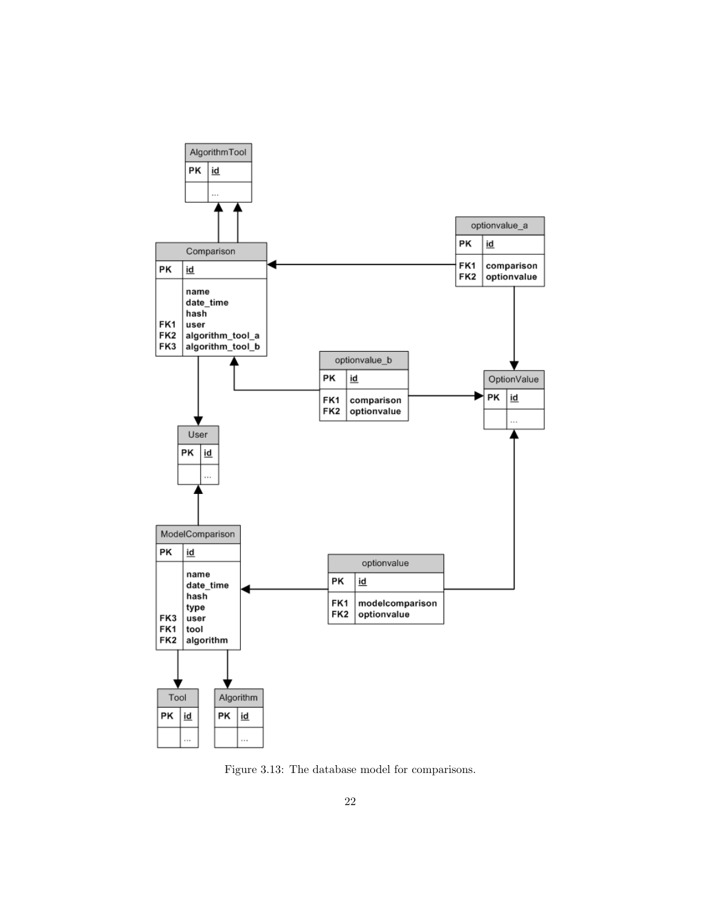Figure 3.13: The database model for comparisons.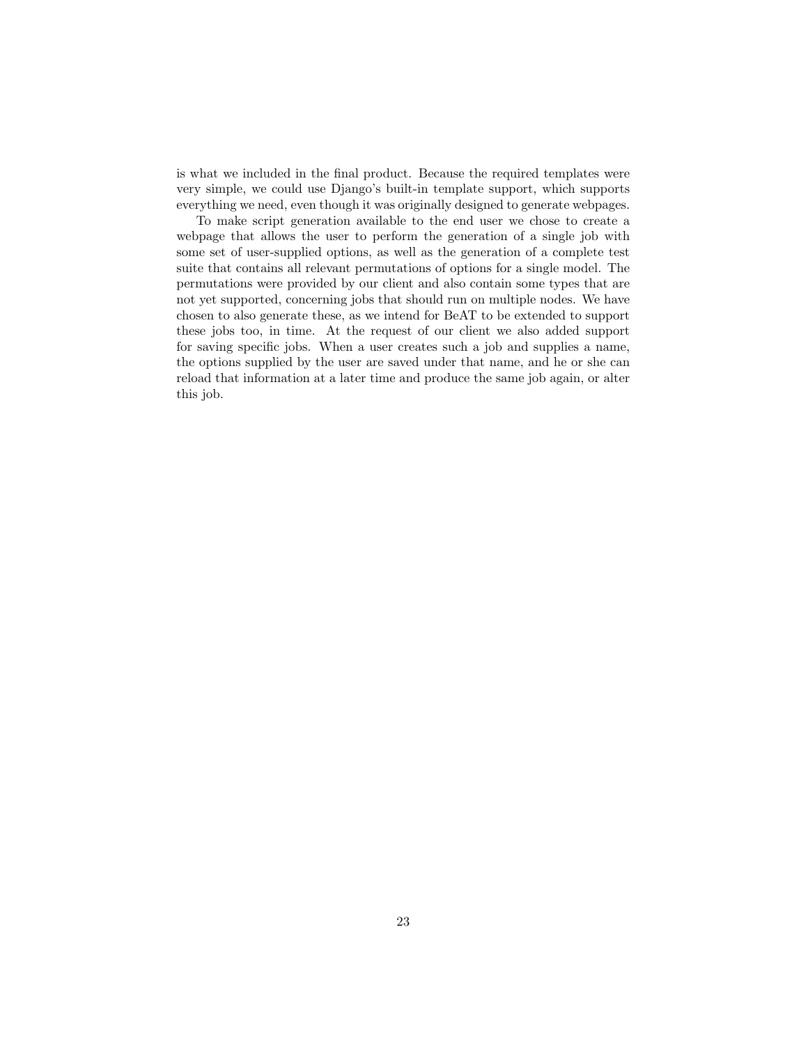is what we included in the final product. Because the required templates were very simple, we could use Django's built-in template support, which supports everything we need, even though it was originally designed to generate webpages.

To make script generation available to the end user we chose to create a webpage that allows the user to perform the generation of a single job with some set of user-supplied options, as well as the generation of a complete test suite that contains all relevant permutations of options for a single model. The permutations were provided by our client and also contain some types that are not yet supported, concerning jobs that should run on multiple nodes. We have chosen to also generate these, as we intend for BeAT to be extended to support these jobs too, in time. At the request of our client we also added support for saving specific jobs. When a user creates such a job and supplies a name, the options supplied by the user are saved under that name, and he or she can reload that information at a later time and produce the same job again, or alter this job.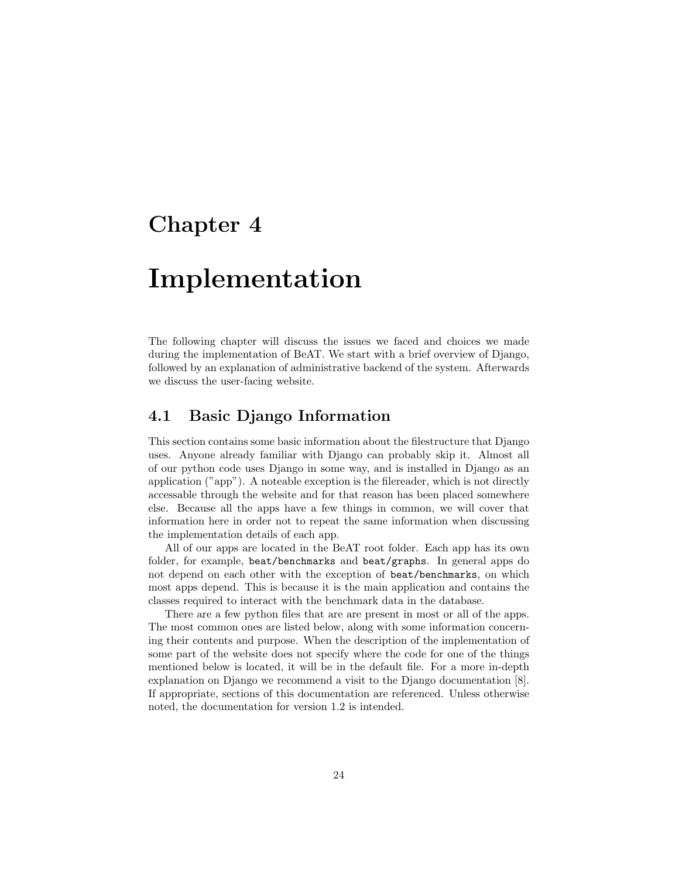# Chapter 4

# Implementation

The following chapter will discuss the issues we faced and choices we made during the implementation of BeAT. We start with a brief overview of Django, followed by an explanation of administrative backend of the system. Afterwards we discuss the user-facing website.

## 4.1 Basic Django Information

This section contains some basic information about the filestructure that Django uses. Anyone already familiar with Django can probably skip it. Almost all of our python code uses Django in some way, and is installed in Django as an application ("app"). A noteable exception is the filereader, which is not directly accessable through the website and for that reason has been placed somewhere else. Because all the apps have a few things in common, we will cover that information here in order not to repeat the same information when discussing the implementation details of each app.

All of our apps are located in the BeAT root folder. Each app has its own folder, for example, `beat/benchmarks` and `beat/graphs`. In general apps do not depend on each other with the exception of `beat/benchmarks`, on which most apps depend. This is because it is the main application and contains the classes required to interact with the benchmark data in the database.

There are a few python files that are are present in most or all of the apps. The most common ones are listed below, along with some information concerning their contents and purpose. When the description of the implementation of some part of the website does not specify where the code for one of the things mentioned below is located, it will be in the default file. For a more in-depth explanation on Django we recommend a visit to the Django documentation [8]. If appropriate, sections of this documentation are referenced. Unless otherwise noted, the documentation for version 1.2 is intended.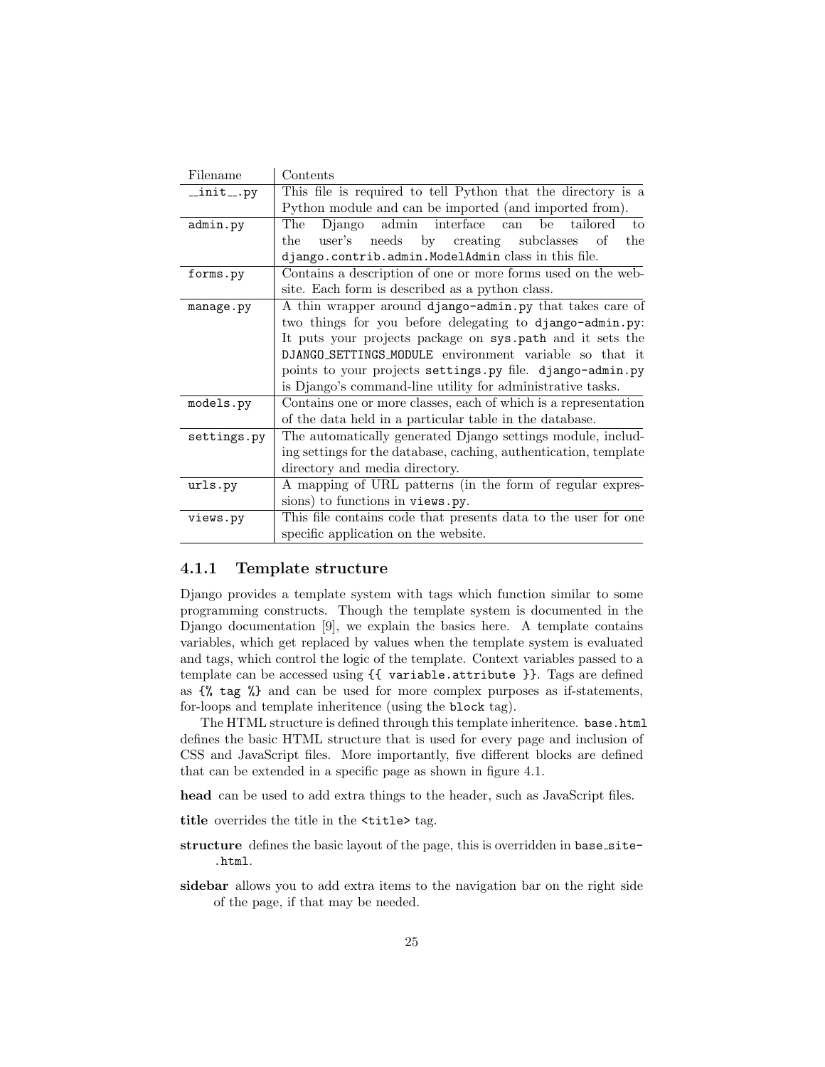| Filename | Contents |
|---|---|
| `__init__.py` | This file is required to tell Python that the directory is a Python module and can be imported (and imported from). |
| `admin.py` | The Django admin interface can be tailored to the user's needs by creating subclasses of the `django.contrib.admin.ModelAdmin` class in this file. |
| `forms.py` | Contains a description of one or more forms used on the website. Each form is described as a python class. |
| `manage.py` | A thin wrapper around `django-admin.py` that takes care of two things for you before delegating to `django-admin.py`: It puts your projects package on `sys.path` and it sets the `DJANGO_SETTINGS_MODULE` environment variable so that it points to your projects `settings.py` file. `django-admin.py` is Django's command-line utility for administrative tasks. |
| `models.py` | Contains one or more classes, each of which is a representation of the data held in a particular table in the database. |
| `settings.py` | The automatically generated Django settings module, including settings for the database, caching, authentication, template directory and media directory. |
| `urls.py` | A mapping of URL patterns (in the form of regular expressions) to functions in `views.py`. |
| `views.py` | This file contains code that presents data to the user for one specific application on the website. |

### 4.1.1 Template structure

Django provides a template system with tags which function similar to some programming constructs. Though the template system is documented in the Django documentation [9], we explain the basics here. A template contains variables, which get replaced by values when the template system is evaluated and tags, which control the logic of the template. Context variables passed to a template can be accessed using `{{ variable.attribute }}`. Tags are defined as `{% tag %}` and can be used for more complex purposes as if-statements, for-loops and template inheritence (using the `block` tag).

The HTML structure is defined through this template inheritence. `base.html` defines the basic HTML structure that is used for every page and inclusion of CSS and JavaScript files. More importantly, five different blocks are defined that can be extended in a specific page as shown in figure 4.1.

**head** can be used to add extra things to the header, such as JavaScript files.

**title** overrides the title in the `<title>` tag.

**structure** defines the basic layout of the page, this is overridden in `base_site.html`.

**sidebar** allows you to add extra items to the navigation bar on the right side of the page, if that may be needed.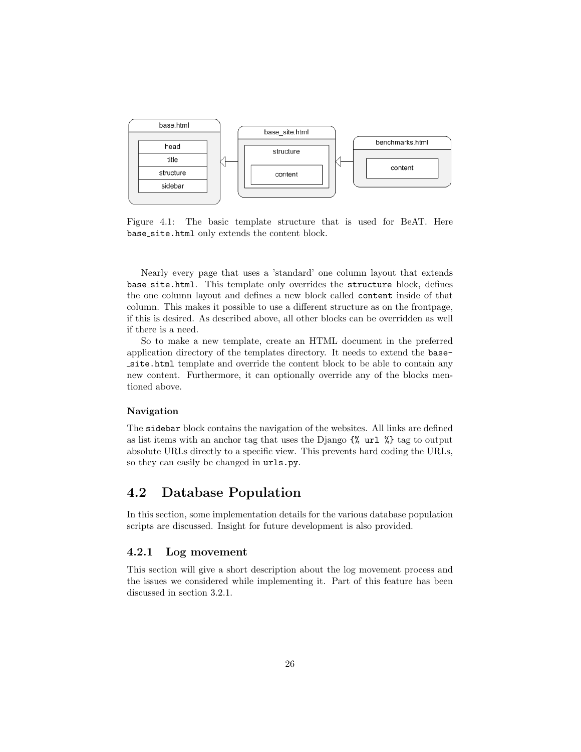Figure 4.1: The basic template structure that is used for BeAT. Here base_site.html only extends the content block.

Nearly every page that uses a 'standard' one column layout that extends base_site.html. This template only overrides the structure block, defines the one column layout and defines a new block called content inside of that column. This makes it possible to use a different structure as on the frontpage, if this is desired. As described above, all other blocks can be overridden as well if there is a need.

So to make a new template, create an HTML document in the preferred application directory of the templates directory. It needs to extend the base_site.html template and override the content block to be able to contain any new content. Furthermore, it can optionally override any of the blocks mentioned above.

#### Navigation

The sidebar block contains the navigation of the websites. All links are defined as list items with an anchor tag that uses the Django {% url %} tag to output absolute URLs directly to a specific view. This prevents hard coding the URLs, so they can easily be changed in urls.py.

## 4.2 Database Population

In this section, some implementation details for the various database population scripts are discussed. Insight for future development is also provided.

### 4.2.1 Log movement

This section will give a short description about the log movement process and the issues we considered while implementing it. Part of this feature has been discussed in section 3.2.1.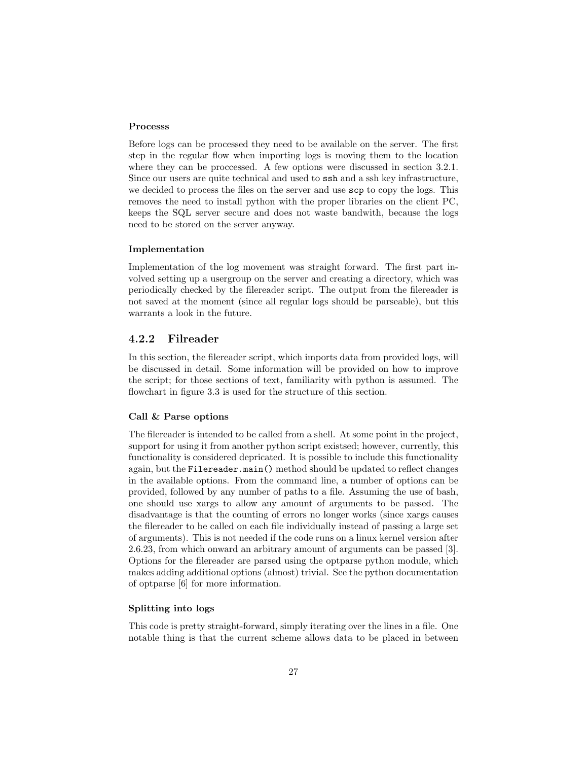#### Processs

Before logs can be processed they need to be available on the server. The first step in the regular flow when importing logs is moving them to the location where they can be proccessed. A few options were discussed in section 3.2.1. Since our users are quite technical and used to `ssh` and a ssh key infrastructure, we decided to process the files on the server and use `scp` to copy the logs. This removes the need to install python with the proper libraries on the client PC, keeps the SQL server secure and does not waste bandwith, because the logs need to be stored on the server anyway.

#### Implementation

Implementation of the log movement was straight forward. The first part involved setting up a usergroup on the server and creating a directory, which was periodically checked by the filereader script. The output from the filereader is not saved at the moment (since all regular logs should be parseable), but this warrants a look in the future.

### 4.2.2 Filreader

In this section, the filereader script, which imports data from provided logs, will be discussed in detail. Some information will be provided on how to improve the script; for those sections of text, familiarity with python is assumed. The flowchart in figure 3.3 is used for the structure of this section.

#### Call & Parse options

The filereader is intended to be called from a shell. At some point in the project, support for using it from another python script existsed; however, currently, this functionality is considered depricated. It is possible to include this functionality again, but the `Filereader.main()` method should be updated to reflect changes in the available options. From the command line, a number of options can be provided, followed by any number of paths to a file. Assuming the use of bash, one should use xargs to allow any amount of arguments to be passed. The disadvantage is that the counting of errors no longer works (since xargs causes the filereader to be called on each file individually instead of passing a large set of arguments). This is not needed if the code runs on a linux kernel version after 2.6.23, from which onward an arbitrary amount of arguments can be passed [3]. Options for the filereader are parsed using the optparse python module, which makes adding additional options (almost) trivial. See the python documentation of optparse [6] for more information.

#### Splitting into logs

This code is pretty straight-forward, simply iterating over the lines in a file. One notable thing is that the current scheme allows data to be placed in between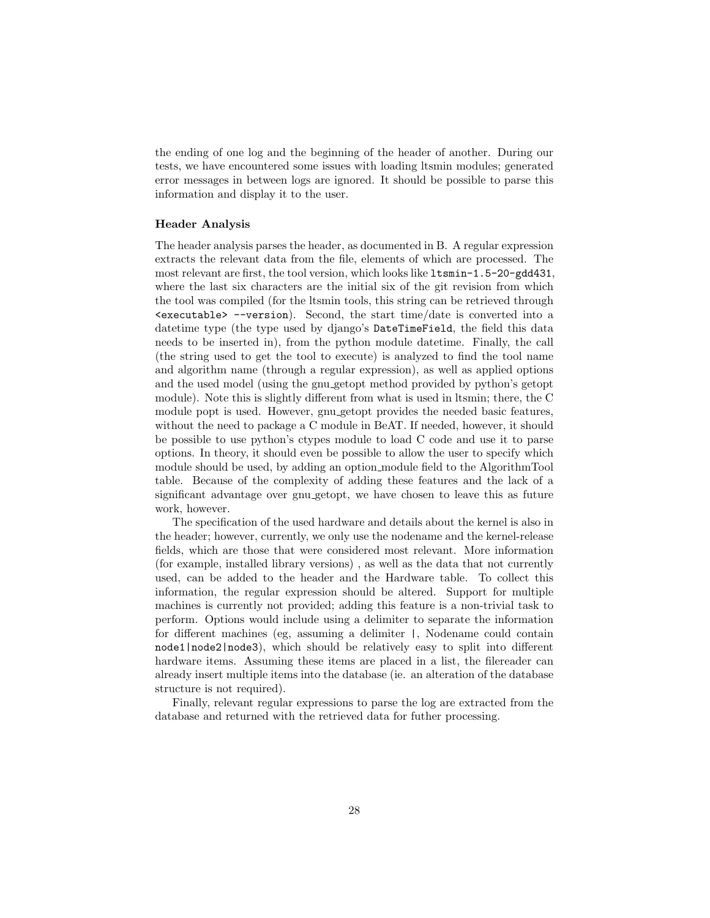the ending of one log and the beginning of the header of another. During our tests, we have encountered some issues with loading ltsmin modules; generated error messages in between logs are ignored. It should be possible to parse this information and display it to the user.

**Header Analysis**

The header analysis parses the header, as documented in B. A regular expression extracts the relevant data from the file, elements of which are processed. The most relevant are first, the tool version, which looks like `ltsmin-1.5-20-gdd431`, where the last six characters are the initial six of the git revision from which the tool was compiled (for the ltsmin tools, this string can be retrieved through `<executable> --version`). Second, the start time/date is converted into a datetime type (the type used by django's `DateTimeField`, the field this data needs to be inserted in), from the python module datetime. Finally, the call (the string used to get the tool to execute) is analyzed to find the tool name and algorithm name (through a regular expression), as well as applied options and the used model (using the gnu_getopt method provided by python's getopt module). Note this is slightly different from what is used in ltsmin; there, the C module popt is used. However, gnu_getopt provides the needed basic features, without the need to package a C module in BeAT. If needed, however, it should be possible to use python's ctypes module to load C code and use it to parse options. In theory, it should even be possible to allow the user to specify which module should be used, by adding an option_module field to the AlgorithmTool table. Because of the complexity of adding these features and the lack of a significant advantage over gnu_getopt, we have chosen to leave this as future work, however.

The specification of the used hardware and details about the kernel is also in the header; however, currently, we only use the nodename and the kernel-release fields, which are those that were considered most relevant. More information (for example, installed library versions) , as well as the data that not currently used, can be added to the header and the Hardware table. To collect this information, the regular expression should be altered. Support for multiple machines is currently not provided; adding this feature is a non-trivial task to perform. Options would include using a delimiter to separate the information for different machines (eg, assuming a delimiter `|`, Nodename could contain `node1|node2|node3`), which should be relatively easy to split into different hardware items. Assuming these items are placed in a list, the filereader can already insert multiple items into the database (ie. an alteration of the database structure is not required).

Finally, relevant regular expressions to parse the log are extracted from the database and returned with the retrieved data for futher processing.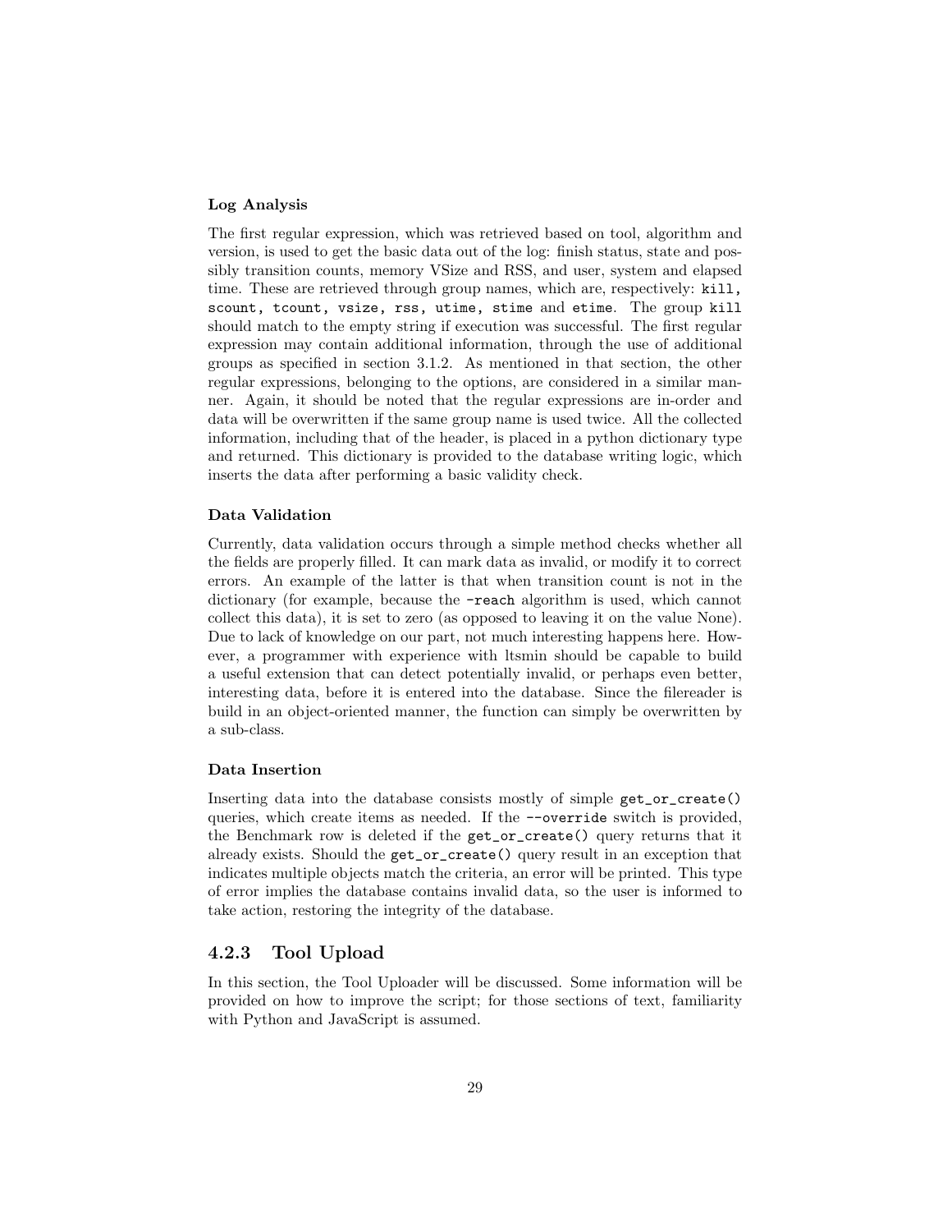**Log Analysis**

The first regular expression, which was retrieved based on tool, algorithm and version, is used to get the basic data out of the log: finish status, state and possibly transition counts, memory VSize and RSS, and user, system and elapsed time. These are retrieved through group names, which are, respectively: `kill, scount, tcount, vsize, rss, utime, stime` and `etime`. The group `kill` should match to the empty string if execution was successful. The first regular expression may contain additional information, through the use of additional groups as specified in section 3.1.2. As mentioned in that section, the other regular expressions, belonging to the options, are considered in a similar manner. Again, it should be noted that the regular expressions are in-order and data will be overwritten if the same group name is used twice. All the collected information, including that of the header, is placed in a python dictionary type and returned. This dictionary is provided to the database writing logic, which inserts the data after performing a basic validity check.

**Data Validation**

Currently, data validation occurs through a simple method checks whether all the fields are properly filled. It can mark data as invalid, or modify it to correct errors. An example of the latter is that when transition count is not in the dictionary (for example, because the `-reach` algorithm is used, which cannot collect this data), it is set to zero (as opposed to leaving it on the value None). Due to lack of knowledge on our part, not much interesting happens here. However, a programmer with experience with ltsmin should be capable to build a useful extension that can detect potentially invalid, or perhaps even better, interesting data, before it is entered into the database. Since the filereader is build in an object-oriented manner, the function can simply be overwritten by a sub-class.

**Data Insertion**

Inserting data into the database consists mostly of simple `get_or_create()` queries, which create items as needed. If the `--override` switch is provided, the Benchmark row is deleted if the `get_or_create()` query returns that it already exists. Should the `get_or_create()` query result in an exception that indicates multiple objects match the criteria, an error will be printed. This type of error implies the database contains invalid data, so the user is informed to take action, restoring the integrity of the database.

### 4.2.3 Tool Upload

In this section, the Tool Uploader will be discussed. Some information will be provided on how to improve the script; for those sections of text, familiarity with Python and JavaScript is assumed.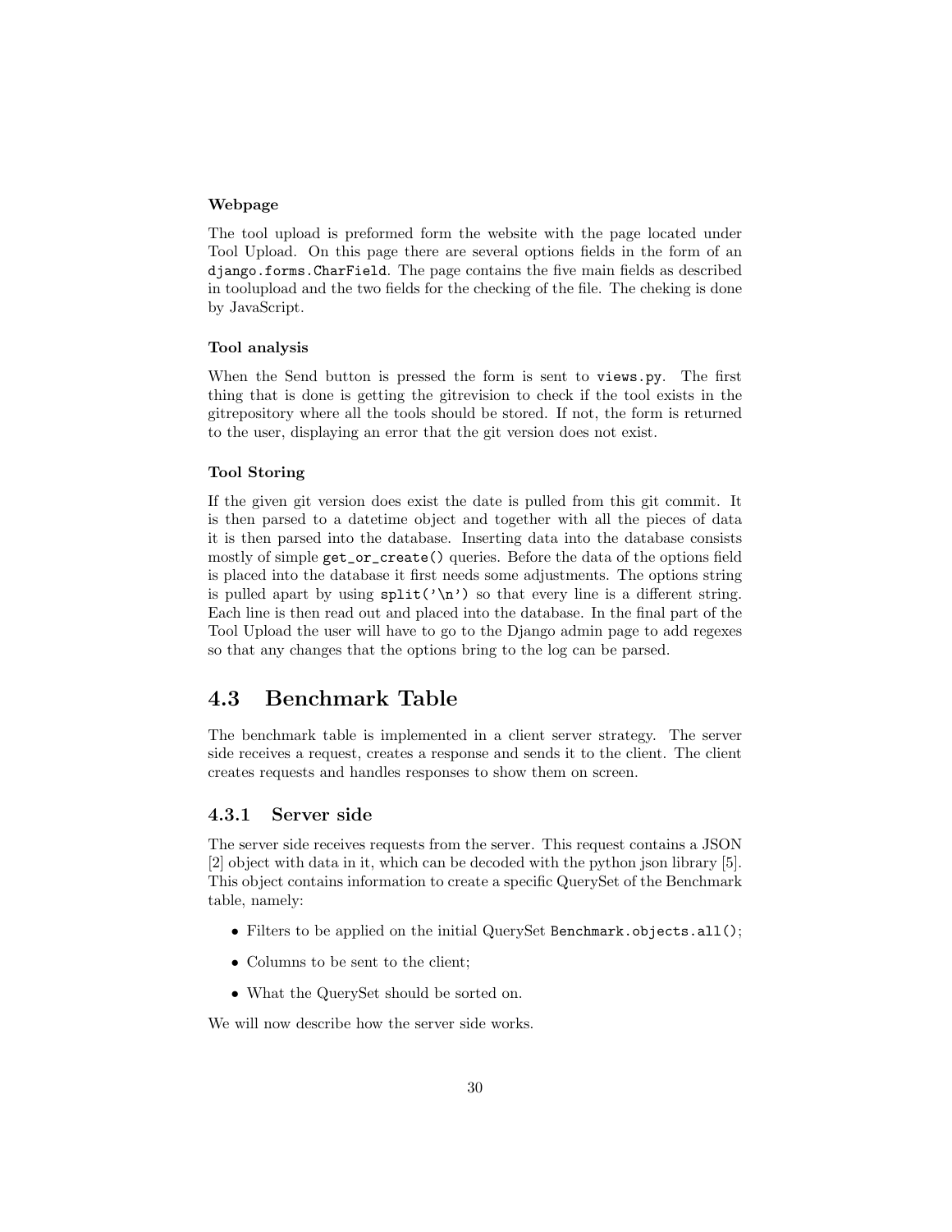#### Webpage

The tool upload is preformed form the website with the page located under Tool Upload. On this page there are several options fields in the form of an `django.forms.CharField`. The page contains the five main fields as described in toolupload and the two fields for the checking of the file. The cheking is done by JavaScript.

#### Tool analysis

When the Send button is pressed the form is sent to `views.py`. The first thing that is done is getting the gitrevision to check if the tool exists in the gitrepository where all the tools should be stored. If not, the form is returned to the user, displaying an error that the git version does not exist.

#### Tool Storing

If the given git version does exist the date is pulled from this git commit. It is then parsed to a datetime object and together with all the pieces of data it is then parsed into the database. Inserting data into the database consists mostly of simple `get_or_create()` queries. Before the data of the options field is placed into the database it first needs some adjustments. The options string is pulled apart by using `split('\n')` so that every line is a different string. Each line is then read out and placed into the database. In the final part of the Tool Upload the user will have to go to the Django admin page to add regexes so that any changes that the options bring to the log can be parsed.

## 4.3 Benchmark Table

The benchmark table is implemented in a client server strategy. The server side receives a request, creates a response and sends it to the client. The client creates requests and handles responses to show them on screen.

### 4.3.1 Server side

The server side receives requests from the server. This request contains a JSON [2] object with data in it, which can be decoded with the python json library [5]. This object contains information to create a specific QuerySet of the Benchmark table, namely:

- Filters to be applied on the initial QuerySet `Benchmark.objects.all()`;
- Columns to be sent to the client;
- What the QuerySet should be sorted on.

We will now describe how the server side works.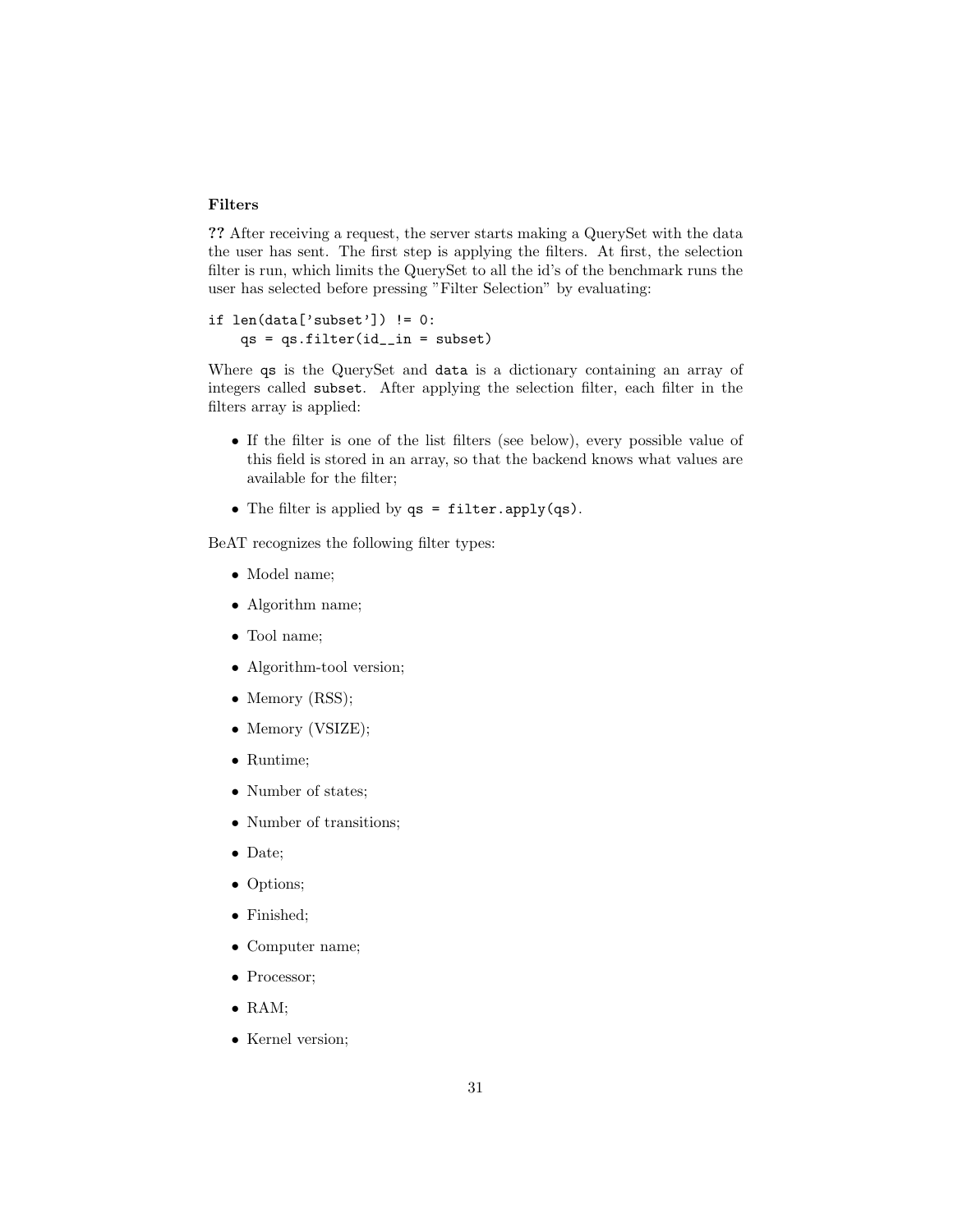### Filters

**??** After receiving a request, the server starts making a QuerySet with the data the user has sent. The first step is applying the filters. At first, the selection filter is run, which limits the QuerySet to all the id's of the benchmark runs the user has selected before pressing "Filter Selection" by evaluating:

```
if len(data['subset']) != 0:
    qs = qs.filter(id__in = subset)
```

Where `qs` is the QuerySet and `data` is a dictionary containing an array of integers called `subset`. After applying the selection filter, each filter in the filters array is applied:

- If the filter is one of the list filters (see below), every possible value of this field is stored in an array, so that the backend knows what values are available for the filter;
- The filter is applied by `qs = filter.apply(qs)`.

BeAT recognizes the following filter types:

- Model name;
- Algorithm name;
- Tool name;
- Algorithm-tool version;
- Memory (RSS);
- Memory (VSIZE);
- Runtime;
- Number of states;
- Number of transitions;
- Date;
- Options;
- Finished;
- Computer name;
- Processor;
- RAM;
- Kernel version;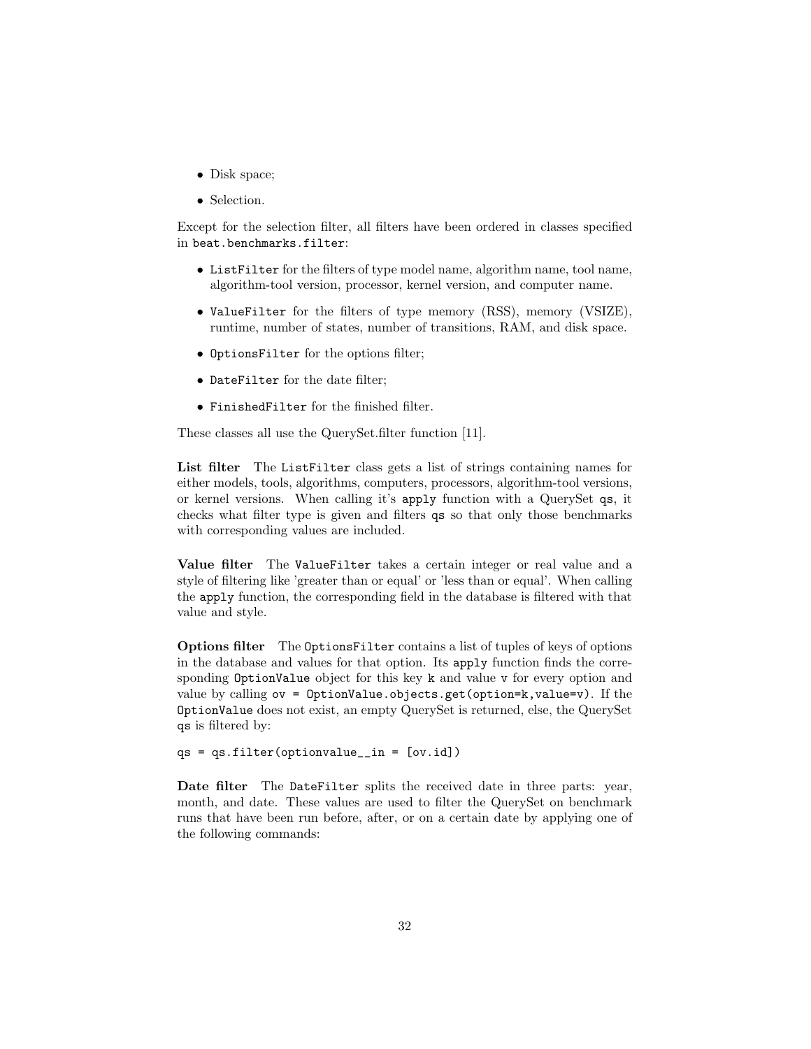- Disk space;
- Selection.

Except for the selection filter, all filters have been ordered in classes specified in `beat.benchmarks.filter`:

- `ListFilter` for the filters of type model name, algorithm name, tool name, algorithm-tool version, processor, kernel version, and computer name.
- `ValueFilter` for the filters of type memory (RSS), memory (VSIZE), runtime, number of states, number of transitions, RAM, and disk space.
- `OptionsFilter` for the options filter;
- `DateFilter` for the date filter;
- `FinishedFilter` for the finished filter.

These classes all use the QuerySet.filter function [11].

**List filter** The `ListFilter` class gets a list of strings containing names for either models, tools, algorithms, computers, processors, algorithm-tool versions, or kernel versions. When calling it's `apply` function with a QuerySet `qs`, it checks what filter type is given and filters `qs` so that only those benchmarks with corresponding values are included.

**Value filter** The `ValueFilter` takes a certain integer or real value and a style of filtering like 'greater than or equal' or 'less than or equal'. When calling the `apply` function, the corresponding field in the database is filtered with that value and style.

**Options filter** The `OptionsFilter` contains a list of tuples of keys of options in the database and values for that option. Its `apply` function finds the corresponding `OptionValue` object for this key `k` and value `v` for every option and value by calling `ov = OptionValue.objects.get(option=k,value=v)`. If the `OptionValue` does not exist, an empty QuerySet is returned, else, the QuerySet `qs` is filtered by:

```
qs = qs.filter(optionvalue__in = [ov.id])
```

**Date filter** The `DateFilter` splits the received date in three parts: year, month, and date. These values are used to filter the QuerySet on benchmark runs that have been run before, after, or on a certain date by applying one of the following commands: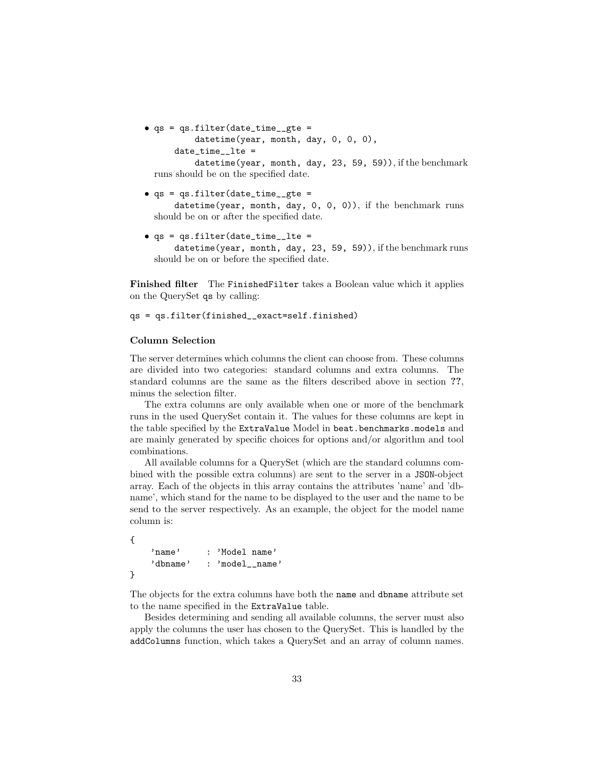- `qs = qs.filter(date_time__gte = datetime(year, month, day, 0, 0, 0), date_time__lte = datetime(year, month, day, 23, 59, 59))`, if the benchmark runs should be on the specified date.

- `qs = qs.filter(date_time__gte = datetime(year, month, day, 0, 0, 0))`, if the benchmark runs should be on or after the specified date.

- `qs = qs.filter(date_time__lte = datetime(year, month, day, 23, 59, 59))`, if the benchmark runs should be on or before the specified date.

**Finished filter** The `FinishedFilter` takes a Boolean value which it applies on the QuerySet `qs` by calling:

```
qs = qs.filter(finished__exact=self.finished)
```

#### Column Selection

The server determines which columns the client can choose from. These columns are divided into two categories: standard columns and extra columns. The standard columns are the same as the filters described above in section **??**, minus the selection filter.

The extra columns are only available when one or more of the benchmark runs in the used QuerySet contain it. The values for these columns are kept in the table specified by the `ExtraValue` Model in `beat.benchmarks.models` and are mainly generated by specific choices for options and/or algorithm and tool combinations.

All available columns for a QuerySet (which are the standard columns combined with the possible extra columns) are sent to the server in a `JSON`-object array. Each of the objects in this array contains the attributes 'name' and 'dbname', which stand for the name to be displayed to the user and the name to be send to the server respectively. As an example, the object for the model name column is:

```
{
    'name'     : 'Model name'
    'dbname'   : 'model__name'
}
```

The objects for the extra columns have both the `name` and `dbname` attribute set to the name specified in the `ExtraValue` table.

Besides determining and sending all available columns, the server must also apply the columns the user has chosen to the QuerySet. This is handled by the `addColumns` function, which takes a QuerySet and an array of column names.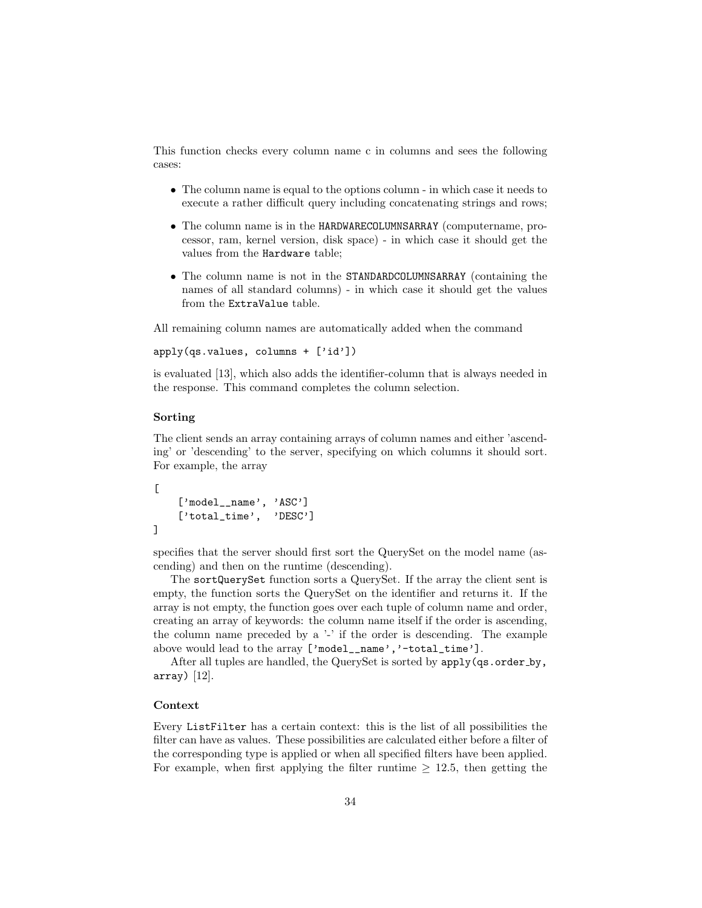This function checks every column name c in columns and sees the following cases:

- The column name is equal to the options column - in which case it needs to execute a rather difficult query including concatenating strings and rows;
- The column name is in the `HARDWARECOLUMNSARRAY` (computername, processor, ram, kernel version, disk space) - in which case it should get the values from the `Hardware` table;
- The column name is not in the `STANDARDCOLUMNSARRAY` (containing the names of all standard columns) - in which case it should get the values from the `ExtraValue` table.

All remaining column names are automatically added when the command

```
apply(qs.values, columns + ['id'])
```

is evaluated [13], which also adds the identifier-column that is always needed in the response. This command completes the column selection.

### Sorting

The client sends an array containing arrays of column names and either 'ascending' or 'descending' to the server, specifying on which columns it should sort. For example, the array

```
[
    ['model__name', 'ASC']
    ['total_time',  'DESC']
]
```

specifies that the server should first sort the QuerySet on the model name (ascending) and then on the runtime (descending).

The `sortQuerySet` function sorts a QuerySet. If the array the client sent is empty, the function sorts the QuerySet on the identifier and returns it. If the array is not empty, the function goes over each tuple of column name and order, creating an array of keywords: the column name itself if the order is ascending, the column name preceded by a '-' if the order is descending. The example above would lead to the array `['model__name','-total_time']`.

After all tuples are handled, the QuerySet is sorted by `apply(qs.order_by, array)` [12].

### Context

Every `ListFilter` has a certain context: this is the list of all possibilities the filter can have as values. These possibilities are calculated either before a filter of the corresponding type is applied or when all specified filters have been applied. For example, when first applying the filter runtime $\geq 12.5$, then getting the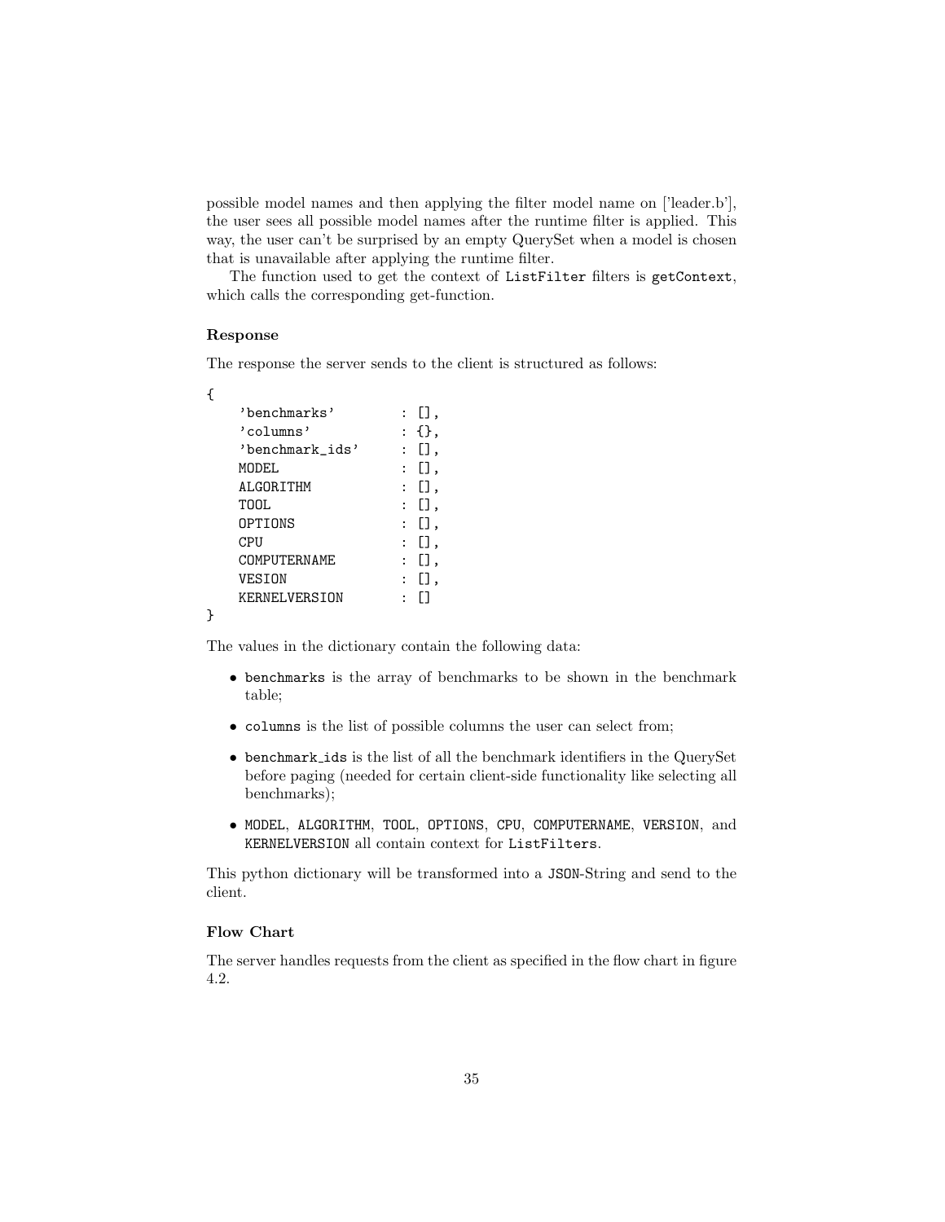possible model names and then applying the filter model name on ['leader.b'], the user sees all possible model names after the runtime filter is applied. This way, the user can't be surprised by an empty QuerySet when a model is chosen that is unavailable after applying the runtime filter.

The function used to get the context of `ListFilter` filters is `getContext`, which calls the corresponding get-function.

### Response

The response the server sends to the client is structured as follows:

```
{
    'benchmarks'        : [],
    'columns'           : {},
    'benchmark_ids'     : [],
    MODEL               : [],
    ALGORITHM           : [],
    TOOL                : [],
    OPTIONS             : [],
    CPU                 : [],
    COMPUTERNAME        : [],
    VESION              : [],
    KERNELVERSION       : []
}
```

The values in the dictionary contain the following data:

- `benchmarks` is the array of benchmarks to be shown in the benchmark table;
- `columns` is the list of possible columns the user can select from;
- `benchmark_ids` is the list of all the benchmark identifiers in the QuerySet before paging (needed for certain client-side functionality like selecting all benchmarks);
- `MODEL`, `ALGORITHM`, `TOOL`, `OPTIONS`, `CPU`, `COMPUTERNAME`, `VERSION`, and `KERNELVERSION` all contain context for `ListFilters`.

This python dictionary will be transformed into a `JSON`-String and send to the client.

### Flow Chart

The server handles requests from the client as specified in the flow chart in figure 4.2.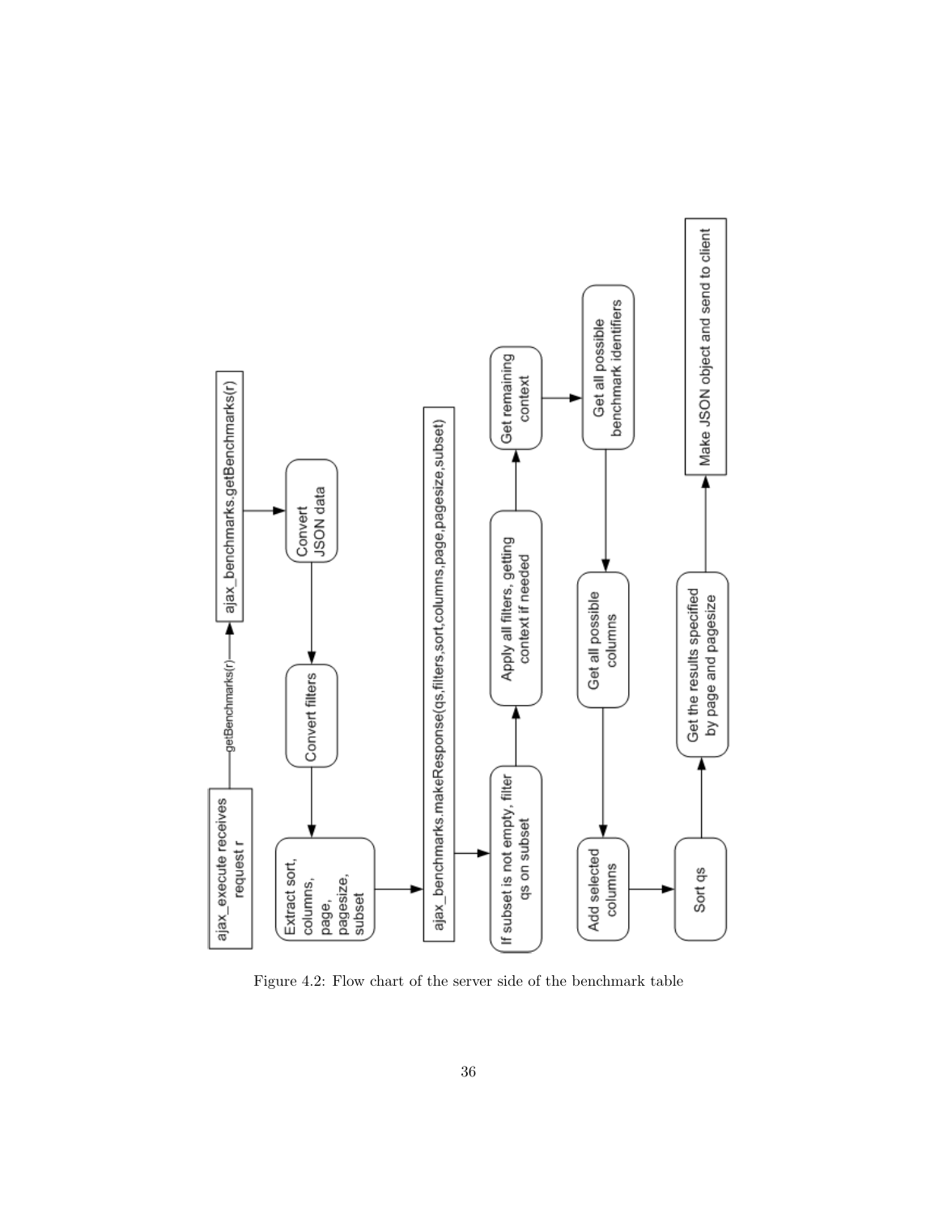ajax_execute receives request r

getBenchmarks(r)

ajax_benchmarks.getBenchmarks(r)

Convert JSON data

Convert filters

Extract sort, columns, page, pagesize, subset

ajax_benchmarks.makeResponse(qs,filters,sort,columns,page,pagesize,subset)

If subset is not empty, filter qs on subset

Apply all filters, getting context if needed

Get remaining context

Get all possible benchmark identifiers

Get all possible columns

Add selected columns

Sort qs

Get the results specified by page and pagesize

Make JSON object and send to client

Figure 4.2: Flow chart of the server side of the benchmark table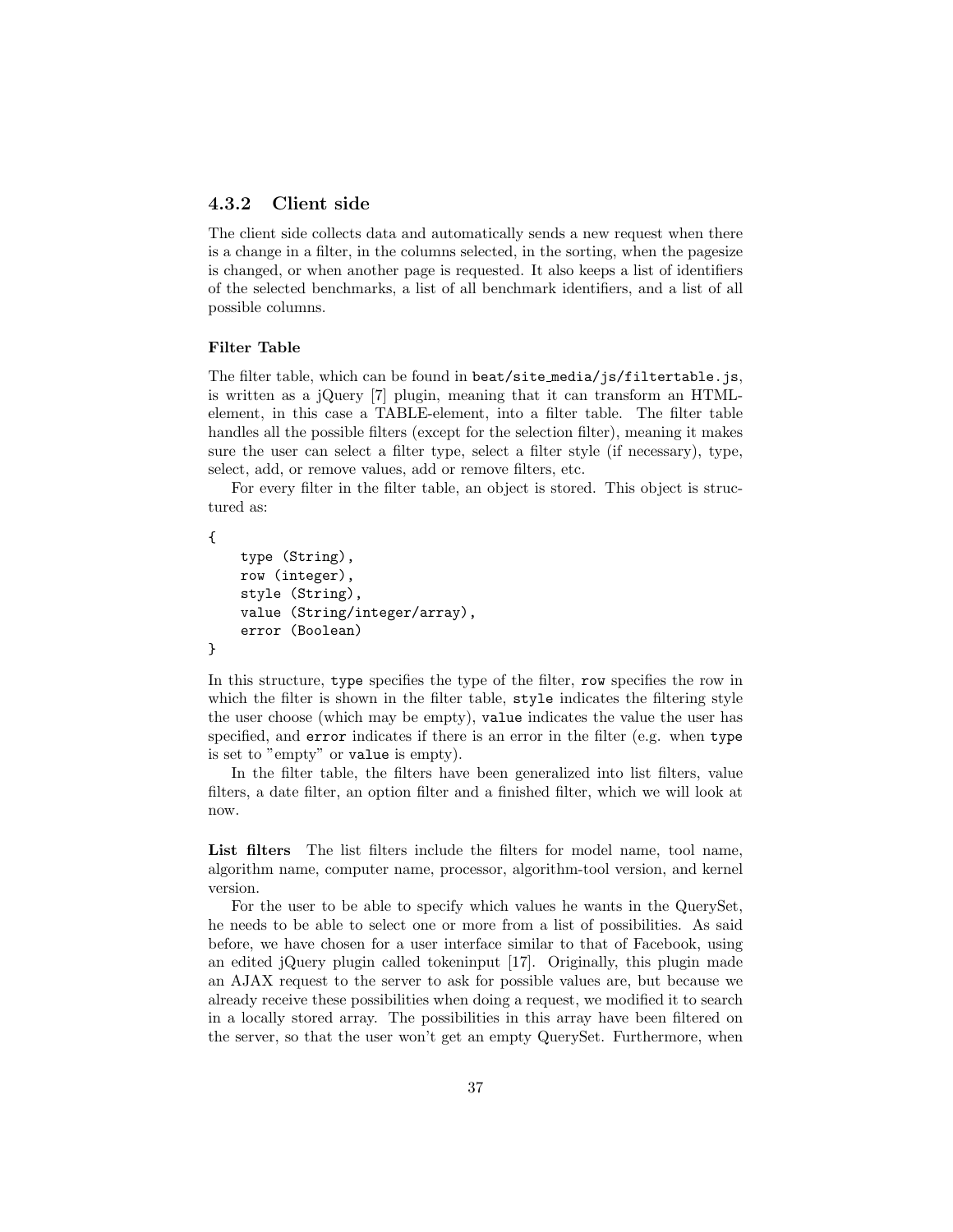### 4.3.2 Client side

The client side collects data and automatically sends a new request when there is a change in a filter, in the columns selected, in the sorting, when the pagesize is changed, or when another page is requested. It also keeps a list of identifiers of the selected benchmarks, a list of all benchmark identifiers, and a list of all possible columns.

#### Filter Table

The filter table, which can be found in `beat/site_media/js/filtertable.js`, is written as a jQuery [7] plugin, meaning that it can transform an HTML-element, in this case a TABLE-element, into a filter table. The filter table handles all the possible filters (except for the selection filter), meaning it makes sure the user can select a filter type, select a filter style (if necessary), type, select, add, or remove values, add or remove filters, etc.

For every filter in the filter table, an object is stored. This object is structured as:

```
{
    type (String),
    row (integer),
    style (String),
    value (String/integer/array),
    error (Boolean)
}
```

In this structure, `type` specifies the type of the filter, `row` specifies the row in which the filter is shown in the filter table, `style` indicates the filtering style the user choose (which may be empty), `value` indicates the value the user has specified, and `error` indicates if there is an error in the filter (e.g. when `type` is set to "empty" or `value` is empty).

In the filter table, the filters have been generalized into list filters, value filters, a date filter, an option filter and a finished filter, which we will look at now.

**List filters** The list filters include the filters for model name, tool name, algorithm name, computer name, processor, algorithm-tool version, and kernel version.

For the user to be able to specify which values he wants in the QuerySet, he needs to be able to select one or more from a list of possibilities. As said before, we have chosen for a user interface similar to that of Facebook, using an edited jQuery plugin called tokeninput [17]. Originally, this plugin made an AJAX request to the server to ask for possible values are, but because we already receive these possibilities when doing a request, we modified it to search in a locally stored array. The possibilities in this array have been filtered on the server, so that the user won't get an empty QuerySet. Furthermore, when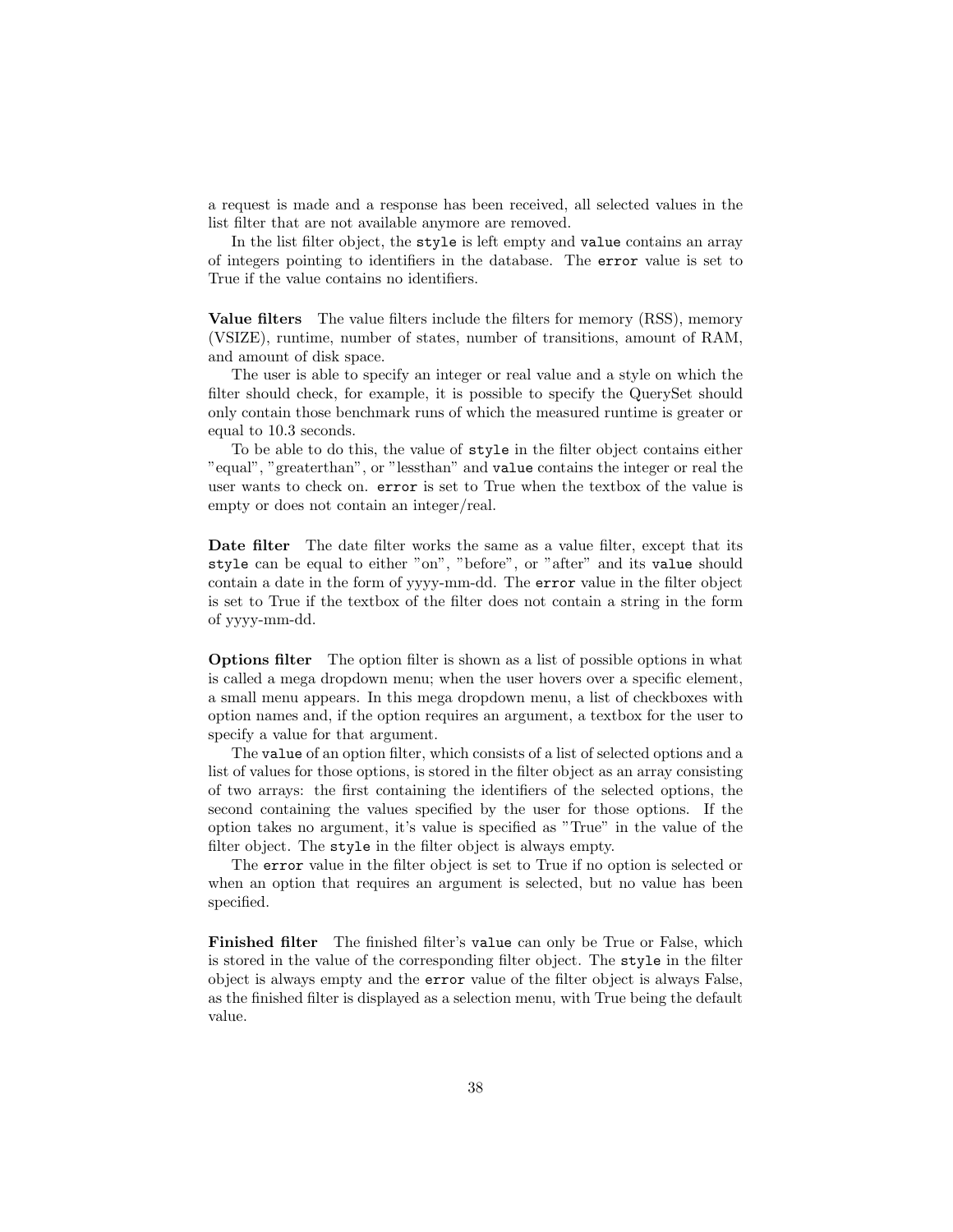a request is made and a response has been received, all selected values in the list filter that are not available anymore are removed.

In the list filter object, the `style` is left empty and `value` contains an array of integers pointing to identifiers in the database. The `error` value is set to True if the value contains no identifiers.

**Value filters** The value filters include the filters for memory (RSS), memory (VSIZE), runtime, number of states, number of transitions, amount of RAM, and amount of disk space.

The user is able to specify an integer or real value and a style on which the filter should check, for example, it is possible to specify the QuerySet should only contain those benchmark runs of which the measured runtime is greater or equal to 10.3 seconds.

To be able to do this, the value of `style` in the filter object contains either "equal", "greaterthan", or "lessthan" and `value` contains the integer or real the user wants to check on. `error` is set to True when the textbox of the value is empty or does not contain an integer/real.

**Date filter** The date filter works the same as a value filter, except that its `style` can be equal to either "on", "before", or "after" and its `value` should contain a date in the form of yyyy-mm-dd. The `error` value in the filter object is set to True if the textbox of the filter does not contain a string in the form of yyyy-mm-dd.

**Options filter** The option filter is shown as a list of possible options in what is called a mega dropdown menu; when the user hovers over a specific element, a small menu appears. In this mega dropdown menu, a list of checkboxes with option names and, if the option requires an argument, a textbox for the user to specify a value for that argument.

The `value` of an option filter, which consists of a list of selected options and a list of values for those options, is stored in the filter object as an array consisting of two arrays: the first containing the identifiers of the selected options, the second containing the values specified by the user for those options. If the option takes no argument, it's value is specified as "True" in the value of the filter object. The `style` in the filter object is always empty.

The `error` value in the filter object is set to True if no option is selected or when an option that requires an argument is selected, but no value has been specified.

**Finished filter** The finished filter's `value` can only be True or False, which is stored in the value of the corresponding filter object. The `style` in the filter object is always empty and the `error` value of the filter object is always False, as the finished filter is displayed as a selection menu, with True being the default value.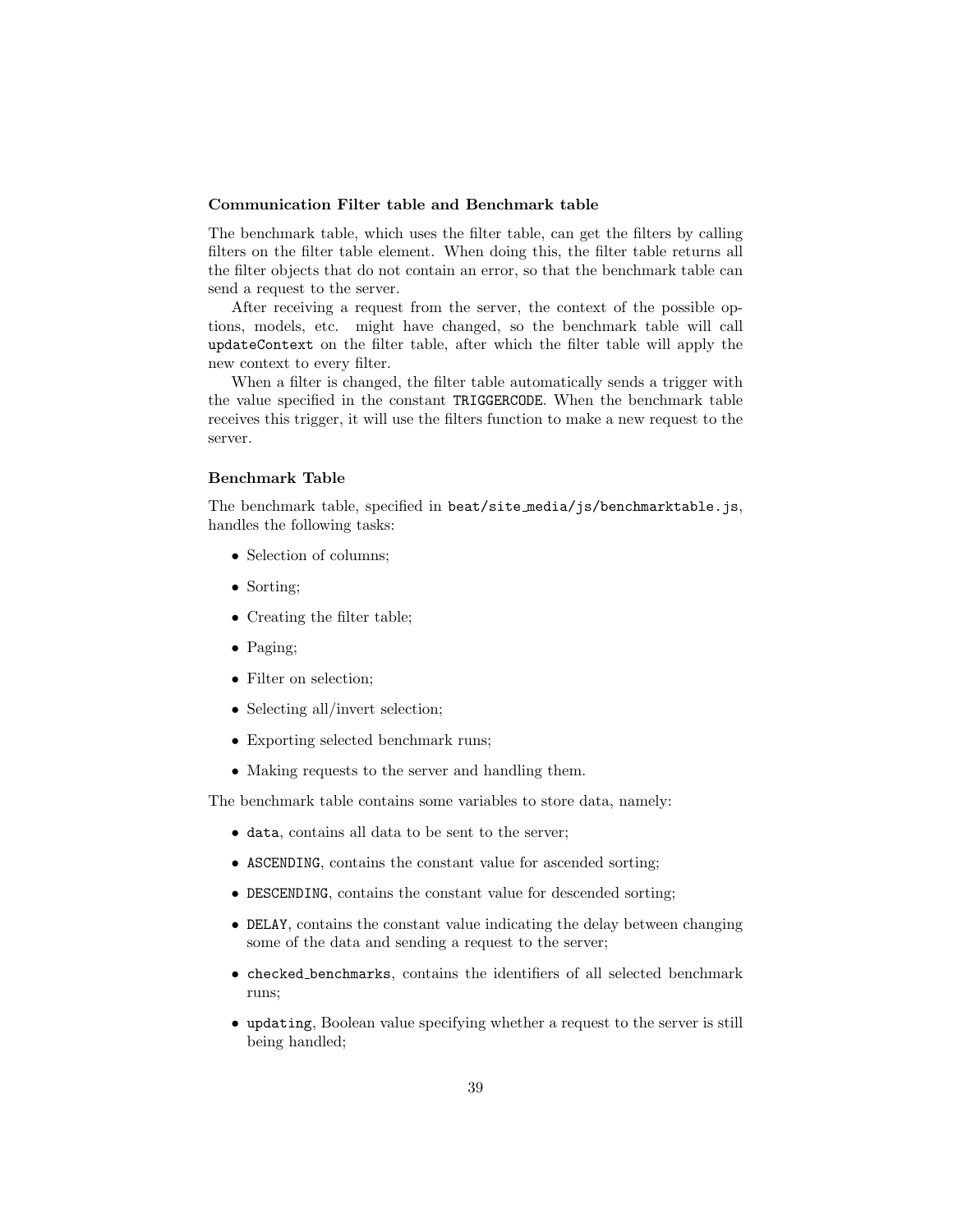### Communication Filter table and Benchmark table

The benchmark table, which uses the filter table, can get the filters by calling filters on the filter table element. When doing this, the filter table returns all the filter objects that do not contain an error, so that the benchmark table can send a request to the server.

After receiving a request from the server, the context of the possible options, models, etc. might have changed, so the benchmark table will call `updateContext` on the filter table, after which the filter table will apply the new context to every filter.

When a filter is changed, the filter table automatically sends a trigger with the value specified in the constant `TRIGGERCODE`. When the benchmark table receives this trigger, it will use the filters function to make a new request to the server.

### Benchmark Table

The benchmark table, specified in `beat/site_media/js/benchmarktable.js`, handles the following tasks:

- Selection of columns;
- Sorting;
- Creating the filter table;
- Paging;
- Filter on selection;
- Selecting all/invert selection;
- Exporting selected benchmark runs;
- Making requests to the server and handling them.

The benchmark table contains some variables to store data, namely:

- `data`, contains all data to be sent to the server;
- `ASCENDING`, contains the constant value for ascended sorting;
- `DESCENDING`, contains the constant value for descended sorting;
- `DELAY`, contains the constant value indicating the delay between changing some of the data and sending a request to the server;
- `checked_benchmarks`, contains the identifiers of all selected benchmark runs;
- `updating`, Boolean value specifying whether a request to the server is still being handled;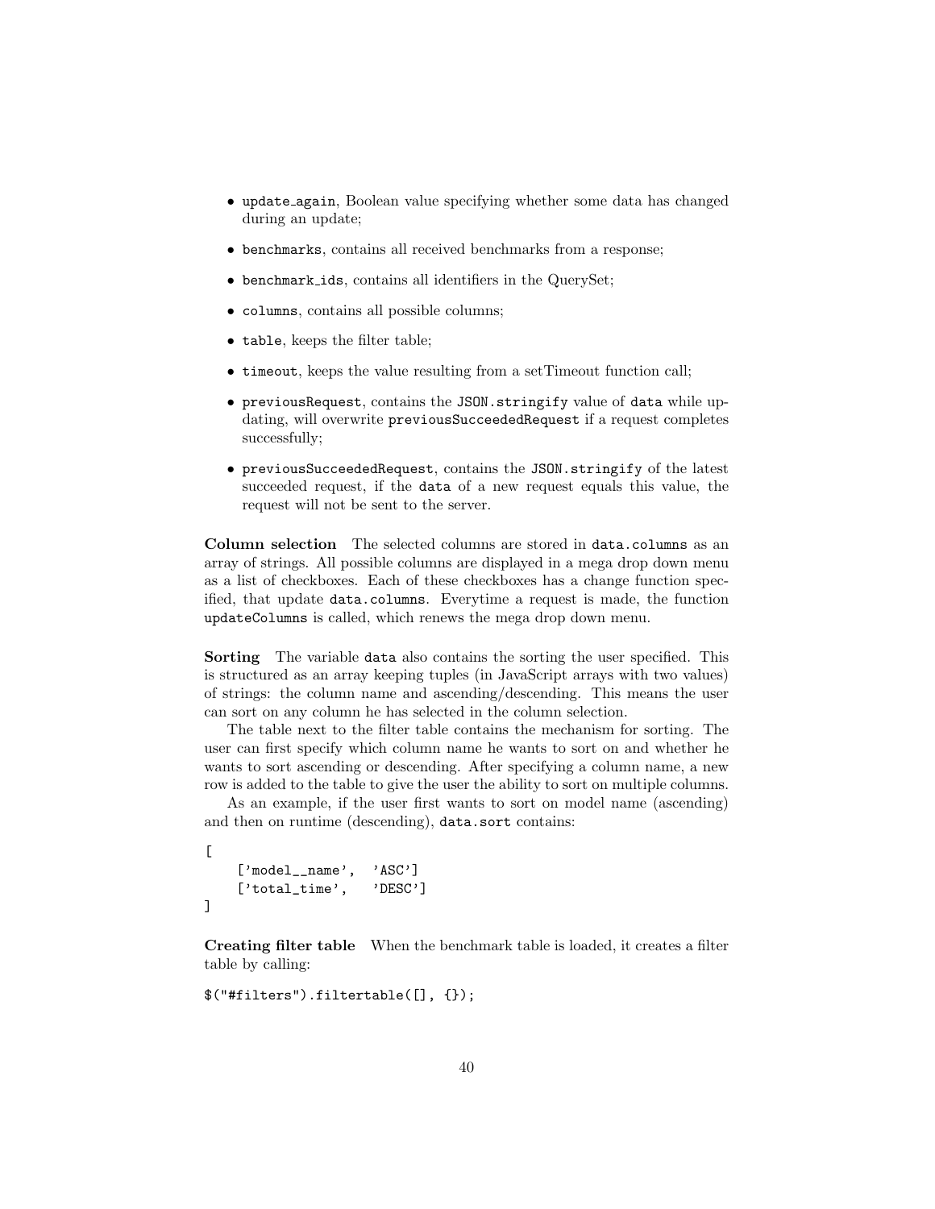- `update_again`, Boolean value specifying whether some data has changed during an update;
- `benchmarks`, contains all received benchmarks from a response;
- `benchmark_ids`, contains all identifiers in the QuerySet;
- `columns`, contains all possible columns;
- `table`, keeps the filter table;
- `timeout`, keeps the value resulting from a setTimeout function call;
- `previousRequest`, contains the `JSON.stringify` value of `data` while updating, will overwrite `previousSucceededRequest` if a request completes successfully;
- `previousSucceededRequest`, contains the `JSON.stringify` of the latest succeeded request, if the `data` of a new request equals this value, the request will not be sent to the server.

**Column selection** The selected columns are stored in `data.columns` as an array of strings. All possible columns are displayed in a mega drop down menu as a list of checkboxes. Each of these checkboxes has a change function specified, that update `data.columns`. Everytime a request is made, the function `updateColumns` is called, which renews the mega drop down menu.

**Sorting** The variable `data` also contains the sorting the user specified. This is structured as an array keeping tuples (in JavaScript arrays with two values) of strings: the column name and ascending/descending. This means the user can sort on any column he has selected in the column selection.

The table next to the filter table contains the mechanism for sorting. The user can first specify which column name he wants to sort on and whether he wants to sort ascending or descending. After specifying a column name, a new row is added to the table to give the user the ability to sort on multiple columns.

As an example, if the user first wants to sort on model name (ascending) and then on runtime (descending), `data.sort` contains:

```
[
    ['model__name',  'ASC']
    ['total_time',   'DESC']
]
```

**Creating filter table** When the benchmark table is loaded, it creates a filter table by calling:

```
$("#filters").filtertable([], {});
```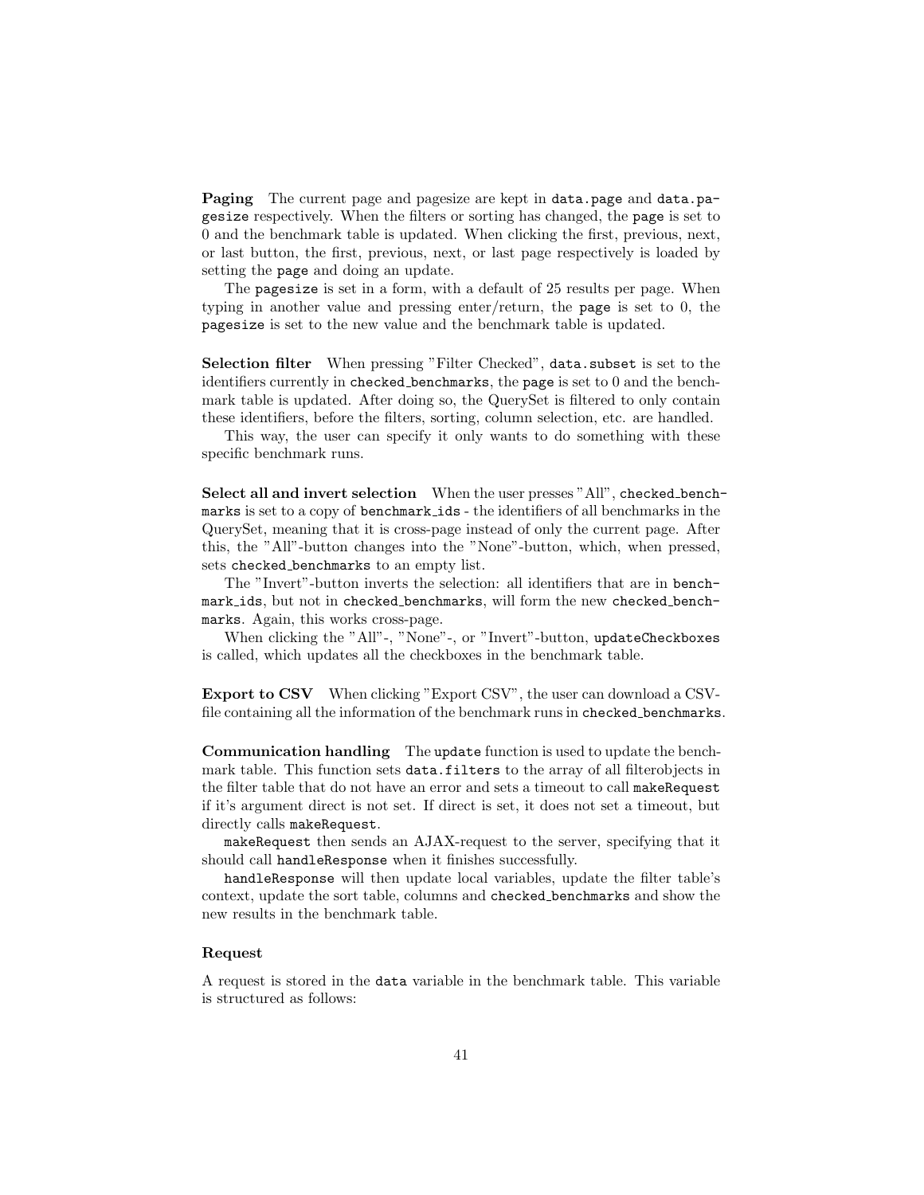**Paging** The current page and pagesize are kept in `data.page` and `data.pagesize` respectively. When the filters or sorting has changed, the `page` is set to 0 and the benchmark table is updated. When clicking the first, previous, next, or last button, the first, previous, next, or last page respectively is loaded by setting the `page` and doing an update.

The `pagesize` is set in a form, with a default of 25 results per page. When typing in another value and pressing enter/return, the `page` is set to 0, the `pagesize` is set to the new value and the benchmark table is updated.

**Selection filter** When pressing "Filter Checked", `data.subset` is set to the identifiers currently in `checked_benchmarks`, the `page` is set to 0 and the benchmark table is updated. After doing so, the QuerySet is filtered to only contain these identifiers, before the filters, sorting, column selection, etc. are handled.

This way, the user can specify it only wants to do something with these specific benchmark runs.

**Select all and invert selection** When the user presses "All", `checked_benchmarks` is set to a copy of `benchmark_ids` - the identifiers of all benchmarks in the QuerySet, meaning that it is cross-page instead of only the current page. After this, the "All"-button changes into the "None"-button, which, when pressed, sets `checked_benchmarks` to an empty list.

The "Invert"-button inverts the selection: all identifiers that are in `benchmark_ids`, but not in `checked_benchmarks`, will form the new `checked_benchmarks`. Again, this works cross-page.

When clicking the "All"-, "None"-, or "Invert"-button, `updateCheckboxes` is called, which updates all the checkboxes in the benchmark table.

**Export to CSV** When clicking "Export CSV", the user can download a CSV-file containing all the information of the benchmark runs in `checked_benchmarks`.

**Communication handling** The `update` function is used to update the benchmark table. This function sets `data.filters` to the array of all filterobjects in the filter table that do not have an error and sets a timeout to call `makeRequest` if it's argument direct is not set. If direct is set, it does not set a timeout, but directly calls `makeRequest`.

`makeRequest` then sends an AJAX-request to the server, specifying that it should call `handleResponse` when it finishes successfully.

`handleResponse` will then update local variables, update the filter table's context, update the sort table, columns and `checked_benchmarks` and show the new results in the benchmark table.

#### Request

A request is stored in the `data` variable in the benchmark table. This variable is structured as follows: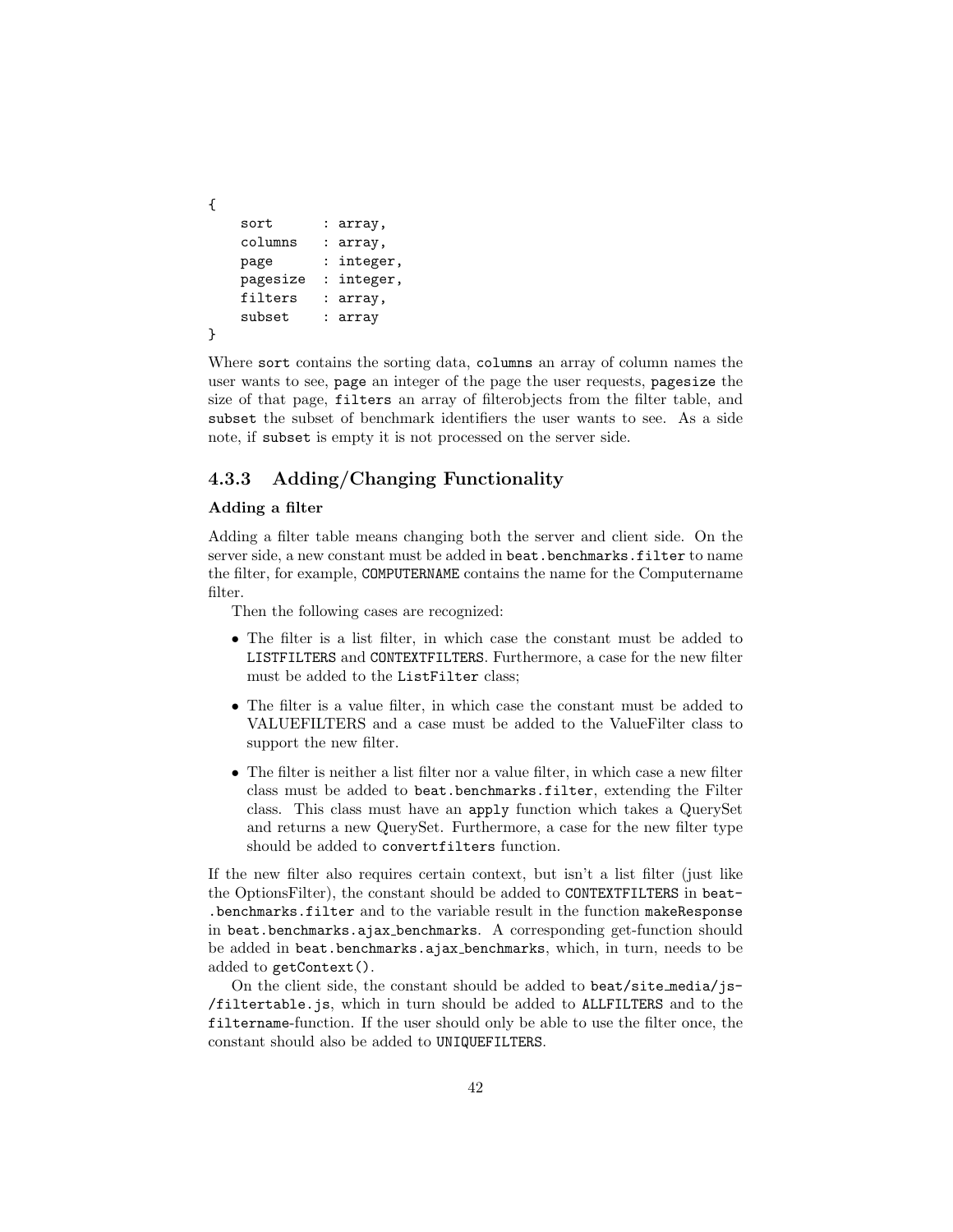```
{
    sort      : array,
    columns   : array,
    page      : integer,
    pagesize  : integer,
    filters   : array,
    subset    : array
}
```

Where `sort` contains the sorting data, `columns` an array of column names the user wants to see, `page` an integer of the page the user requests, `pagesize` the size of that page, `filters` an array of filterobjects from the filter table, and `subset` the subset of benchmark identifiers the user wants to see. As a side note, if `subset` is empty it is not processed on the server side.

### 4.3.3 Adding/Changing Functionality

**Adding a filter**

Adding a filter table means changing both the server and client side. On the server side, a new constant must be added in `beat.benchmarks.filter` to name the filter, for example, `COMPUTERNAME` contains the name for the Computername filter.

Then the following cases are recognized:

- The filter is a list filter, in which case the constant must be added to `LISTFILTERS` and `CONTEXTFILTERS`. Furthermore, a case for the new filter must be added to the `ListFilter` class;
- The filter is a value filter, in which case the constant must be added to VALUEFILTERS and a case must be added to the ValueFilter class to support the new filter.
- The filter is neither a list filter nor a value filter, in which case a new filter class must be added to `beat.benchmarks.filter`, extending the Filter class. This class must have an `apply` function which takes a QuerySet and returns a new QuerySet. Furthermore, a case for the new filter type should be added to `convertfilters` function.

If the new filter also requires certain context, but isn't a list filter (just like the OptionsFilter), the constant should be added to `CONTEXTFILTERS` in `beat.benchmarks.filter` and to the variable result in the function `makeResponse` in `beat.benchmarks.ajax_benchmarks`. A corresponding get-function should be added in `beat.benchmarks.ajax_benchmarks`, which, in turn, needs to be added to `getContext()`.

On the client side, the constant should be added to `beat/site_media/js/filtertable.js`, which in turn should be added to `ALLFILTERS` and to the `filtername`-function. If the user should only be able to use the filter once, the constant should also be added to `UNIQUEFILTERS`.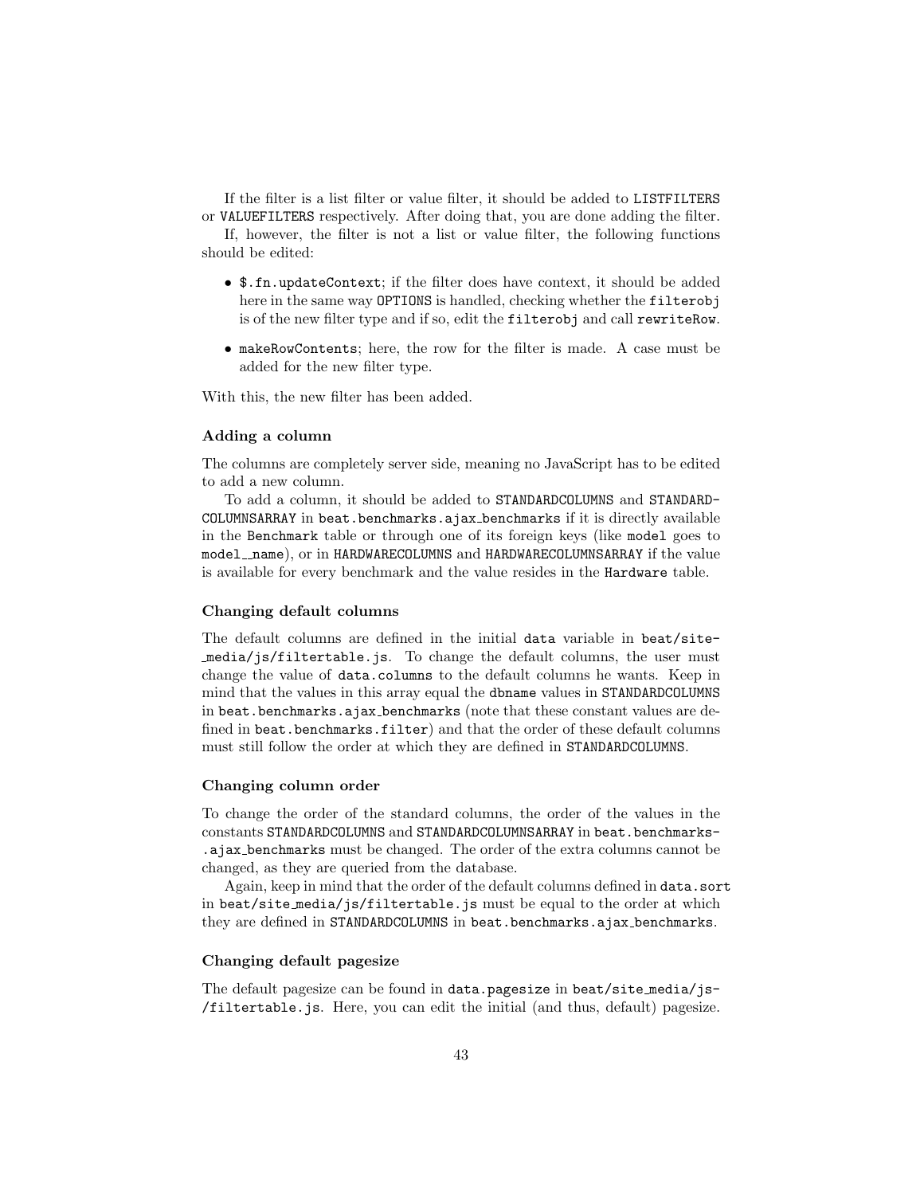If the filter is a list filter or value filter, it should be added to `LISTFILTERS` or `VALUEFILTERS` respectively. After doing that, you are done adding the filter.

If, however, the filter is not a list or value filter, the following functions should be edited:

- `$.fn.updateContext`; if the filter does have context, it should be added here in the same way `OPTIONS` is handled, checking whether the `filterobj` is of the new filter type and if so, edit the `filterobj` and call `rewriteRow`.
- `makeRowContents`; here, the row for the filter is made. A case must be added for the new filter type.

With this, the new filter has been added.

### Adding a column

The columns are completely server side, meaning no JavaScript has to be edited to add a new column.

To add a column, it should be added to `STANDARDCOLUMNS` and `STANDARDCOLUMNSARRAY` in `beat.benchmarks.ajax_benchmarks` if it is directly available in the `Benchmark` table or through one of its foreign keys (like `model` goes to `model__name`), or in `HARDWARECOLUMNS` and `HARDWARECOLUMNSARRAY` if the value is available for every benchmark and the value resides in the `Hardware` table.

### Changing default columns

The default columns are defined in the initial `data` variable in `beat/site_media/js/filtertable.js`. To change the default columns, the user must change the value of `data.columns` to the default columns he wants. Keep in mind that the values in this array equal the `dbname` values in `STANDARDCOLUMNS` in `beat.benchmarks.ajax_benchmarks` (note that these constant values are defined in `beat.benchmarks.filter`) and that the order of these default columns must still follow the order at which they are defined in `STANDARDCOLUMNS`.

### Changing column order

To change the order of the standard columns, the order of the values in the constants `STANDARDCOLUMNS` and `STANDARDCOLUMNSARRAY` in `beat.benchmarks.ajax_benchmarks` must be changed. The order of the extra columns cannot be changed, as they are queried from the database.

Again, keep in mind that the order of the default columns defined in `data.sort` in `beat/site_media/js/filtertable.js` must be equal to the order at which they are defined in `STANDARDCOLUMNS` in `beat.benchmarks.ajax_benchmarks`.

### Changing default pagesize

The default pagesize can be found in `data.pagesize` in `beat/site_media/js/filtertable.js`. Here, you can edit the initial (and thus, default) pagesize.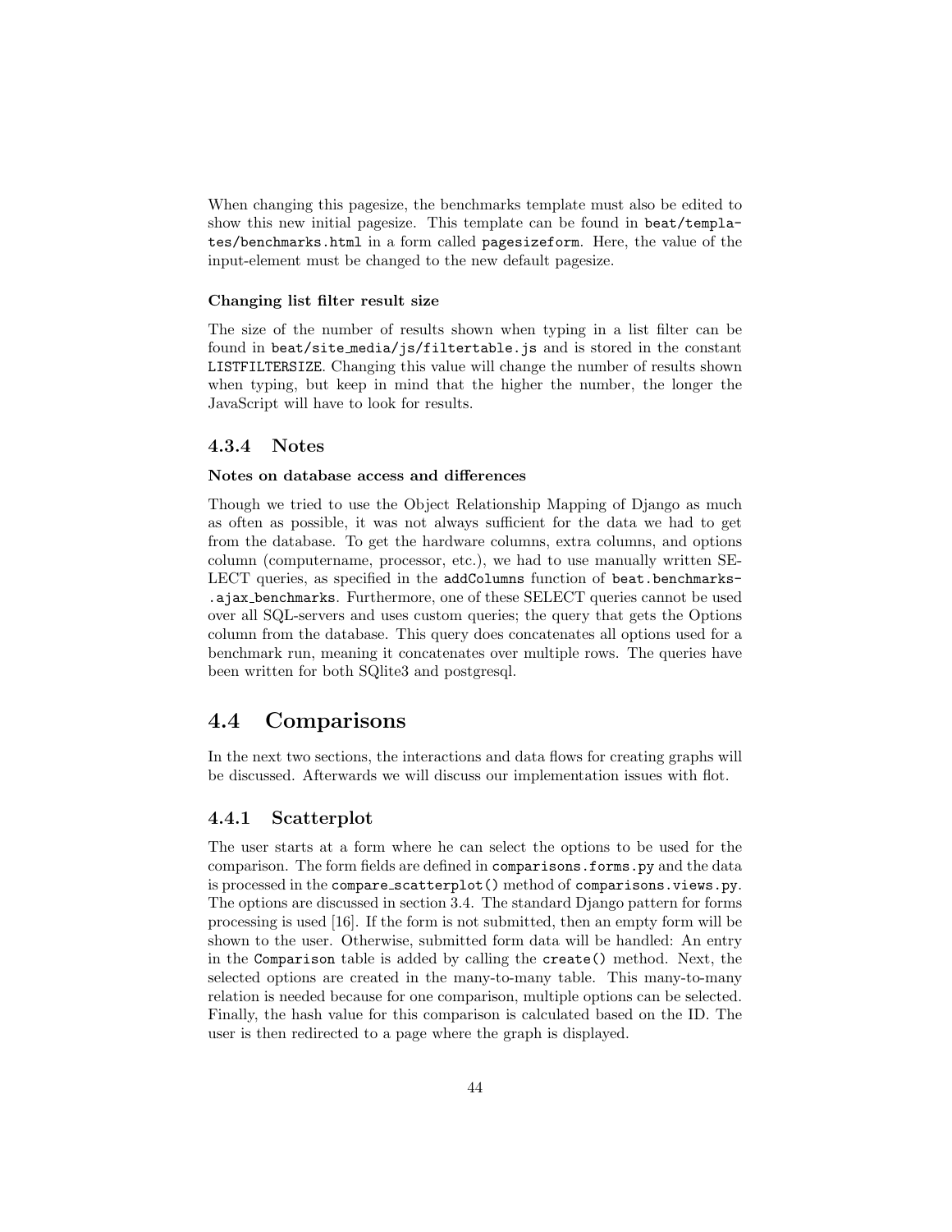When changing this pagesize, the benchmarks template must also be edited to show this new initial pagesize. This template can be found in `beat/templates/benchmarks.html` in a form called `pagesizeform`. Here, the value of the input-element must be changed to the new default pagesize.

#### Changing list filter result size

The size of the number of results shown when typing in a list filter can be found in `beat/site_media/js/filtertable.js` and is stored in the constant `LISTFILTERSIZE`. Changing this value will change the number of results shown when typing, but keep in mind that the higher the number, the longer the JavaScript will have to look for results.

### 4.3.4 Notes

#### Notes on database access and differences

Though we tried to use the Object Relationship Mapping of Django as much as often as possible, it was not always sufficient for the data we had to get from the database. To get the hardware columns, extra columns, and options column (computername, processor, etc.), we had to use manually written SELECT queries, as specified in the `addColumns` function of `beat.benchmarks.ajax_benchmarks`. Furthermore, one of these SELECT queries cannot be used over all SQL-servers and uses custom queries; the query that gets the Options column from the database. This query does concatenates all options used for a benchmark run, meaning it concatenates over multiple rows. The queries have been written for both SQlite3 and postgresql.

## 4.4 Comparisons

In the next two sections, the interactions and data flows for creating graphs will be discussed. Afterwards we will discuss our implementation issues with flot.

### 4.4.1 Scatterplot

The user starts at a form where he can select the options to be used for the comparison. The form fields are defined in `comparisons.forms.py` and the data is processed in the `compare_scatterplot()` method of `comparisons.views.py`. The options are discussed in section 3.4. The standard Django pattern for forms processing is used [16]. If the form is not submitted, then an empty form will be shown to the user. Otherwise, submitted form data will be handled: An entry in the `Comparison` table is added by calling the `create()` method. Next, the selected options are created in the many-to-many table. This many-to-many relation is needed because for one comparison, multiple options can be selected. Finally, the hash value for this comparison is calculated based on the ID. The user is then redirected to a page where the graph is displayed.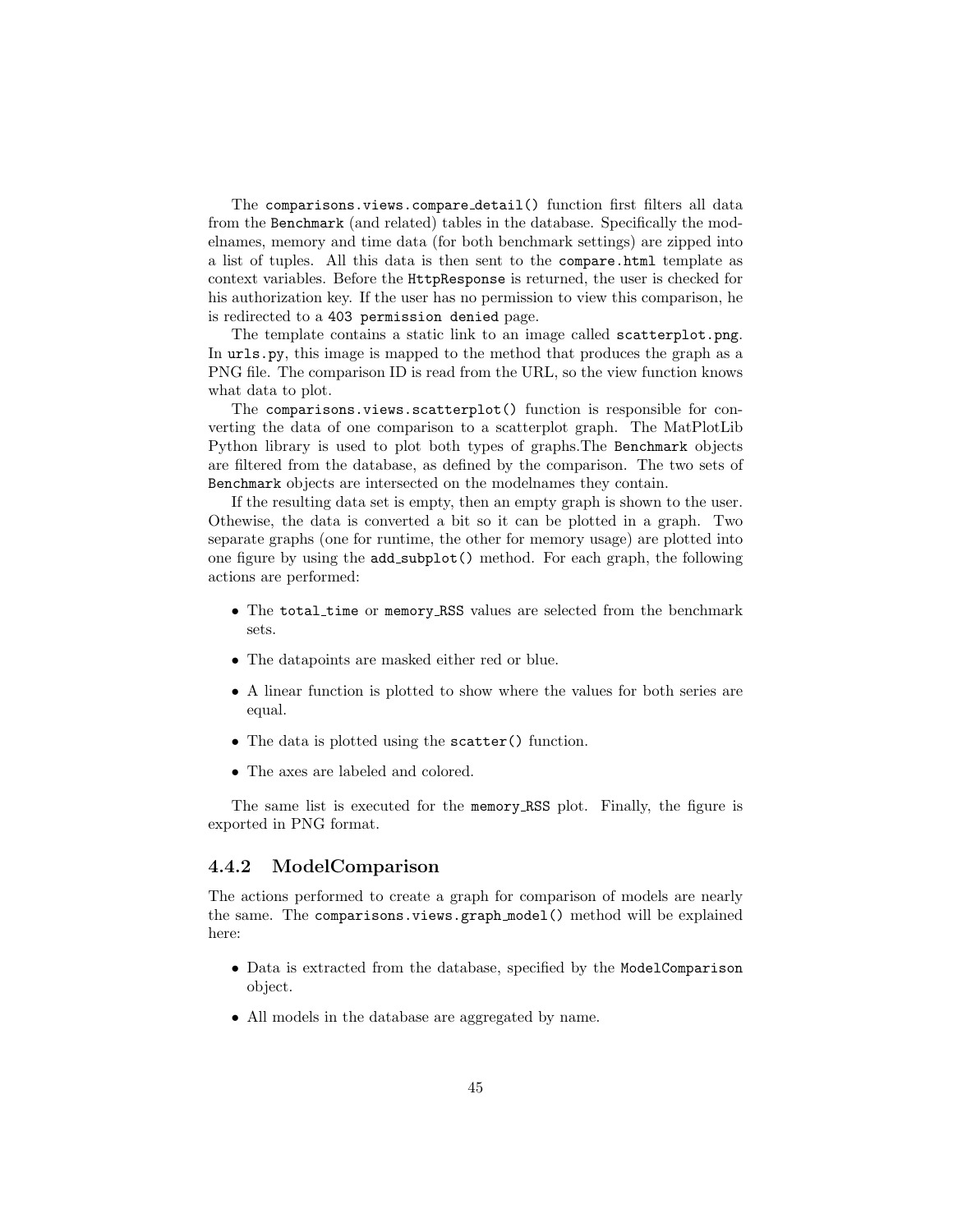The `comparisons.views.compare_detail()` function first filters all data from the `Benchmark` (and related) tables in the database. Specifically the modelnames, memory and time data (for both benchmark settings) are zipped into a list of tuples. All this data is then sent to the `compare.html` template as context variables. Before the `HttpResponse` is returned, the user is checked for his authorization key. If the user has no permission to view this comparison, he is redirected to a `403 permission denied` page.

The template contains a static link to an image called `scatterplot.png`. In `urls.py`, this image is mapped to the method that produces the graph as a PNG file. The comparison ID is read from the URL, so the view function knows what data to plot.

The `comparisons.views.scatterplot()` function is responsible for converting the data of one comparison to a scatterplot graph. The MatPlotLib Python library is used to plot both types of graphs.The `Benchmark` objects are filtered from the database, as defined by the comparison. The two sets of `Benchmark` objects are intersected on the modelnames they contain.

If the resulting data set is empty, then an empty graph is shown to the user. Othewise, the data is converted a bit so it can be plotted in a graph. Two separate graphs (one for runtime, the other for memory usage) are plotted into one figure by using the `add_subplot()` method. For each graph, the following actions are performed:

- The `total_time` or `memory_RSS` values are selected from the benchmark sets.
- The datapoints are masked either red or blue.
- A linear function is plotted to show where the values for both series are equal.
- The data is plotted using the `scatter()` function.
- The axes are labeled and colored.

The same list is executed for the `memory_RSS` plot. Finally, the figure is exported in PNG format.

### 4.4.2 ModelComparison

The actions performed to create a graph for comparison of models are nearly the same. The `comparisons.views.graph_model()` method will be explained here:

- Data is extracted from the database, specified by the `ModelComparison` object.
- All models in the database are aggregated by name.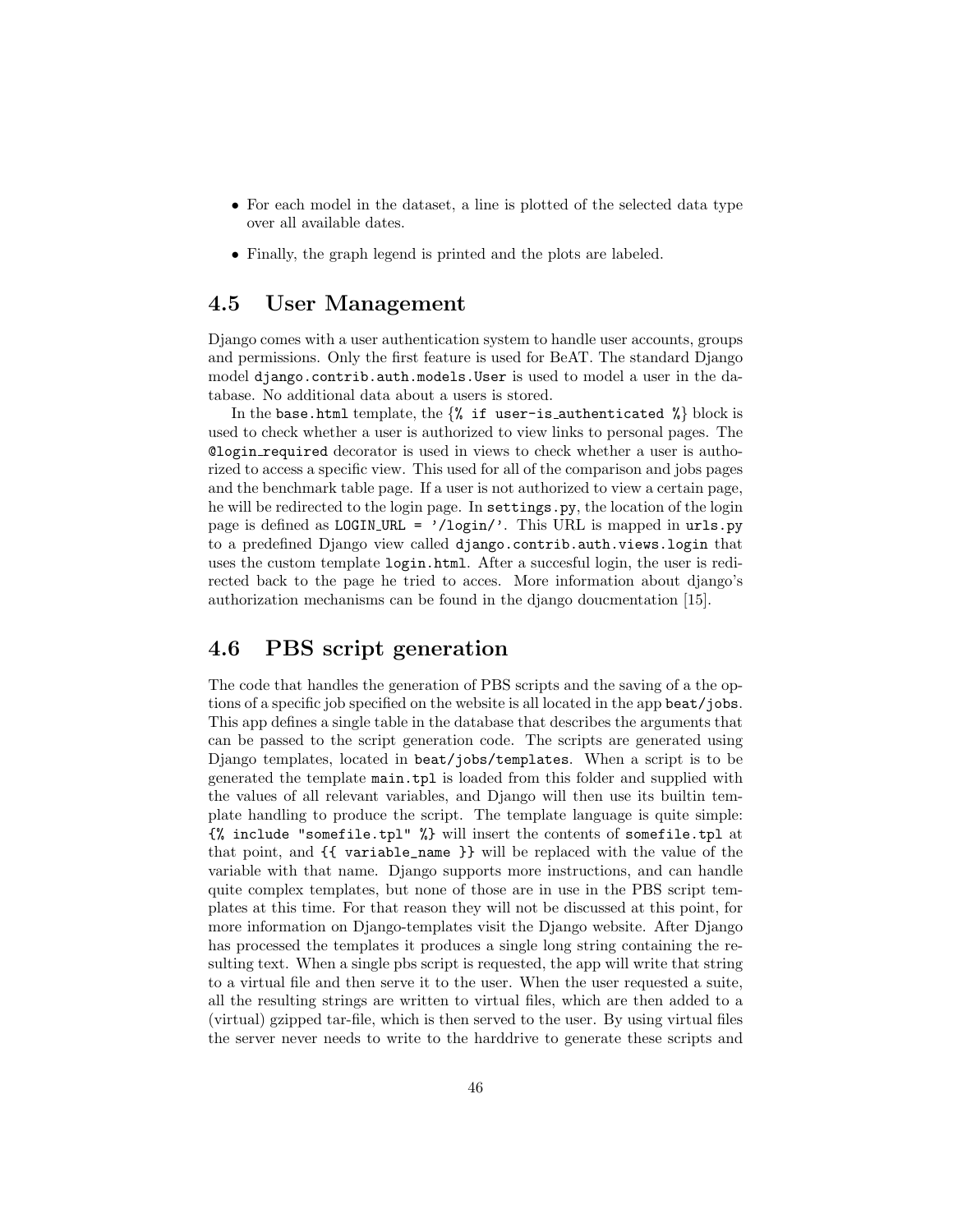- For each model in the dataset, a line is plotted of the selected data type over all available dates.
- Finally, the graph legend is printed and the plots are labeled.

## 4.5 User Management

Django comes with a user authentication system to handle user accounts, groups and permissions. Only the first feature is used for BeAT. The standard Django model `django.contrib.auth.models.User` is used to model a user in the database. No additional data about a users is stored.

In the `base.html` template, the {`% if user-is_authenticated %`} block is used to check whether a user is authorized to view links to personal pages. The `@login_required` decorator is used in views to check whether a user is authorized to access a specific view. This used for all of the comparison and jobs pages and the benchmark table page. If a user is not authorized to view a certain page, he will be redirected to the login page. In `settings.py`, the location of the login page is defined as `LOGIN_URL = '/login/'`. This URL is mapped in `urls.py` to a predefined Django view called `django.contrib.auth.views.login` that uses the custom template `login.html`. After a succesful login, the user is redirected back to the page he tried to acces. More information about django's authorization mechanisms can be found in the django doucmentation [15].

## 4.6 PBS script generation

The code that handles the generation of PBS scripts and the saving of a the options of a specific job specified on the website is all located in the app `beat/jobs`. This app defines a single table in the database that describes the arguments that can be passed to the script generation code. The scripts are generated using Django templates, located in `beat/jobs/templates`. When a script is to be generated the template `main.tpl` is loaded from this folder and supplied with the values of all relevant variables, and Django will then use its builtin template handling to produce the script. The template language is quite simple: `{% include "somefile.tpl" %}` will insert the contents of `somefile.tpl` at that point, and `{{ variable_name }}` will be replaced with the value of the variable with that name. Django supports more instructions, and can handle quite complex templates, but none of those are in use in the PBS script templates at this time. For that reason they will not be discussed at this point, for more information on Django-templates visit the Django website. After Django has processed the templates it produces a single long string containing the resulting text. When a single pbs script is requested, the app will write that string to a virtual file and then serve it to the user. When the user requested a suite, all the resulting strings are written to virtual files, which are then added to a (virtual) gzipped tar-file, which is then served to the user. By using virtual files the server never needs to write to the harddrive to generate these scripts and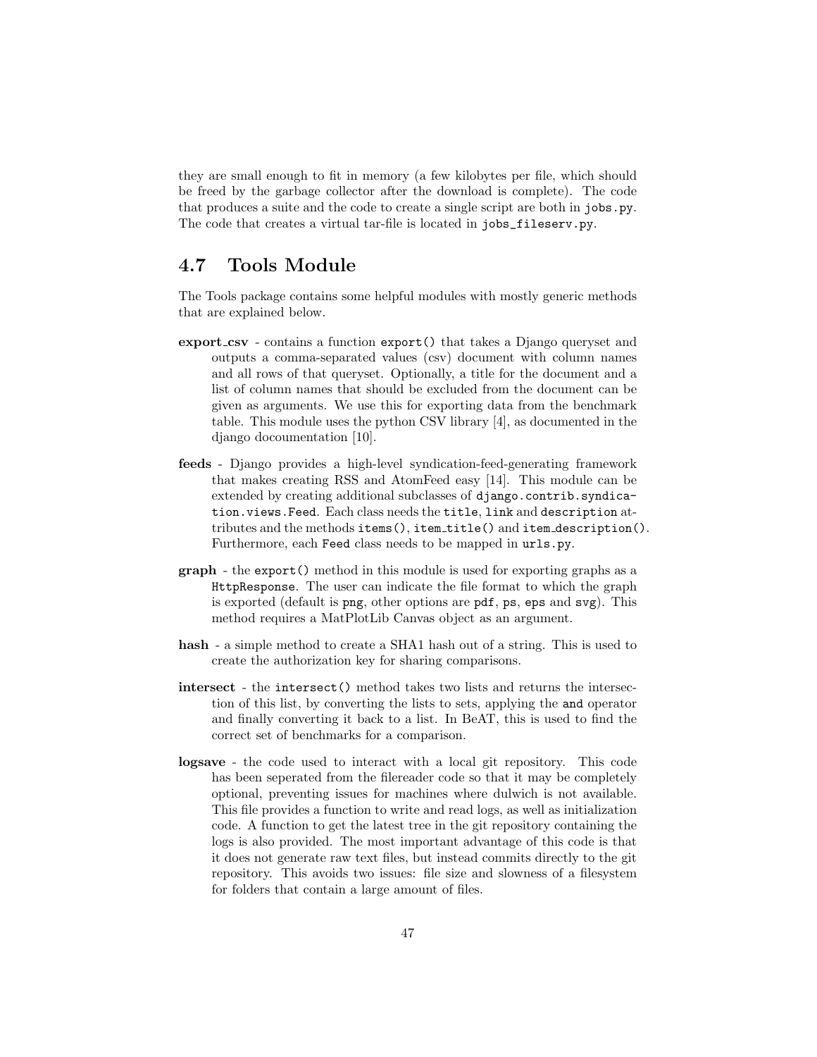they are small enough to fit in memory (a few kilobytes per file, which should be freed by the garbage collector after the download is complete). The code that produces a suite and the code to create a single script are both in `jobs.py`. The code that creates a virtual tar-file is located in `jobs_fileserv.py`.

## 4.7 Tools Module

The Tools package contains some helpful modules with mostly generic methods that are explained below.

**export_csv** - contains a function `export()` that takes a Django queryset and outputs a comma-separated values (csv) document with column names and all rows of that queryset. Optionally, a title for the document and a list of column names that should be excluded from the document can be given as arguments. We use this for exporting data from the benchmark table. This module uses the python CSV library [4], as documented in the django docoumentation [10].

**feeds** - Django provides a high-level syndication-feed-generating framework that makes creating RSS and AtomFeed easy [14]. This module can be extended by creating additional subclasses of `django.contrib.syndication.views.Feed`. Each class needs the `title`, `link` and `description` attributes and the methods `items()`, `item_title()` and `item_description()`. Furthermore, each `Feed` class needs to be mapped in `urls.py`.

**graph** - the `export()` method in this module is used for exporting graphs as a `HttpResponse`. The user can indicate the file format to which the graph is exported (default is `png`, other options are `pdf`, `ps`, `eps` and `svg`). This method requires a MatPlotLib Canvas object as an argument.

**hash** - a simple method to create a SHA1 hash out of a string. This is used to create the authorization key for sharing comparisons.

**intersect** - the `intersect()` method takes two lists and returns the intersection of this list, by converting the lists to sets, applying the `and` operator and finally converting it back to a list. In BeAT, this is used to find the correct set of benchmarks for a comparison.

**logsave** - the code used to interact with a local git repository. This code has been seperated from the filereader code so that it may be completely optional, preventing issues for machines where dulwich is not available. This file provides a function to write and read logs, as well as initialization code. A function to get the latest tree in the git repository containing the logs is also provided. The most important advantage of this code is that it does not generate raw text files, but instead commits directly to the git repository. This avoids two issues: file size and slowness of a filesystem for folders that contain a large amount of files.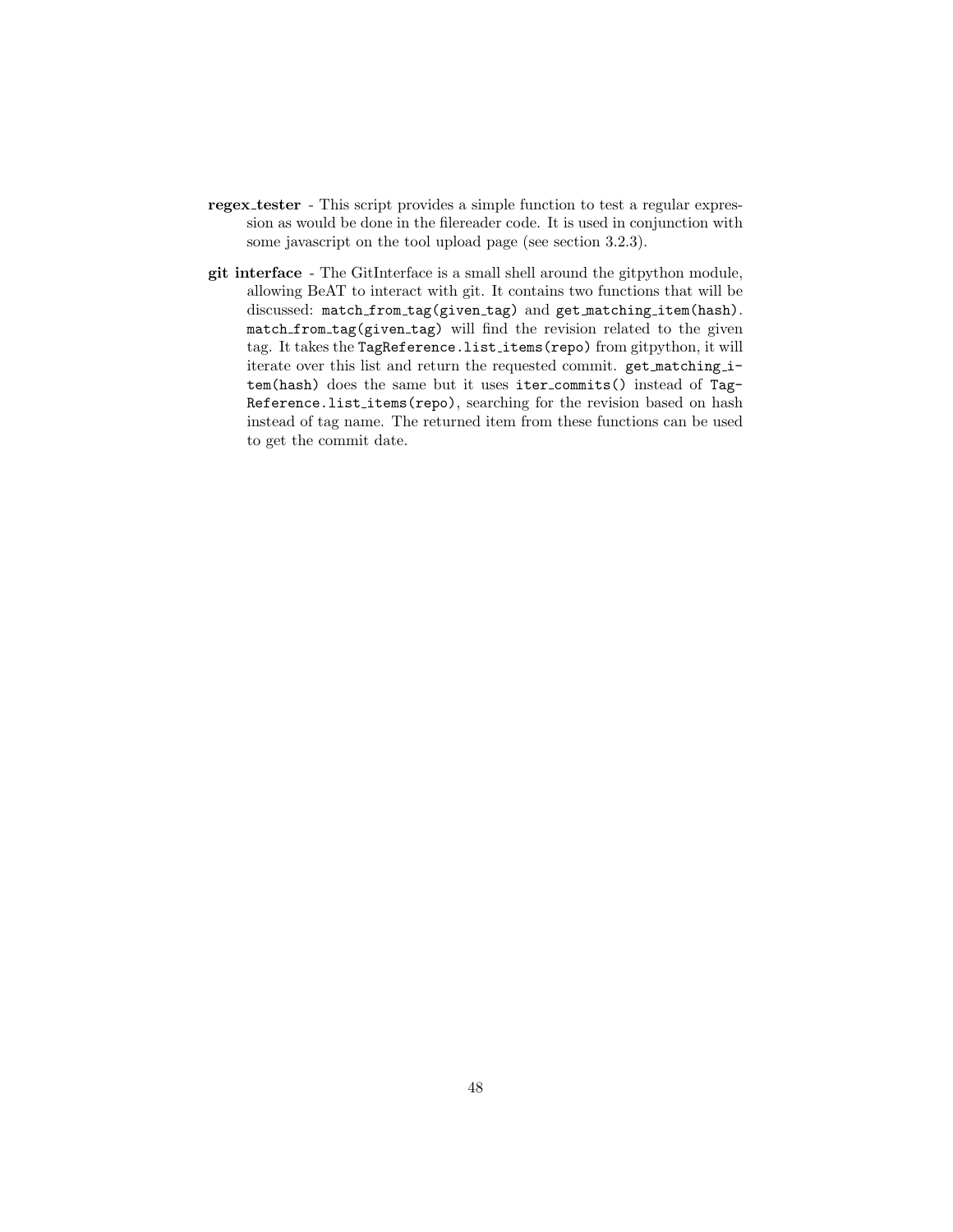**regex_tester** - This script provides a simple function to test a regular expression as would be done in the filereader code. It is used in conjunction with some javascript on the tool upload page (see section 3.2.3).

**git interface** - The GitInterface is a small shell around the gitpython module, allowing BeAT to interact with git. It contains two functions that will be discussed: `match_from_tag(given_tag)` and `get_matching_item(hash)`. `match_from_tag(given_tag)` will find the revision related to the given tag. It takes the `TagReference.list_items(repo)` from gitpython, it will iterate over this list and return the requested commit. `get_matching_item(hash)` does the same but it uses `iter_commits()` instead of `TagReference.list_items(repo)`, searching for the revision based on hash instead of tag name. The returned item from these functions can be used to get the commit date.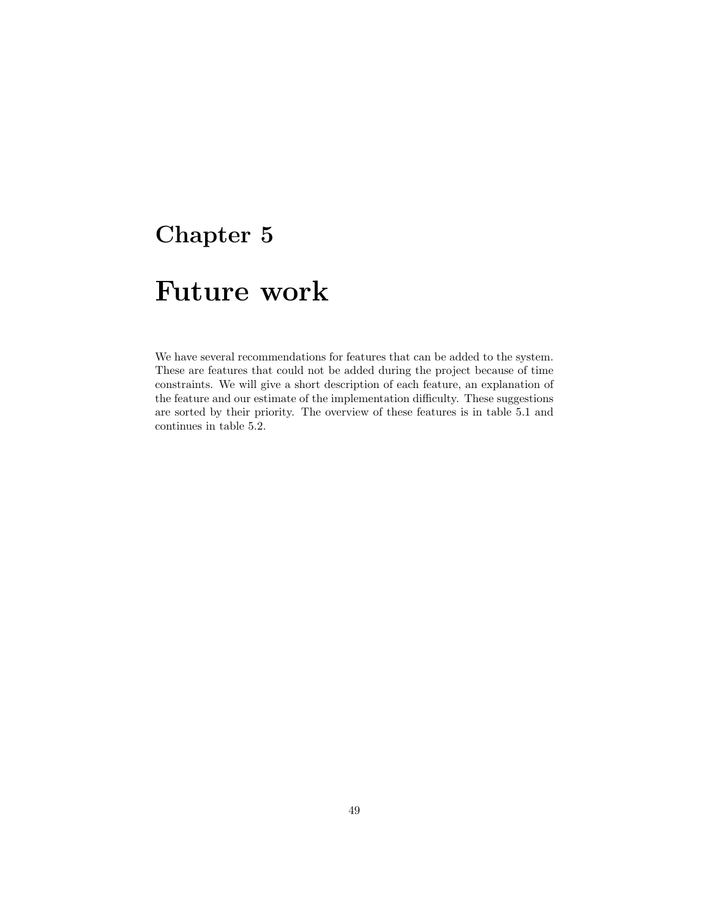# Chapter 5

# Future work

We have several recommendations for features that can be added to the system. These are features that could not be added during the project because of time constraints. We will give a short description of each feature, an explanation of the feature and our estimate of the implementation difficulty. These suggestions are sorted by their priority. The overview of these features is in table 5.1 and continues in table 5.2.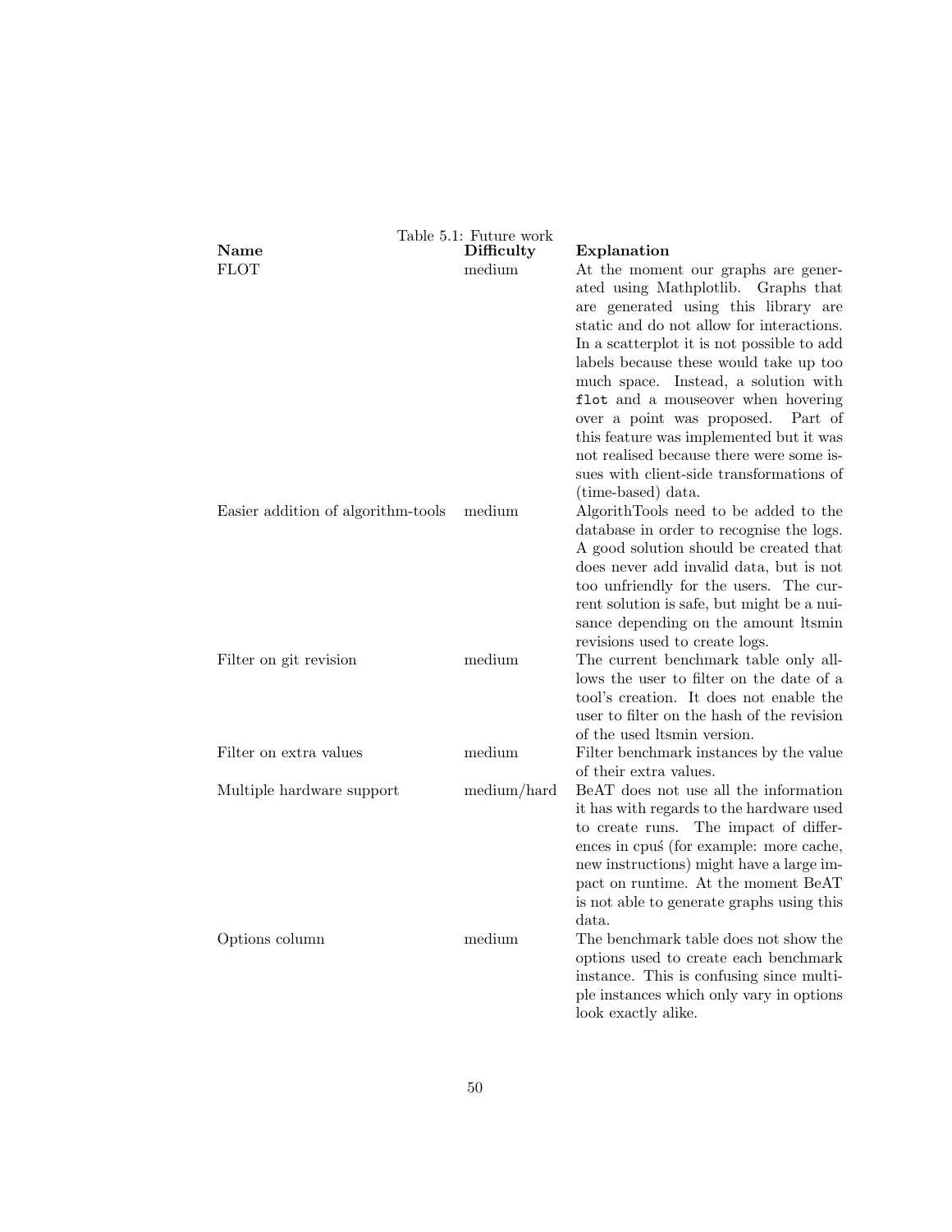Table 5.1: Future work

| Name | Difficulty | Explanation |
|---|---|---|
| FLOT | medium | At the moment our graphs are generated using Mathplotlib. Graphs that are generated using this library are static and do not allow for interactions. In a scatterplot it is not possible to add labels because these would take up too much space. Instead, a solution with `flot` and a mouseover when hovering over a point was proposed. Part of this feature was implemented but it was not realised because there were some issues with client-side transformations of (time-based) data. |
| Easier addition of algorithm-tools | medium | AlgorithTools need to be added to the database in order to recognise the logs. A good solution should be created that does never add invalid data, but is not too unfriendly for the users. The current solution is safe, but might be a nuisance depending on the amount ltsmin revisions used to create logs. |
| Filter on git revision | medium | The current benchmark table only allows the user to filter on the date of a tool's creation. It does not enable the user to filter on the hash of the revision of the used ltsmin version. |
| Filter on extra values | medium | Filter benchmark instances by the value of their extra values. |
| Multiple hardware support | medium/hard | BeAT does not use all the information it has with regards to the hardware used to create runs. The impact of differences in cpuś (for example: more cache, new instructions) might have a large impact on runtime. At the moment BeAT is not able to generate graphs using this data. |
| Options column | medium | The benchmark table does not show the options used to create each benchmark instance. This is confusing since multiple instances which only vary in options look exactly alike. |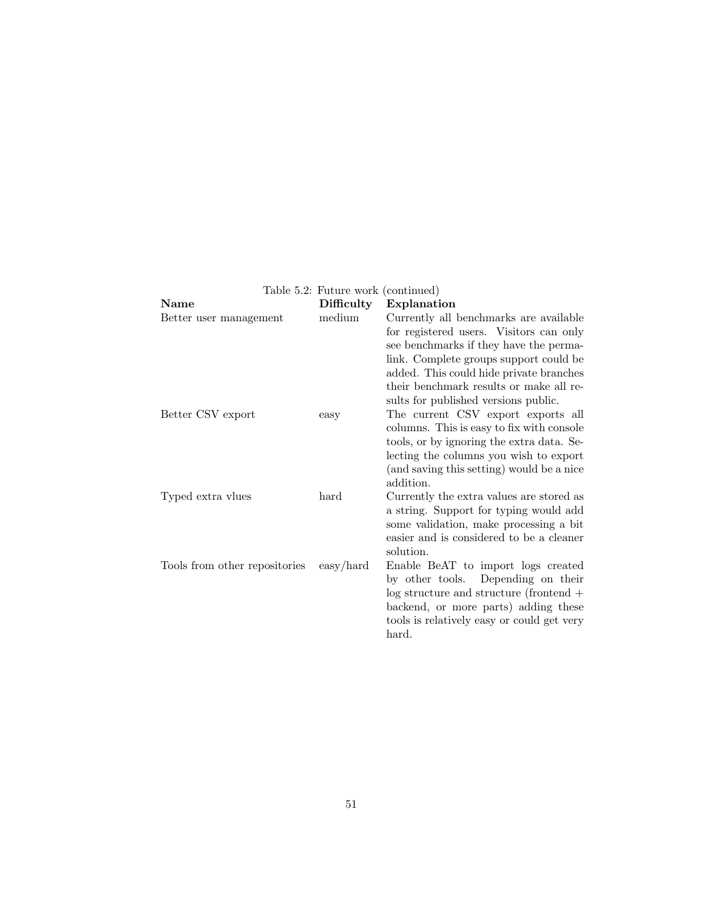Table 5.2: Future work (continued)

| Name | Difficulty | Explanation |
|---|---|---|
| Better user management | medium | Currently all benchmarks are available for registered users. Visitors can only see benchmarks if they have the permalink. Complete groups support could be added. This could hide private branches their benchmark results or make all results for published versions public. |
| Better CSV export | easy | The current CSV export exports all columns. This is easy to fix with console tools, or by ignoring the extra data. Selecting the columns you wish to export (and saving this setting) would be a nice addition. |
| Typed extra vlues | hard | Currently the extra values are stored as a string. Support for typing would add some validation, make processing a bit easier and is considered to be a cleaner solution. |
| Tools from other repositories | easy/hard | Enable BeAT to import logs created by other tools. Depending on their log structure and structure (frontend + backend, or more parts) adding these tools is relatively easy or could get very hard. |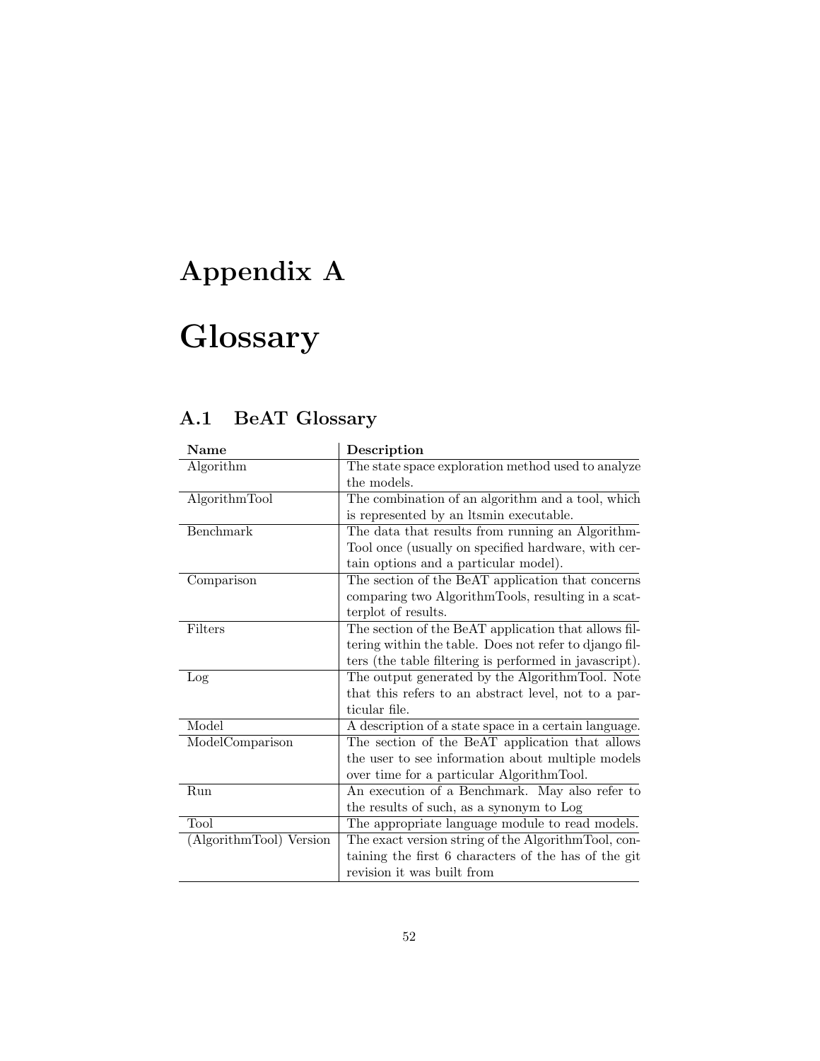# Appendix A

# Glossary

## A.1 BeAT Glossary

| Name | Description |
| --- | --- |
| Algorithm | The state space exploration method used to analyze the models. |
| AlgorithmTool | The combination of an algorithm and a tool, which is represented by an ltsmin executable. |
| Benchmark | The data that results from running an AlgorithmTool once (usually on specified hardware, with certain options and a particular model). |
| Comparison | The section of the BeAT application that concerns comparing two AlgorithmTools, resulting in a scatterplot of results. |
| Filters | The section of the BeAT application that allows filtering within the table. Does not refer to django filters (the table filtering is performed in javascript). |
| Log | The output generated by the AlgorithmTool. Note that this refers to an abstract level, not to a particular file. |
| Model | A description of a state space in a certain language. |
| ModelComparison | The section of the BeAT application that allows the user to see information about multiple models over time for a particular AlgorithmTool. |
| Run | An execution of a Benchmark. May also refer to the results of such, as a synonym to Log |
| Tool | The appropriate language module to read models. |
| (AlgorithmTool) Version | The exact version string of the AlgorithmTool, containing the first 6 characters of the has of the git revision it was built from |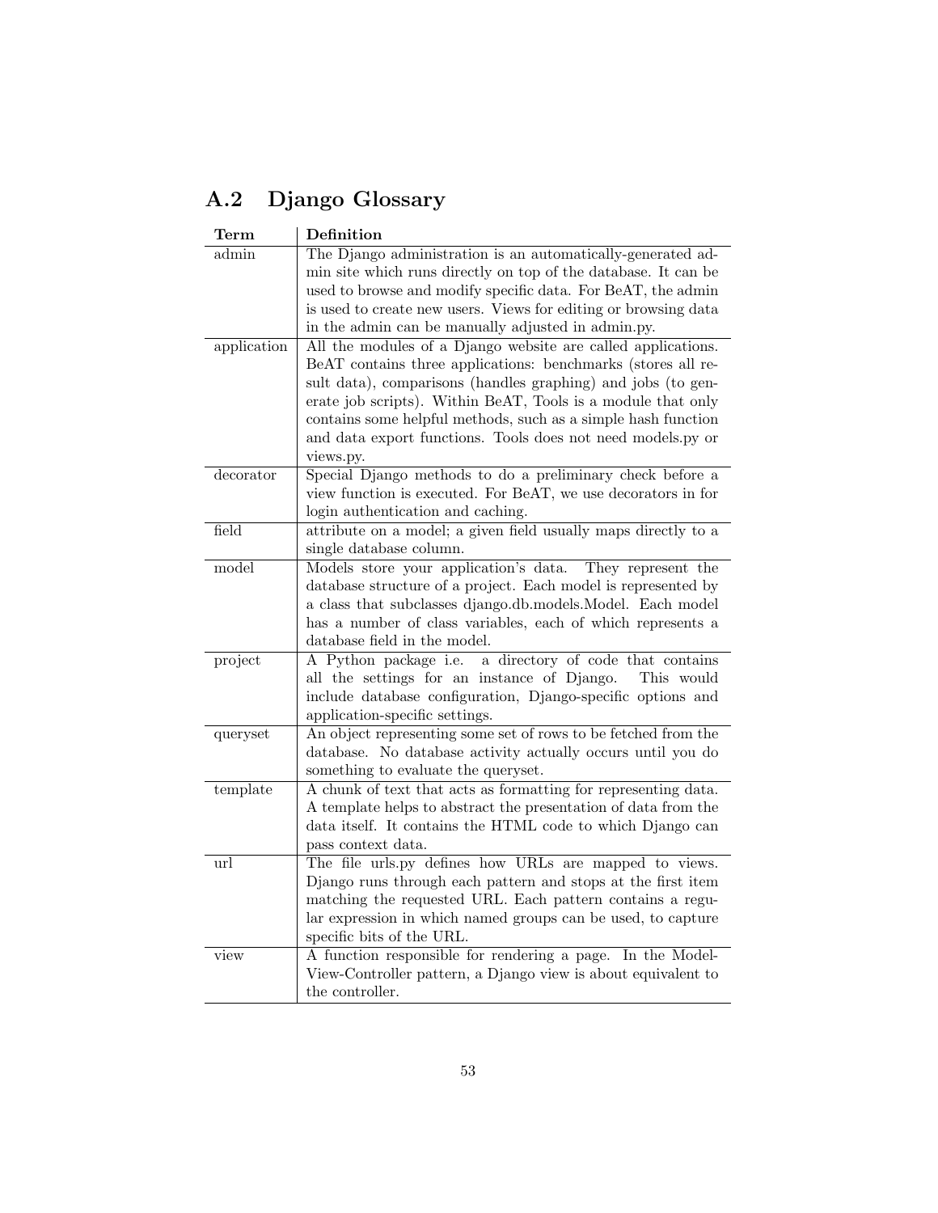## A.2 Django Glossary

| Term | Definition |
|---|---|
| admin | The Django administration is an automatically-generated admin site which runs directly on top of the database. It can be used to browse and modify specific data. For BeAT, the admin is used to create new users. Views for editing or browsing data in the admin can be manually adjusted in admin.py. |
| application | All the modules of a Django website are called applications. BeAT contains three applications: benchmarks (stores all result data), comparisons (handles graphing) and jobs (to generate job scripts). Within BeAT, Tools is a module that only contains some helpful methods, such as a simple hash function and data export functions. Tools does not need models.py or views.py. |
| decorator | Special Django methods to do a preliminary check before a view function is executed. For BeAT, we use decorators in for login authentication and caching. |
| field | attribute on a model; a given field usually maps directly to a single database column. |
| model | Models store your application's data. They represent the database structure of a project. Each model is represented by a class that subclasses django.db.models.Model. Each model has a number of class variables, each of which represents a database field in the model. |
| project | A Python package i.e. a directory of code that contains all the settings for an instance of Django. This would include database configuration, Django-specific options and application-specific settings. |
| queryset | An object representing some set of rows to be fetched from the database. No database activity actually occurs until you do something to evaluate the queryset. |
| template | A chunk of text that acts as formatting for representing data. A template helps to abstract the presentation of data from the data itself. It contains the HTML code to which Django can pass context data. |
| url | The file urls.py defines how URLs are mapped to views. Django runs through each pattern and stops at the first item matching the requested URL. Each pattern contains a regular expression in which named groups can be used, to capture specific bits of the URL. |
| view | A function responsible for rendering a page. In the Model-View-Controller pattern, a Django view is about equivalent to the controller. |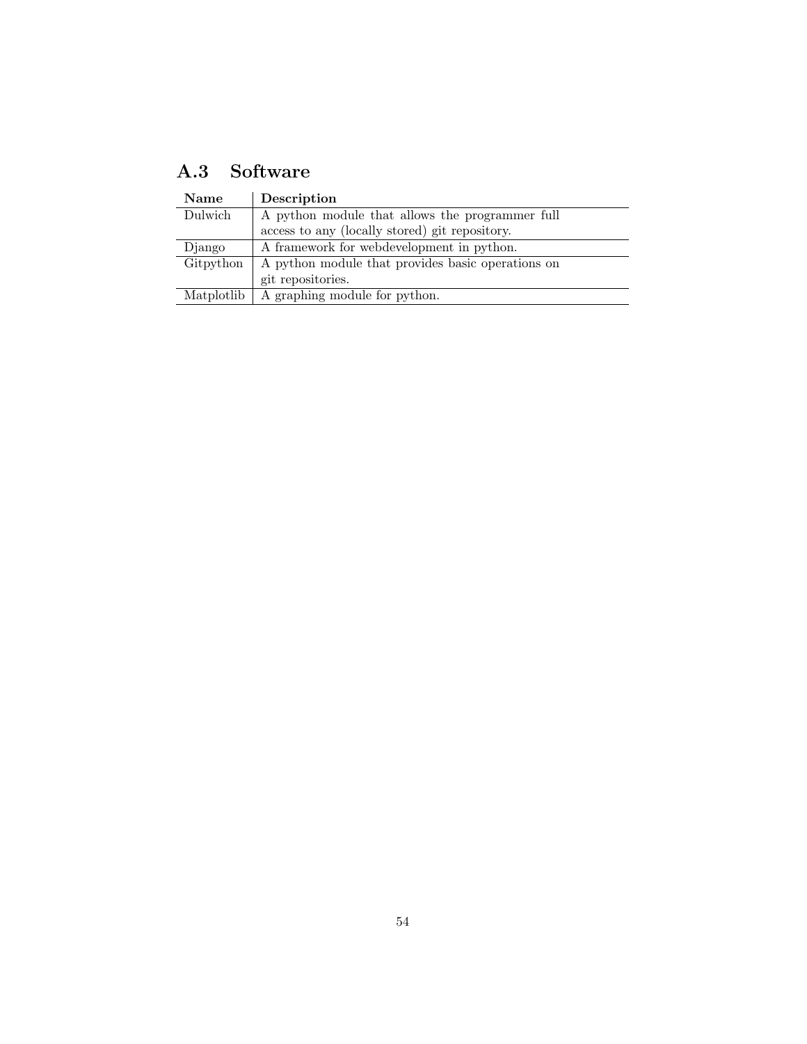## A.3 Software

| Name | Description |
|---|---|
| Dulwich | A python module that allows the programmer full access to any (locally stored) git repository. |
| Django | A framework for webdevelopment in python. |
| Gitpython | A python module that provides basic operations on git repositories. |
| Matplotlib | A graphing module for python. |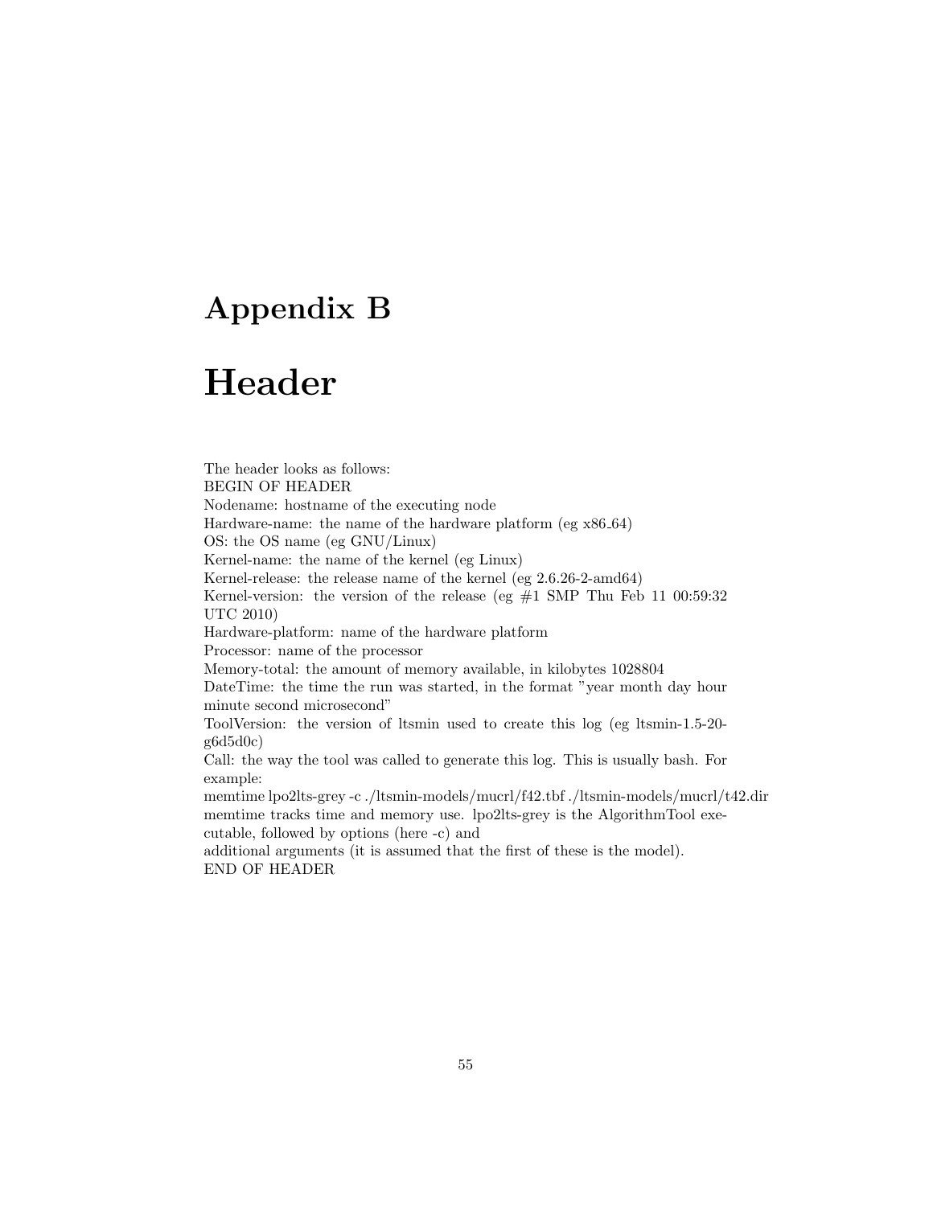# Appendix B

# Header

The header looks as follows:
BEGIN OF HEADER
Nodename: hostname of the executing node
Hardware-name: the name of the hardware platform (eg x86_64)
OS: the OS name (eg GNU/Linux)
Kernel-name: the name of the kernel (eg Linux)
Kernel-release: the release name of the kernel (eg 2.6.26-2-amd64)
Kernel-version: the version of the release (eg #1 SMP Thu Feb 11 00:59:32 UTC 2010)
Hardware-platform: name of the hardware platform
Processor: name of the processor
Memory-total: the amount of memory available, in kilobytes 1028804
DateTime: the time the run was started, in the format "year month day hour minute second microsecond"
ToolVersion: the version of ltsmin used to create this log (eg ltsmin-1.5-20-g6d5d0c)
Call: the way the tool was called to generate this log. This is usually bash. For example:
memtime lpo2lts-grey -c ./ltsmin-models/mucrl/f42.tbf ./ltsmin-models/mucrl/t42.dir
memtime tracks time and memory use. lpo2lts-grey is the AlgorithmTool executable, followed by options (here -c) and
additional arguments (it is assumed that the first of these is the model).
END OF HEADER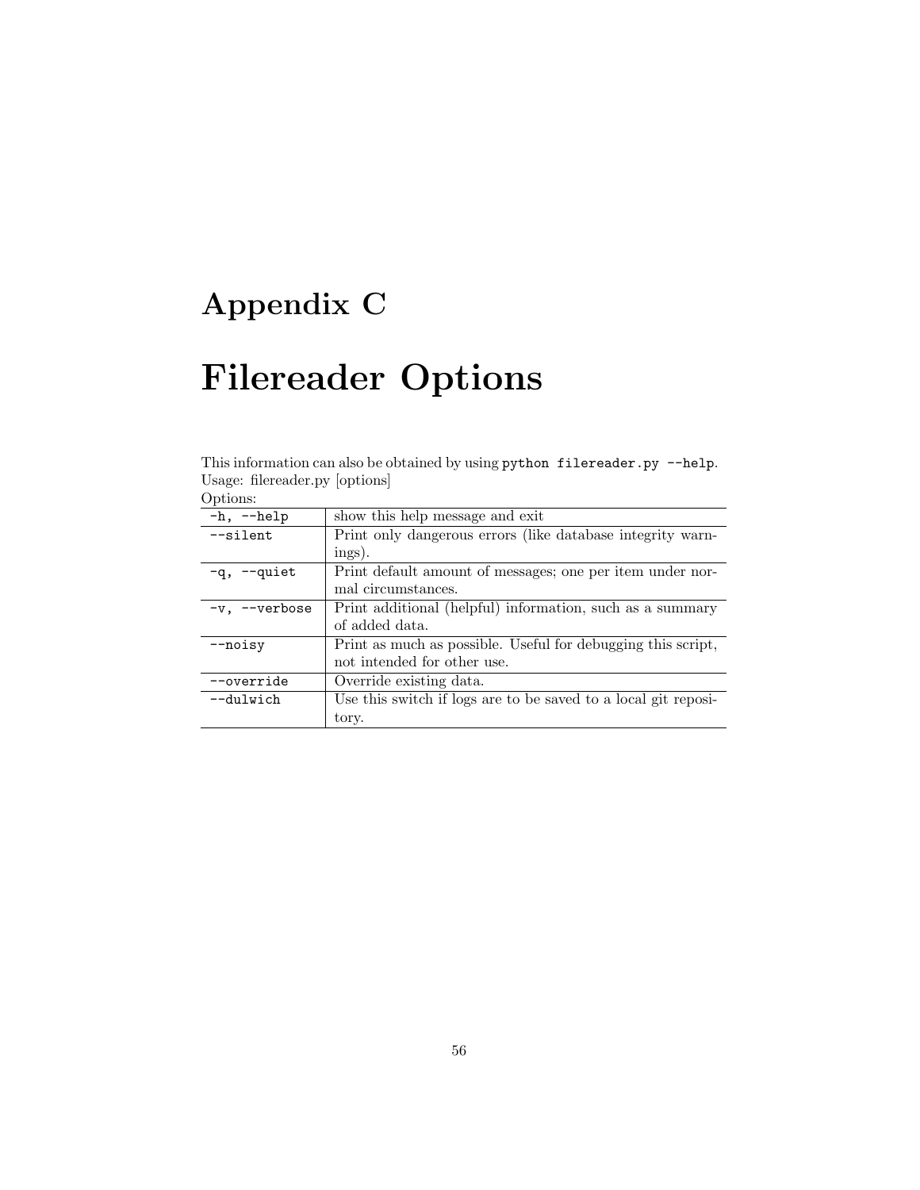# Appendix C

# Filereader Options

This information can also be obtained by using `python filereader.py --help`.
Usage: filereader.py [options]
Options:

| Option | Description |
|---|---|
| `-h, --help` | show this help message and exit |
| `--silent` | Print only dangerous errors (like database integrity warnings). |
| `-q, --quiet` | Print default amount of messages; one per item under normal circumstances. |
| `-v, --verbose` | Print additional (helpful) information, such as a summary of added data. |
| `--noisy` | Print as much as possible. Useful for debugging this script, not intended for other use. |
| `--override` | Override existing data. |
| `--dulwich` | Use this switch if logs are to be saved to a local git repository. |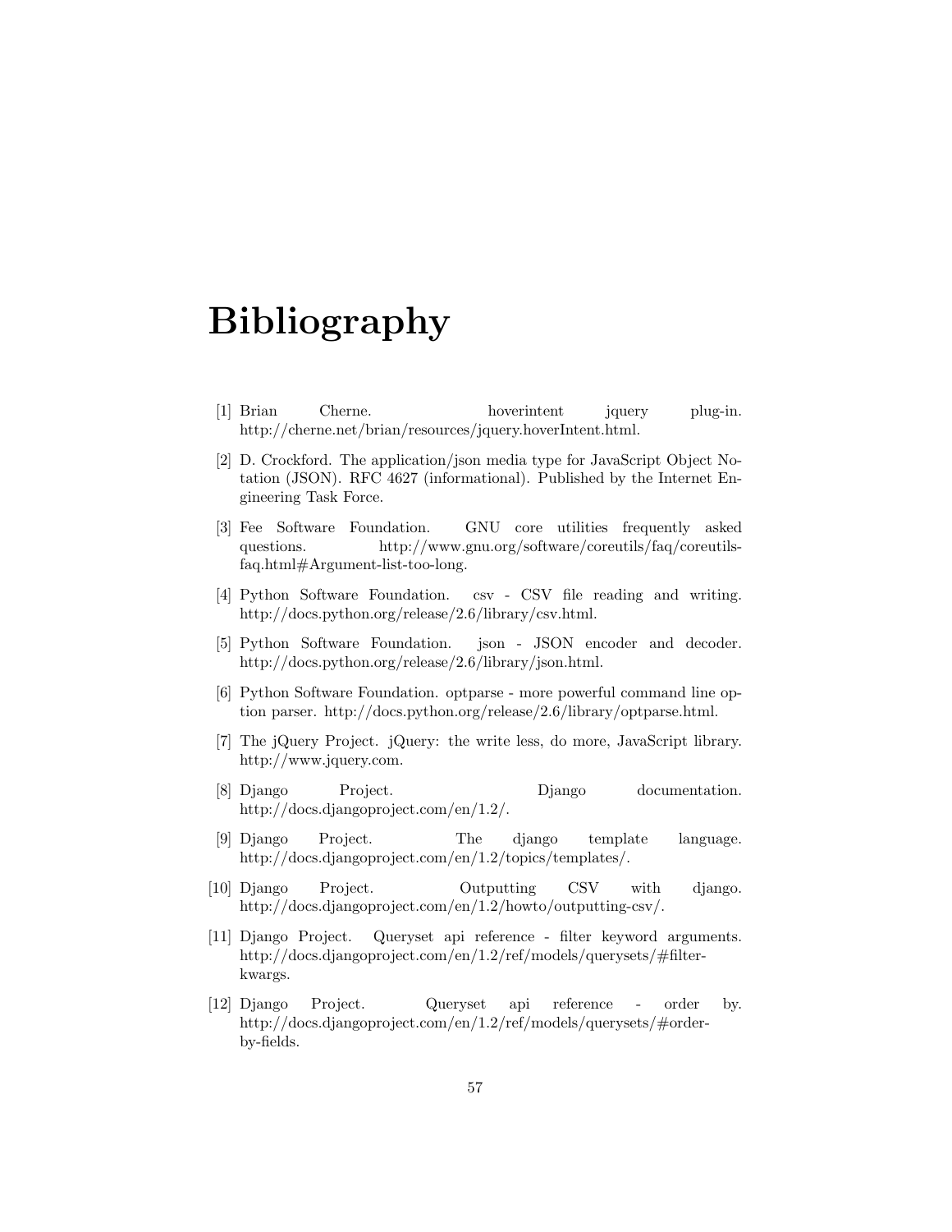# Bibliography

[1] Brian Cherne. hoverintent jquery plug-in. http://cherne.net/brian/resources/jquery.hoverIntent.html.

[2] D. Crockford. The application/json media type for JavaScript Object Notation (JSON). RFC 4627 (informational). Published by the Internet Engineering Task Force.

[3] Fee Software Foundation. GNU core utilities frequently asked questions. http://www.gnu.org/software/coreutils/faq/coreutils-faq.html#Argument-list-too-long.

[4] Python Software Foundation. csv - CSV file reading and writing. http://docs.python.org/release/2.6/library/csv.html.

[5] Python Software Foundation. json - JSON encoder and decoder. http://docs.python.org/release/2.6/library/json.html.

[6] Python Software Foundation. optparse - more powerful command line option parser. http://docs.python.org/release/2.6/library/optparse.html.

[7] The jQuery Project. jQuery: the write less, do more, JavaScript library. http://www.jquery.com.

[8] Django Project. Django documentation. http://docs.djangoproject.com/en/1.2/.

[9] Django Project. The django template language. http://docs.djangoproject.com/en/1.2/topics/templates/.

[10] Django Project. Outputting CSV with django. http://docs.djangoproject.com/en/1.2/howto/outputting-csv/.

[11] Django Project. Queryset api reference - filter keyword arguments. http://docs.djangoproject.com/en/1.2/ref/models/querysets/#filter-kwargs.

[12] Django Project. Queryset api reference - order by. http://docs.djangoproject.com/en/1.2/ref/models/querysets/#order-by-fields.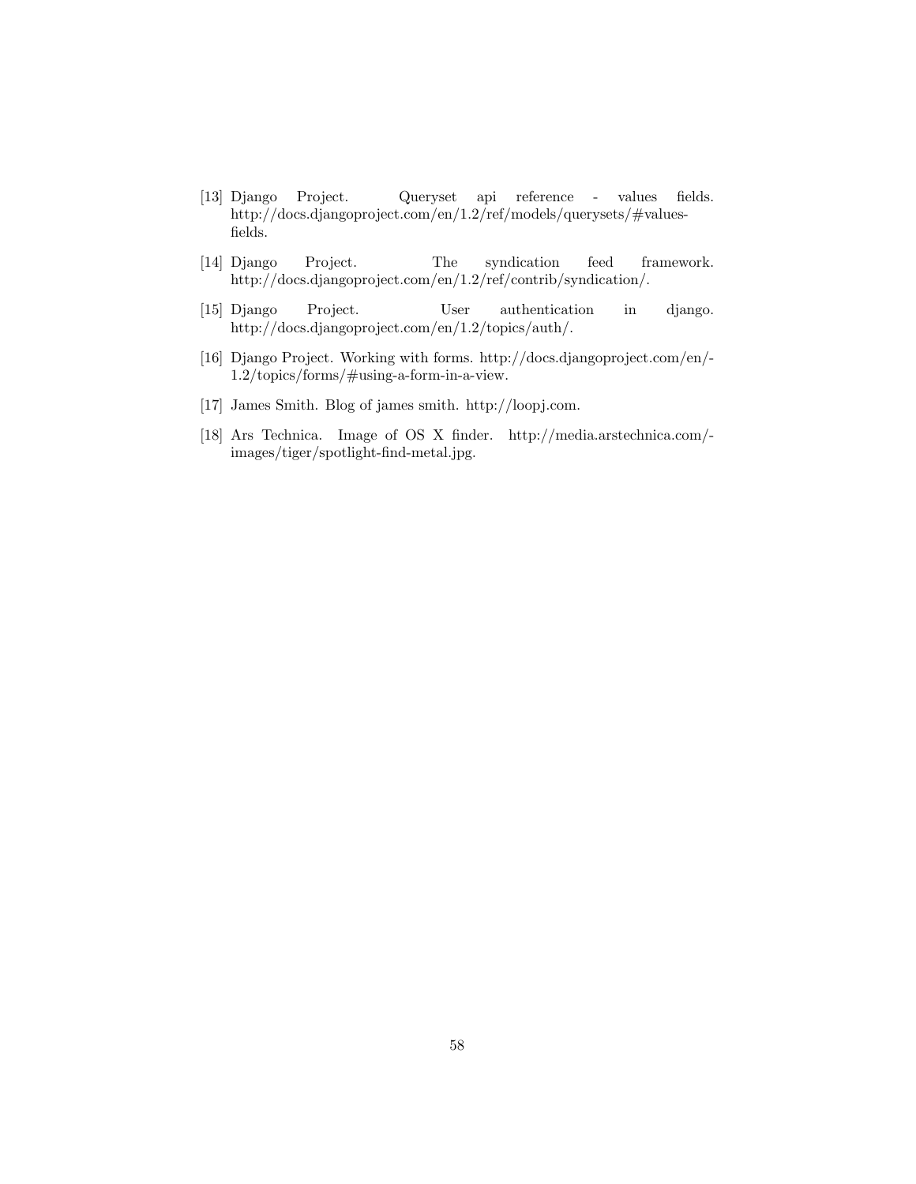[13] Django Project. Queryset api reference - values fields. http://docs.djangoproject.com/en/1.2/ref/models/querysets/#values-fields.

[14] Django Project. The syndication feed framework. http://docs.djangoproject.com/en/1.2/ref/contrib/syndication/.

[15] Django Project. User authentication in django. http://docs.djangoproject.com/en/1.2/topics/auth/.

[16] Django Project. Working with forms. http://docs.djangoproject.com/en/1.2/topics/forms/#using-a-form-in-a-view.

[17] James Smith. Blog of james smith. http://loopj.com.

[18] Ars Technica. Image of OS X finder. http://media.arstechnica.com/images/tiger/spotlight-find-metal.jpg.